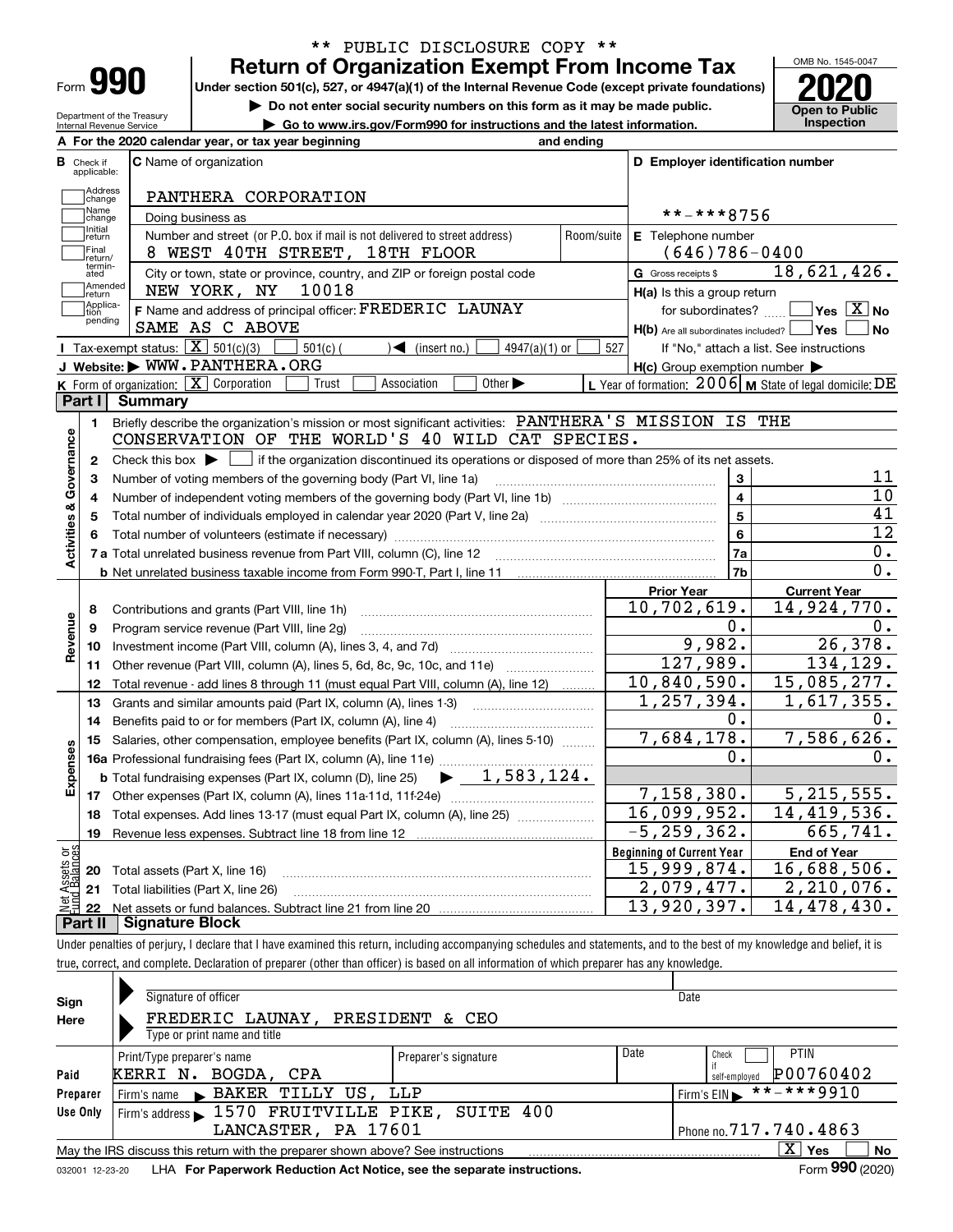\*\* PUBLIC DISCLOSURE COPY \*\*

Form **990**

# Return of Organization Exempt From Income Tax

**Under section 501(c), 527, or 4947(a)(1) of the Internal Revenue Code (except private foundations)**

▶ Do not enter social security numbers on this form as it may be made public.

▶ Go to www.irs.gov/Form990 for instructions and the latest information.

OMB No. 1545-0047

**2020**

**Open to Public Inspection**

Department of the Treasury
Internal Revenue Service

**A** For the 2020 calendar year, or tax year beginning and ending

**B** Check if applicable: Address change, Name change, Initial return, Final return/terminated, Amended return, Application pending

**C** Name of organization: PANTHERA CORPORATION

Doing business as

Number and street (or P.O. box if mail is not delivered to street address): 8 WEST 40TH STREET, 18TH FLOOR — Room/suite

City or town, state or province, country, and ZIP or foreign postal code: NEW YORK, NY 10018

**D** Employer identification number: \*\*-\*\*\*8756

**E** Telephone number: (646)786-0400

**G** Gross receipts $ 18,621,426.

**F** Name and address of principal officer: FREDERIC LAUNAY, SAME AS C ABOVE

**H(a)** Is this a group return for subordinates? ☐ Yes ☒ No

**H(b)** Are all subordinates included? ☐ Yes ☐ No — If "No," attach a list. See instructions

**H(c)** Group exemption number ▶

**I** Tax-exempt status: ☒ 501(c)(3) ☐ 501(c) ( ) ◀ (insert no.) ☐ 4947(a)(1) or ☐ 527

**J** Website: ▶ WWW.PANTHERA.ORG

**K** Form of organization: ☒ Corporation ☐ Trust ☐ Association ☐ Other ▶

**L** Year of formation: 2006 **M** State of legal domicile: DE

## Part I Summary

**Activities & Governance**

1 Briefly describe the organization's mission or most significant activities: PANTHERA'S MISSION IS THE CONSERVATION OF THE WORLD'S 40 WILD CAT SPECIES.

2 Check this box ▶ ☐ if the organization discontinued its operations or disposed of more than 25% of its net assets.

| | | | |
|---|---|---|---|
| 3 | Number of voting members of the governing body (Part VI, line 1a) | 3 | 11 |
| 4 | Number of independent voting members of the governing body (Part VI, line 1b) | 4 | 10 |
| 5 | Total number of individuals employed in calendar year 2020 (Part V, line 2a) | 5 | 41 |
| 6 | Total number of volunteers (estimate if necessary) | 6 | 12 |
| 7a | Total unrelated business revenue from Part VIII, column (C), line 12 | 7a | 0. |
| b | Net unrelated business taxable income from Form 990-T, Part I, line 11 | 7b | 0. |

| | | | Prior Year | Current Year |
|---|---|---|---|---|
| **Revenue** | 8 | Contributions and grants (Part VIII, line 1h) | 10,702,619. | 14,924,770. |
| | 9 | Program service revenue (Part VIII, line 2g) | 0. | 0. |
| | 10 | Investment income (Part VIII, column (A), lines 3, 4, and 7d) | 9,982. | 26,378. |
| | 11 | Other revenue (Part VIII, column (A), lines 5, 6d, 8c, 9c, 10c, and 11e) | 127,989. | 134,129. |
| | 12 | Total revenue - add lines 8 through 11 (must equal Part VIII, column (A), line 12) | 10,840,590. | 15,085,277. |
| **Expenses** | 13 | Grants and similar amounts paid (Part IX, column (A), lines 1-3) | 1,257,394. | 1,617,355. |
| | 14 | Benefits paid to or for members (Part IX, column (A), line 4) | 0. | 0. |
| | 15 | Salaries, other compensation, employee benefits (Part IX, column (A), lines 5-10) | 7,684,178. | 7,586,626. |
| | 16a | Professional fundraising fees (Part IX, column (A), line 11e) | 0. | 0. |
| | b | Total fundraising expenses (Part IX, column (D), line 25) ▶ 1,583,124. | | |
| | 17 | Other expenses (Part IX, column (A), lines 11a-11d, 11f-24e) | 7,158,380. | 5,215,555. |
| | 18 | Total expenses. Add lines 13-17 (must equal Part IX, column (A), line 25) | 16,099,952. | 14,419,536. |
| | 19 | Revenue less expenses. Subtract line 18 from line 12 | -5,259,362. | 665,741. |

| | | | Beginning of Current Year | End of Year |
|---|---|---|---|---|
| **Net Assets or Fund Balances** | 20 | Total assets (Part X, line 16) | 15,999,874. | 16,688,506. |
| | 21 | Total liabilities (Part X, line 26) | 2,079,477. | 2,210,076. |
| | 22 | Net assets or fund balances. Subtract line 21 from line 20 | 13,920,397. | 14,478,430. |

## Part II Signature Block

Under penalties of perjury, I declare that I have examined this return, including accompanying schedules and statements, and to the best of my knowledge and belief, it is true, correct, and complete. Declaration of preparer (other than officer) is based on all information of which preparer has any knowledge.

**Sign Here**

Signature of officer — Date

FREDERIC LAUNAY, PRESIDENT & CEO
Type or print name and title

**Paid Preparer Use Only**

| Print/Type preparer's name | Preparer's signature | Date | Check ☐ if self-employed | PTIN |
|---|---|---|---|---|
| KERRI N. BOGDA, CPA | | | | P00760402 |

Firm's name ▶ BAKER TILLY US, LLP — Firm's EIN ▶ \*\*-\*\*\*9910

Firm's address ▶ 1570 FRUITVILLE PIKE, SUITE 400, LANCASTER, PA 17601 — Phone no. 717.740.4863

May the IRS discuss this return with the preparer shown above? See instructions ☒ Yes ☐ No

032001 12-23-20 LHA For Paperwork Reduction Act Notice, see the separate instructions. Form **990** (2020)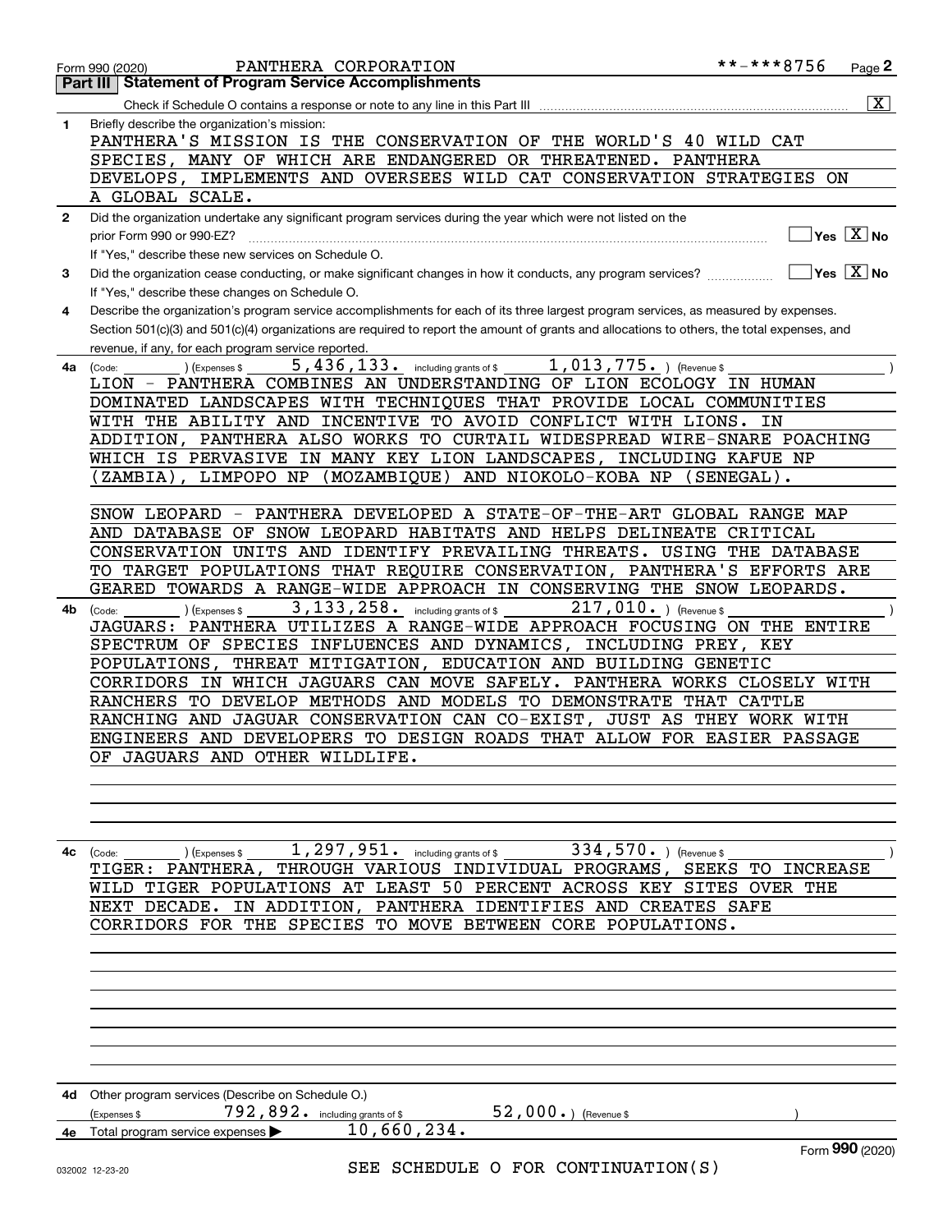Form 990 (2020) PANTHERA CORPORATION **-***8756 Page 2

## Part III Statement of Program Service Accomplishments

Check if Schedule O contains a response or note to any line in this Part III [X]

**1** Briefly describe the organization's mission:

PANTHERA'S MISSION IS THE CONSERVATION OF THE WORLD'S 40 WILD CAT SPECIES, MANY OF WHICH ARE ENDANGERED OR THREATENED. PANTHERA DEVELOPS, IMPLEMENTS AND OVERSEES WILD CAT CONSERVATION STRATEGIES ON A GLOBAL SCALE.

**2** Did the organization undertake any significant program services during the year which were not listed on the prior Form 990 or 990-EZ? Yes [ ] No [X]

If "Yes," describe these new services on Schedule O.

**3** Did the organization cease conducting, or make significant changes in how it conducts, any program services? Yes [ ] No [X]

If "Yes," describe these changes on Schedule O.

**4** Describe the organization's program service accomplishments for each of its three largest program services, as measured by expenses. Section 501(c)(3) and 501(c)(4) organizations are required to report the amount of grants and allocations to others, the total expenses, and revenue, if any, for each program service reported.

**4a** (Code: ) (Expenses $ 5,436,133. including grants of $ 1,013,775. ) (Revenue $ )

LION - PANTHERA COMBINES AN UNDERSTANDING OF LION ECOLOGY IN HUMAN DOMINATED LANDSCAPES WITH TECHNIQUES THAT PROVIDE LOCAL COMMUNITIES WITH THE ABILITY AND INCENTIVE TO AVOID CONFLICT WITH LIONS. IN ADDITION, PANTHERA ALSO WORKS TO CURTAIL WIDESPREAD WIRE-SNARE POACHING WHICH IS PERVASIVE IN MANY KEY LION LANDSCAPES, INCLUDING KAFUE NP (ZAMBIA), LIMPOPO NP (MOZAMBIQUE) AND NIOKOLO-KOBA NP (SENEGAL).

SNOW LEOPARD - PANTHERA DEVELOPED A STATE-OF-THE-ART GLOBAL RANGE MAP AND DATABASE OF SNOW LEOPARD HABITATS AND HELPS DELINEATE CRITICAL CONSERVATION UNITS AND IDENTIFY PREVAILING THREATS. USING THE DATABASE TO TARGET POPULATIONS THAT REQUIRE CONSERVATION, PANTHERA'S EFFORTS ARE GEARED TOWARDS A RANGE-WIDE APPROACH IN CONSERVING THE SNOW LEOPARDS.

**4b** (Code: ) (Expenses $ 3,133,258. including grants of $ 217,010. ) (Revenue $ )

JAGUARS: PANTHERA UTILIZES A RANGE-WIDE APPROACH FOCUSING ON THE ENTIRE SPECTRUM OF SPECIES INFLUENCES AND DYNAMICS, INCLUDING PREY, KEY POPULATIONS, THREAT MITIGATION, EDUCATION AND BUILDING GENETIC CORRIDORS IN WHICH JAGUARS CAN MOVE SAFELY. PANTHERA WORKS CLOSELY WITH RANCHERS TO DEVELOP METHODS AND MODELS TO DEMONSTRATE THAT CATTLE RANCHING AND JAGUAR CONSERVATION CAN CO-EXIST, JUST AS THEY WORK WITH ENGINEERS AND DEVELOPERS TO DESIGN ROADS THAT ALLOW FOR EASIER PASSAGE OF JAGUARS AND OTHER WILDLIFE.

**4c** (Code: ) (Expenses $ 1,297,951. including grants of $ 334,570. ) (Revenue $ )

TIGER: PANTHERA, THROUGH VARIOUS INDIVIDUAL PROGRAMS, SEEKS TO INCREASE WILD TIGER POPULATIONS AT LEAST 50 PERCENT ACROSS KEY SITES OVER THE NEXT DECADE. IN ADDITION, PANTHERA IDENTIFIES AND CREATES SAFE CORRIDORS FOR THE SPECIES TO MOVE BETWEEN CORE POPULATIONS.

**4d** Other program services (Describe on Schedule O.)

(Expenses $ 792,892. including grants of $ 52,000. ) (Revenue $ )

**4e** Total program service expenses ▶ 10,660,234.

SEE SCHEDULE O FOR CONTINUATION(S)

Form **990** (2020)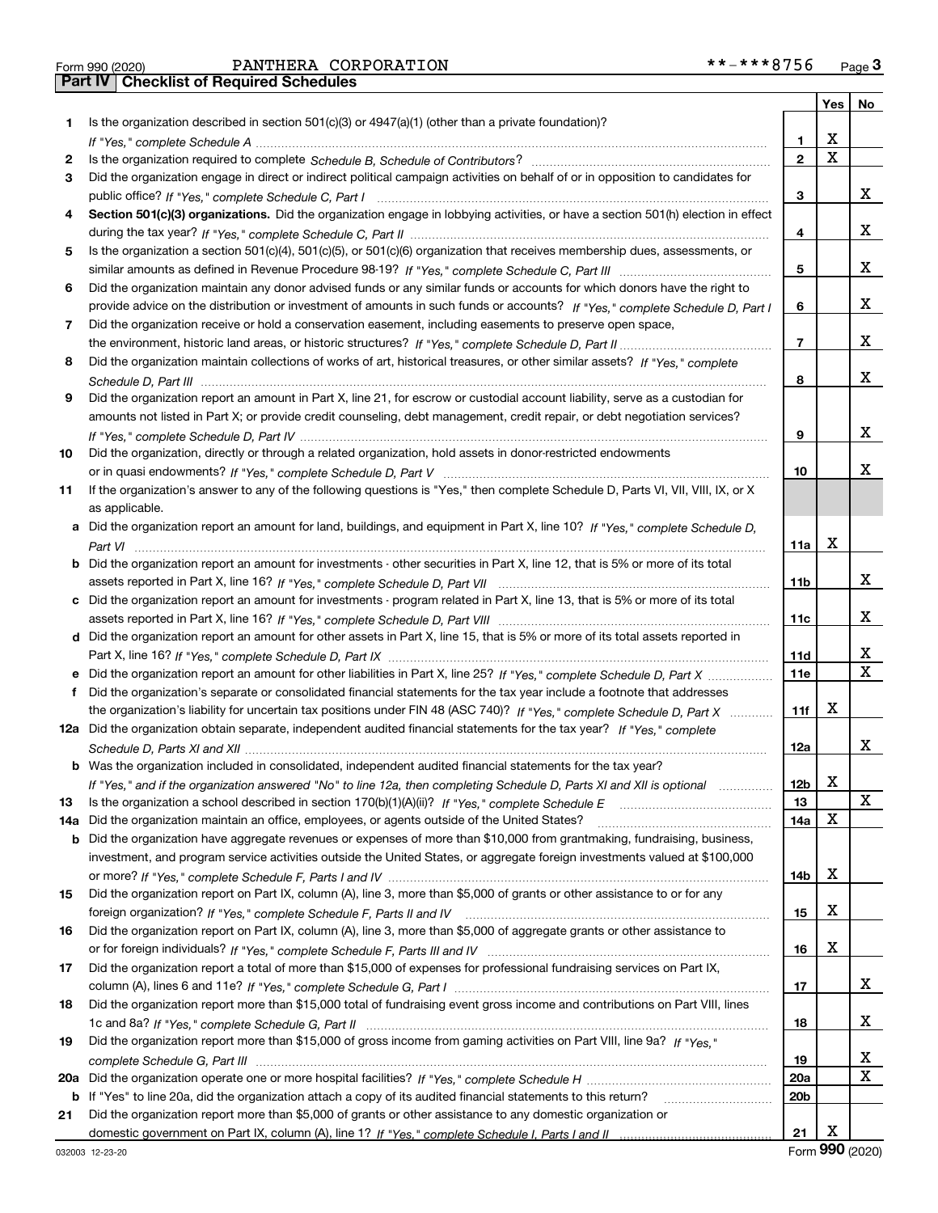Form 990 (2020) PANTHERA CORPORATION **-***8756 Page 3

**Part IV Checklist of Required Schedules**

| | | | Yes | No |
|---|---|---|---|---|
| 1 | Is the organization described in section 501(c)(3) or 4947(a)(1) (other than a private foundation)? *If "Yes," complete Schedule A* | 1 | X | |
| 2 | Is the organization required to complete *Schedule B, Schedule of Contributors*? | 2 | X | |
| 3 | Did the organization engage in direct or indirect political campaign activities on behalf of or in opposition to candidates for public office? *If "Yes," complete Schedule C, Part I* | 3 | | X |
| 4 | **Section 501(c)(3) organizations.** Did the organization engage in lobbying activities, or have a section 501(h) election in effect during the tax year? *If "Yes," complete Schedule C, Part II* | 4 | | X |
| 5 | Is the organization a section 501(c)(4), 501(c)(5), or 501(c)(6) organization that receives membership dues, assessments, or similar amounts as defined in Revenue Procedure 98-19? *If "Yes," complete Schedule C, Part III* | 5 | | X |
| 6 | Did the organization maintain any donor advised funds or any similar funds or accounts for which donors have the right to provide advice on the distribution or investment of amounts in such funds or accounts? *If "Yes," complete Schedule D, Part I* | 6 | | X |
| 7 | Did the organization receive or hold a conservation easement, including easements to preserve open space, the environment, historic land areas, or historic structures? *If "Yes," complete Schedule D, Part II* | 7 | | X |
| 8 | Did the organization maintain collections of works of art, historical treasures, or other similar assets? *If "Yes," complete Schedule D, Part III* | 8 | | X |
| 9 | Did the organization report an amount in Part X, line 21, for escrow or custodial account liability, serve as a custodian for amounts not listed in Part X; or provide credit counseling, debt management, credit repair, or debt negotiation services? *If "Yes," complete Schedule D, Part IV* | 9 | | X |
| 10 | Did the organization, directly or through a related organization, hold assets in donor-restricted endowments or in quasi endowments? *If "Yes," complete Schedule D, Part V* | 10 | | X |
| 11 | If the organization's answer to any of the following questions is "Yes," then complete Schedule D, Parts VI, VII, VIII, IX, or X as applicable. | | | |
| a | Did the organization report an amount for land, buildings, and equipment in Part X, line 10? *If "Yes," complete Schedule D, Part VI* | 11a | X | |
| b | Did the organization report an amount for investments - other securities in Part X, line 12, that is 5% or more of its total assets reported in Part X, line 16? *If "Yes," complete Schedule D, Part VII* | 11b | | X |
| c | Did the organization report an amount for investments - program related in Part X, line 13, that is 5% or more of its total assets reported in Part X, line 16? *If "Yes," complete Schedule D, Part VIII* | 11c | | X |
| d | Did the organization report an amount for other assets in Part X, line 15, that is 5% or more of its total assets reported in Part X, line 16? *If "Yes," complete Schedule D, Part IX* | 11d | | X |
| e | Did the organization report an amount for other liabilities in Part X, line 25? *If "Yes," complete Schedule D, Part X* | 11e | | X |
| f | Did the organization's separate or consolidated financial statements for the tax year include a footnote that addresses the organization's liability for uncertain tax positions under FIN 48 (ASC 740)? *If "Yes," complete Schedule D, Part X* | 11f | X | |
| 12a | Did the organization obtain separate, independent audited financial statements for the tax year? *If "Yes," complete Schedule D, Parts XI and XII* | 12a | | X |
| b | Was the organization included in consolidated, independent audited financial statements for the tax year? *If "Yes," and if the organization answered "No" to line 12a, then completing Schedule D, Parts XI and XII is optional* | 12b | X | |
| 13 | Is the organization a school described in section 170(b)(1)(A)(ii)? *If "Yes," complete Schedule E* | 13 | | X |
| 14a | Did the organization maintain an office, employees, or agents outside of the United States? | 14a | X | |
| b | Did the organization have aggregate revenues or expenses of more than $10,000 from grantmaking, fundraising, business, investment, and program service activities outside the United States, or aggregate foreign investments valued at $100,000 or more? *If "Yes," complete Schedule F, Parts I and IV* | 14b | X | |
| 15 | Did the organization report on Part IX, column (A), line 3, more than $5,000 of grants or other assistance to or for any foreign organization? *If "Yes," complete Schedule F, Parts II and IV* | 15 | X | |
| 16 | Did the organization report on Part IX, column (A), line 3, more than $5,000 of aggregate grants or other assistance to or for foreign individuals? *If "Yes," complete Schedule F, Parts III and IV* | 16 | X | |
| 17 | Did the organization report a total of more than $15,000 of expenses for professional fundraising services on Part IX, column (A), lines 6 and 11e? *If "Yes," complete Schedule G, Part I* | 17 | | X |
| 18 | Did the organization report more than $15,000 total of fundraising event gross income and contributions on Part VIII, lines 1c and 8a? *If "Yes," complete Schedule G, Part II* | 18 | | X |
| 19 | Did the organization report more than $15,000 of gross income from gaming activities on Part VIII, line 9a? *If "Yes," complete Schedule G, Part III* | 19 | | X |
| 20a | Did the organization operate one or more hospital facilities? *If "Yes," complete Schedule H* | 20a | | X |
| b | If "Yes" to line 20a, did the organization attach a copy of its audited financial statements to this return? | 20b | | |
| 21 | Did the organization report more than $5,000 of grants or other assistance to any domestic organization or domestic government on Part IX, column (A), line 1? *If "Yes," complete Schedule I, Parts I and II* | 21 | X | |

032003 12-23-20 Form **990** (2020)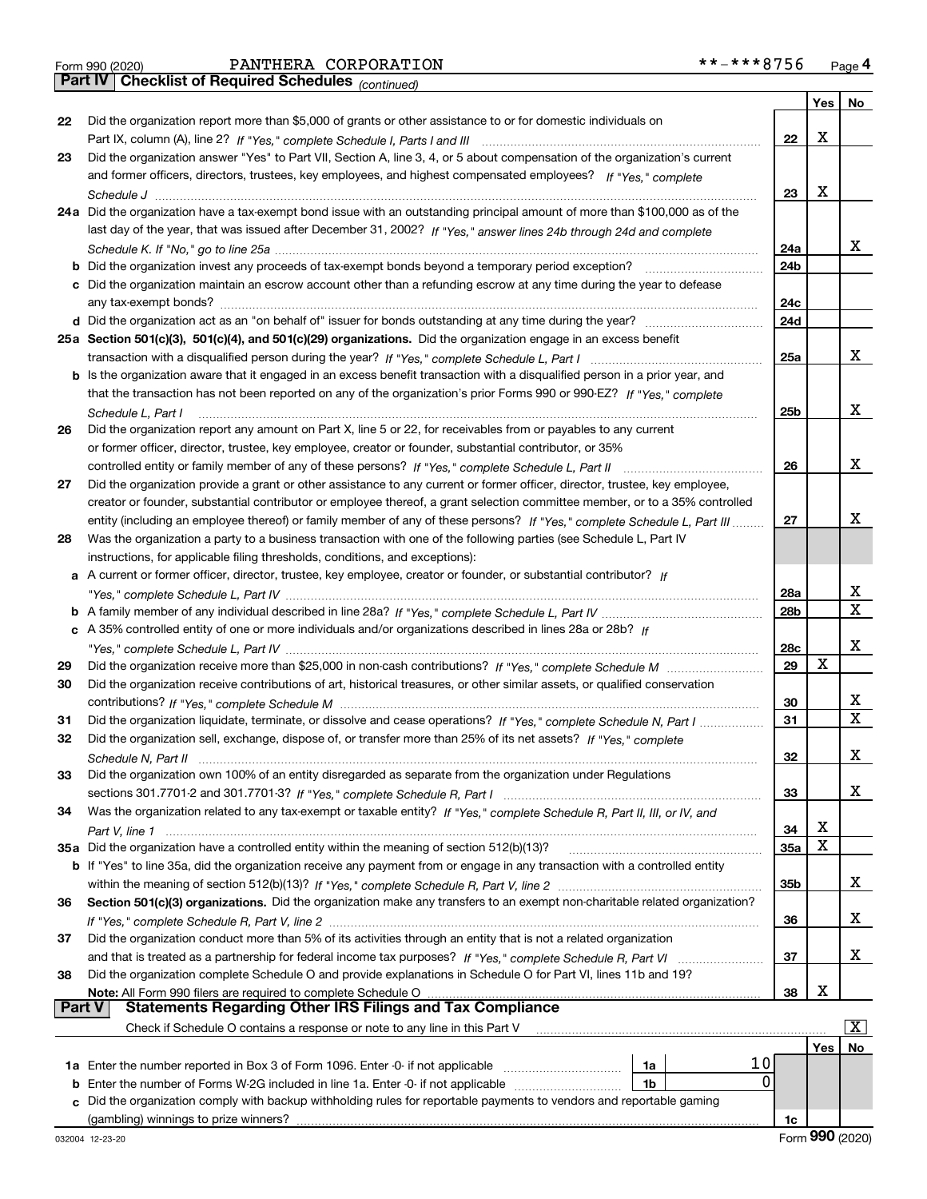Form 990 (2020) PANTHERA CORPORATION **-***8756

## Part IV | Checklist of Required Schedules *(continued)*

| | | | Yes | No |
|---|---|---|---|---|
| 22 | Did the organization report more than $5,000 of grants or other assistance to or for domestic individuals on Part IX, column (A), line 2? *If "Yes," complete Schedule I, Parts I and III* | 22 | X | |
| 23 | Did the organization answer "Yes" to Part VII, Section A, line 3, 4, or 5 about compensation of the organization's current and former officers, directors, trustees, key employees, and highest compensated employees? *If "Yes," complete Schedule J* | 23 | X | |
| 24a | Did the organization have a tax-exempt bond issue with an outstanding principal amount of more than $100,000 as of the last day of the year, that was issued after December 31, 2002? *If "Yes," answer lines 24b through 24d and complete Schedule K. If "No," go to line 25a* | 24a | | X |
| b | Did the organization invest any proceeds of tax-exempt bonds beyond a temporary period exception? | 24b | | |
| c | Did the organization maintain an escrow account other than a refunding escrow at any time during the year to defease any tax-exempt bonds? | 24c | | |
| d | Did the organization act as an "on behalf of" issuer for bonds outstanding at any time during the year? | 24d | | |
| 25a | **Section 501(c)(3), 501(c)(4), and 501(c)(29) organizations.** Did the organization engage in an excess benefit transaction with a disqualified person during the year? *If "Yes," complete Schedule L, Part I* | 25a | | X |
| b | Is the organization aware that it engaged in an excess benefit transaction with a disqualified person in a prior year, and that the transaction has not been reported on any of the organization's prior Forms 990 or 990-EZ? *If "Yes," complete Schedule L, Part I* | 25b | | X |
| 26 | Did the organization report any amount on Part X, line 5 or 22, for receivables from or payables to any current or former officer, director, trustee, key employee, creator or founder, substantial contributor, or 35% controlled entity or family member of any of these persons? *If "Yes," complete Schedule L, Part II* | 26 | | X |
| 27 | Did the organization provide a grant or other assistance to any current or former officer, director, trustee, key employee, creator or founder, substantial contributor or employee thereof, a grant selection committee member, or to a 35% controlled entity (including an employee thereof) or family member of any of these persons? *If "Yes," complete Schedule L, Part III* | 27 | | X |
| 28 | Was the organization a party to a business transaction with one of the following parties (see Schedule L, Part IV instructions, for applicable filing thresholds, conditions, and exceptions): | | | |
| a | A current or former officer, director, trustee, key employee, creator or founder, or substantial contributor? *If "Yes," complete Schedule L, Part IV* | 28a | | X |
| b | A family member of any individual described in line 28a? *If "Yes," complete Schedule L, Part IV* | 28b | | X |
| c | A 35% controlled entity of one or more individuals and/or organizations described in lines 28a or 28b? *If "Yes," complete Schedule L, Part IV* | 28c | | X |
| 29 | Did the organization receive more than $25,000 in non-cash contributions? *If "Yes," complete Schedule M* | 29 | X | |
| 30 | Did the organization receive contributions of art, historical treasures, or other similar assets, or qualified conservation contributions? *If "Yes," complete Schedule M* | 30 | | X |
| 31 | Did the organization liquidate, terminate, or dissolve and cease operations? *If "Yes," complete Schedule N, Part I* | 31 | | X |
| 32 | Did the organization sell, exchange, dispose of, or transfer more than 25% of its net assets? *If "Yes," complete Schedule N, Part II* | 32 | | X |
| 33 | Did the organization own 100% of an entity disregarded as separate from the organization under Regulations sections 301.7701-2 and 301.7701-3? *If "Yes," complete Schedule R, Part I* | 33 | | X |
| 34 | Was the organization related to any tax-exempt or taxable entity? *If "Yes," complete Schedule R, Part II, III, or IV, and Part V, line 1* | 34 | X | |
| 35a | Did the organization have a controlled entity within the meaning of section 512(b)(13)? | 35a | X | |
| b | If "Yes" to line 35a, did the organization receive any payment from or engage in any transaction with a controlled entity within the meaning of section 512(b)(13)? *If "Yes," complete Schedule R, Part V, line 2* | 35b | | X |
| 36 | **Section 501(c)(3) organizations.** Did the organization make any transfers to an exempt non-charitable related organization? *If "Yes," complete Schedule R, Part V, line 2* | 36 | | X |
| 37 | Did the organization conduct more than 5% of its activities through an entity that is not a related organization and that is treated as a partnership for federal income tax purposes? *If "Yes," complete Schedule R, Part VI* | 37 | | X |
| 38 | Did the organization complete Schedule O and provide explanations in Schedule O for Part VI, lines 11b and 19? **Note:** All Form 990 filers are required to complete Schedule O | 38 | X | |

## Part V | Statements Regarding Other IRS Filings and Tax Compliance

Check if Schedule O contains a response or note to any line in this Part V [X]

| | | | | | Yes | No |
|---|---|---|---|---|---|---|
| 1a | Enter the number reported in Box 3 of Form 1096. Enter -0- if not applicable | 1a | 10 | | | |
| b | Enter the number of Forms W-2G included in line 1a. Enter -0- if not applicable | 1b | 0 | | | |
| c | Did the organization comply with backup withholding rules for reportable payments to vendors and reportable gaming (gambling) winnings to prize winners? | | | 1c | | |

032004 12-23-20 Form **990** (2020)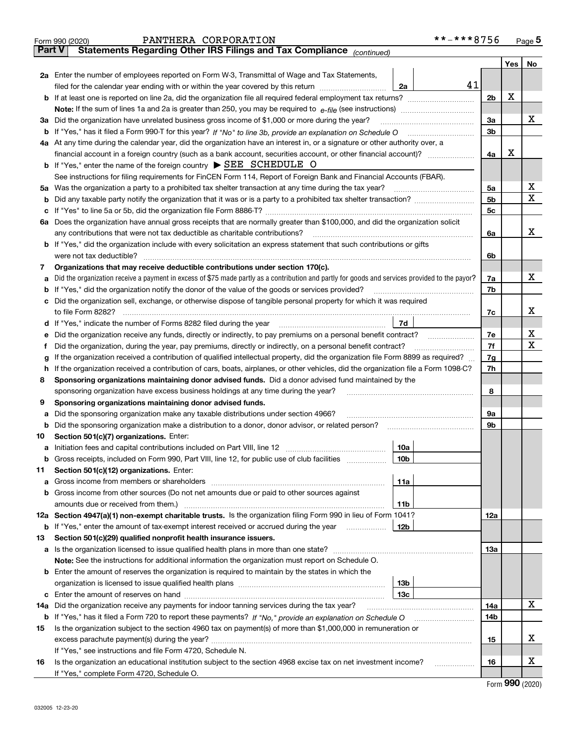Form 990 (2020) PANTHERA CORPORATION **-***8756

**Part V Statements Regarding Other IRS Filings and Tax Compliance** *(continued)*

| | | | | | Yes | No |
|---|---|---|---|---|---|---|
| **2a** | Enter the number of employees reported on Form W-3, Transmittal of Wage and Tax Statements, filed for the calendar year ending with or within the year covered by this return | 2a | 41 | | | |
| **b** | If at least one is reported on line 2a, did the organization file all required federal employment tax returns? | | | 2b | X | |
| | **Note:** If the sum of lines 1a and 2a is greater than 250, you may be required to *e-file* (see instructions) | | | | | |
| **3a** | Did the organization have unrelated business gross income of $1,000 or more during the year? | | | 3a | | X |
| **b** | If "Yes," has it filed a Form 990-T for this year? *If "No" to line 3b, provide an explanation on Schedule O* | | | 3b | | |
| **4a** | At any time during the calendar year, did the organization have an interest in, or a signature or other authority over, a financial account in a foreign country (such as a bank account, securities account, or other financial account)? | | | 4a | X | |
| **b** | If "Yes," enter the name of the foreign country ▶ SEE SCHEDULE O | | | | | |
| | See instructions for filing requirements for FinCEN Form 114, Report of Foreign Bank and Financial Accounts (FBAR). | | | | | |
| **5a** | Was the organization a party to a prohibited tax shelter transaction at any time during the tax year? | | | 5a | | X |
| **b** | Did any taxable party notify the organization that it was or is a party to a prohibited tax shelter transaction? | | | 5b | | X |
| **c** | If "Yes" to line 5a or 5b, did the organization file Form 8886-T? | | | 5c | | |
| **6a** | Does the organization have annual gross receipts that are normally greater than $100,000, and did the organization solicit any contributions that were not tax deductible as charitable contributions? | | | 6a | | X |
| **b** | If "Yes," did the organization include with every solicitation an express statement that such contributions or gifts were not tax deductible? | | | 6b | | |
| **7** | **Organizations that may receive deductible contributions under section 170(c).** | | | | | |
| **a** | Did the organization receive a payment in excess of $75 made partly as a contribution and partly for goods and services provided to the payor? | | | 7a | | X |
| **b** | If "Yes," did the organization notify the donor of the value of the goods or services provided? | | | 7b | | |
| **c** | Did the organization sell, exchange, or otherwise dispose of tangible personal property for which it was required to file Form 8282? | | | 7c | | X |
| **d** | If "Yes," indicate the number of Forms 8282 filed during the year | 7d | | | | |
| **e** | Did the organization receive any funds, directly or indirectly, to pay premiums on a personal benefit contract? | | | 7e | | X |
| **f** | Did the organization, during the year, pay premiums, directly or indirectly, on a personal benefit contract? | | | 7f | | X |
| **g** | If the organization received a contribution of qualified intellectual property, did the organization file Form 8899 as required? | | | 7g | | |
| **h** | If the organization received a contribution of cars, boats, airplanes, or other vehicles, did the organization file a Form 1098-C? | | | 7h | | |
| **8** | **Sponsoring organizations maintaining donor advised funds.** Did a donor advised fund maintained by the sponsoring organization have excess business holdings at any time during the year? | | | 8 | | |
| **9** | **Sponsoring organizations maintaining donor advised funds.** | | | | | |
| **a** | Did the sponsoring organization make any taxable distributions under section 4966? | | | 9a | | |
| **b** | Did the sponsoring organization make a distribution to a donor, donor advisor, or related person? | | | 9b | | |
| **10** | **Section 501(c)(7) organizations.** Enter: | | | | | |
| **a** | Initiation fees and capital contributions included on Part VIII, line 12 | 10a | | | | |
| **b** | Gross receipts, included on Form 990, Part VIII, line 12, for public use of club facilities | 10b | | | | |
| **11** | **Section 501(c)(12) organizations.** Enter: | | | | | |
| **a** | Gross income from members or shareholders | 11a | | | | |
| **b** | Gross income from other sources (Do not net amounts due or paid to other sources against amounts due or received from them.) | 11b | | | | |
| **12a** | **Section 4947(a)(1) non-exempt charitable trusts.** Is the organization filing Form 990 in lieu of Form 1041? | | | 12a | | |
| **b** | If "Yes," enter the amount of tax-exempt interest received or accrued during the year | 12b | | | | |
| **13** | **Section 501(c)(29) qualified nonprofit health insurance issuers.** | | | | | |
| **a** | Is the organization licensed to issue qualified health plans in more than one state? | | | 13a | | |
| | **Note:** See the instructions for additional information the organization must report on Schedule O. | | | | | |
| **b** | Enter the amount of reserves the organization is required to maintain by the states in which the organization is licensed to issue qualified health plans | 13b | | | | |
| **c** | Enter the amount of reserves on hand | 13c | | | | |
| **14a** | Did the organization receive any payments for indoor tanning services during the tax year? | | | 14a | | X |
| **b** | If "Yes," has it filed a Form 720 to report these payments? *If "No," provide an explanation on Schedule O* | | | 14b | | |
| **15** | Is the organization subject to the section 4960 tax on payment(s) of more than $1,000,000 in remuneration or excess parachute payment(s) during the year? | | | 15 | | X |
| | If "Yes," see instructions and file Form 4720, Schedule N. | | | | | |
| **16** | Is the organization an educational institution subject to the section 4968 excise tax on net investment income? | | | 16 | | X |
| | If "Yes," complete Form 4720, Schedule O. | | | | | |

Form **990** (2020)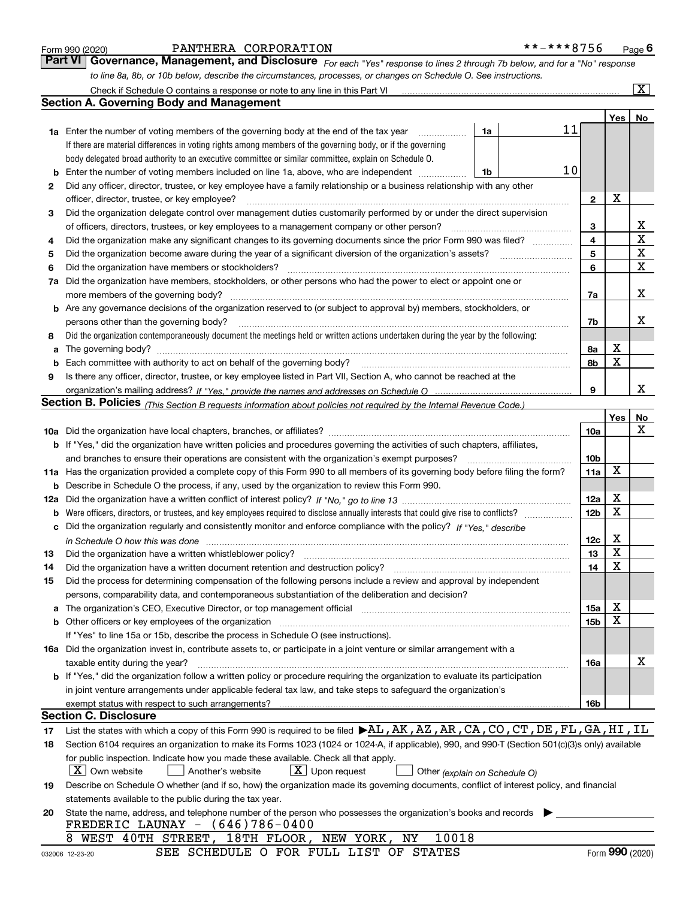Form 990 (2020) PANTHERA CORPORATION **-***8756 Page 6

**Part VI Governance, Management, and Disclosure** *For each "Yes" response to lines 2 through 7b below, and for a "No" response to line 8a, 8b, or 10b below, describe the circumstances, processes, or changes on Schedule O. See instructions.*

Check if Schedule O contains a response or note to any line in this Part VI [X]

## Section A. Governing Body and Management

| | | | | Yes | No |
|---|---|---|---|---|---|
| **1a** | Enter the number of voting members of the governing body at the end of the tax year. If there are material differences in voting rights among members of the governing body, or if the governing body delegated broad authority to an executive committee or similar committee, explain on Schedule O. | 1a | 11 | | |
| **b** | Enter the number of voting members included on line 1a, above, who are independent | 1b | 10 | | |
| **2** | Did any officer, director, trustee, or key employee have a family relationship or a business relationship with any other officer, director, trustee, or key employee? | | 2 | X | |
| **3** | Did the organization delegate control over management duties customarily performed by or under the direct supervision of officers, directors, trustees, or key employees to a management company or other person? | | 3 | | X |
| **4** | Did the organization make any significant changes to its governing documents since the prior Form 990 was filed? | | 4 | | X |
| **5** | Did the organization become aware during the year of a significant diversion of the organization's assets? | | 5 | | X |
| **6** | Did the organization have members or stockholders? | | 6 | | X |
| **7a** | Did the organization have members, stockholders, or other persons who had the power to elect or appoint one or more members of the governing body? | | 7a | | X |
| **b** | Are any governance decisions of the organization reserved to (or subject to approval by) members, stockholders, or persons other than the governing body? | | 7b | | X |
| **8** | Did the organization contemporaneously document the meetings held or written actions undertaken during the year by the following: | | | | |
| **a** | The governing body? | | 8a | X | |
| **b** | Each committee with authority to act on behalf of the governing body? | | 8b | X | |
| **9** | Is there any officer, director, trustee, or key employee listed in Part VII, Section A, who cannot be reached at the organization's mailing address? *If "Yes," provide the names and addresses on Schedule O* | | 9 | | X |

## Section B. Policies *(This Section B requests information about policies not required by the Internal Revenue Code.)*

| | | | Yes | No |
|---|---|---|---|---|
| **10a** | Did the organization have local chapters, branches, or affiliates? | 10a | | X |
| **b** | If "Yes," did the organization have written policies and procedures governing the activities of such chapters, affiliates, and branches to ensure their operations are consistent with the organization's exempt purposes? | 10b | | |
| **11a** | Has the organization provided a complete copy of this Form 990 to all members of its governing body before filing the form? | 11a | X | |
| **b** | Describe in Schedule O the process, if any, used by the organization to review this Form 990. | | | |
| **12a** | Did the organization have a written conflict of interest policy? *If "No," go to line 13* | 12a | X | |
| **b** | Were officers, directors, or trustees, and key employees required to disclose annually interests that could give rise to conflicts? | 12b | X | |
| **c** | Did the organization regularly and consistently monitor and enforce compliance with the policy? *If "Yes," describe in Schedule O how this was done* | 12c | X | |
| **13** | Did the organization have a written whistleblower policy? | 13 | X | |
| **14** | Did the organization have a written document retention and destruction policy? | 14 | X | |
| **15** | Did the process for determining compensation of the following persons include a review and approval by independent persons, comparability data, and contemporaneous substantiation of the deliberation and decision? | | | |
| **a** | The organization's CEO, Executive Director, or top management official | 15a | X | |
| **b** | Other officers or key employees of the organization | 15b | X | |
| | If "Yes" to line 15a or 15b, describe the process in Schedule O (see instructions). | | | |
| **16a** | Did the organization invest in, contribute assets to, or participate in a joint venture or similar arrangement with a taxable entity during the year? | 16a | | X |
| **b** | If "Yes," did the organization follow a written policy or procedure requiring the organization to evaluate its participation in joint venture arrangements under applicable federal tax law, and take steps to safeguard the organization's exempt status with respect to such arrangements? | 16b | | |

## Section C. Disclosure

**17** List the states with which a copy of this Form 990 is required to be filed ▶AL,AK,AZ,AR,CA,CO,CT,DE,FL,GA,HI,IL

**18** Section 6104 requires an organization to make its Forms 1023 (1024 or 1024-A, if applicable), 990, and 990-T (Section 501(c)(3)s only) available for public inspection. Indicate how you made these available. Check all that apply.

[X] Own website [ ] Another's website [X] Upon request [ ] Other *(explain on Schedule O)*

**19** Describe on Schedule O whether (and if so, how) the organization made its governing documents, conflict of interest policy, and financial statements available to the public during the tax year.

**20** State the name, address, and telephone number of the person who possesses the organization's books and records ▶

FREDERIC LAUNAY - (646)786-0400
8 WEST 40TH STREET, 18TH FLOOR, NEW YORK, NY 10018

SEE SCHEDULE O FOR FULL LIST OF STATES

032006 12-23-20 Form **990** (2020)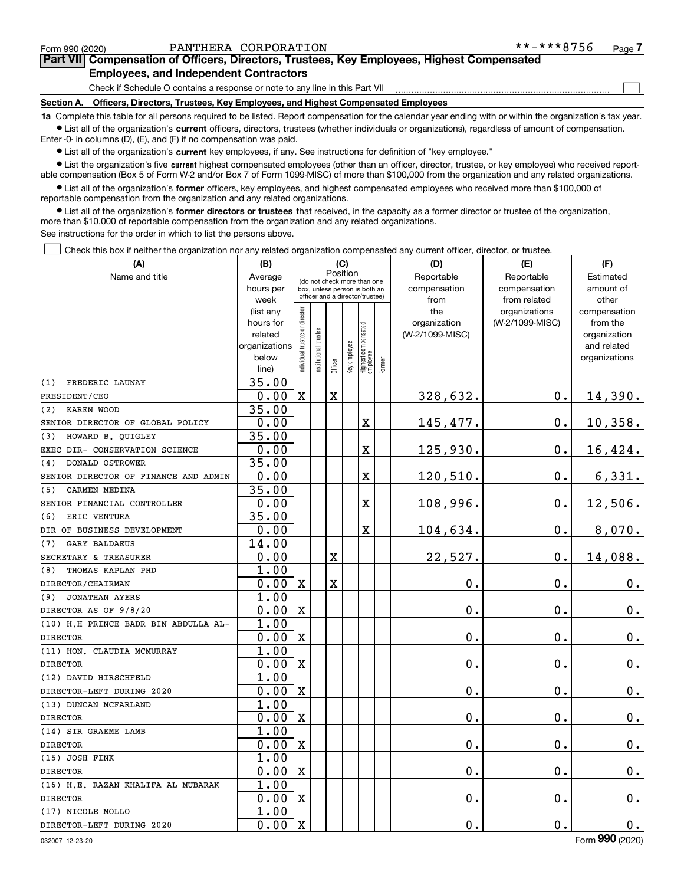Form 990 (2020) PANTHERA CORPORATION **-***8756

## Part VII Compensation of Officers, Directors, Trustees, Key Employees, Highest Compensated Employees, and Independent Contractors

Check if Schedule O contains a response or note to any line in this Part VII ☐

### Section A. Officers, Directors, Trustees, Key Employees, and Highest Compensated Employees

**1a** Complete this table for all persons required to be listed. Report compensation for the calendar year ending with or within the organization's tax year.

- List all of the organization's **current** officers, directors, trustees (whether individuals or organizations), regardless of amount of compensation. Enter -0- in columns (D), (E), and (F) if no compensation was paid.
- List all of the organization's **current** key employees, if any. See instructions for definition of "key employee."
- List the organization's five **current** highest compensated employees (other than an officer, director, trustee, or key employee) who received reportable compensation (Box 5 of Form W-2 and/or Box 7 of Form 1099-MISC) of more than $100,000 from the organization and any related organizations.
- List all of the organization's **former** officers, key employees, and highest compensated employees who received more than $100,000 of reportable compensation from the organization and any related organizations.
- List all of the organization's **former directors or trustees** that received, in the capacity as a former director or trustee of the organization, more than $10,000 of reportable compensation from the organization and any related organizations.

See instructions for the order in which to list the persons above.

☐ Check this box if neither the organization nor any related organization compensated any current officer, director, or trustee.

| (A) Name and title | (B) Average hours per week (list any hours for related organizations below line) | (C) Position: Individual trustee or director | Institutional trustee | Officer | Key employee | Highest compensated employee | Former | (D) Reportable compensation from the organization (W-2/1099-MISC) | (E) Reportable compensation from related organizations (W-2/1099-MISC) | (F) Estimated amount of other compensation from the organization and related organizations |
|---|---|---|---|---|---|---|---|---|---|---|
| (1) FREDERIC LAUNAY<br>PRESIDENT/CEO | 35.00<br>0.00 | X | | X | | | | 328,632. | 0. | 14,390. |
| (2) KAREN WOOD<br>SENIOR DIRECTOR OF GLOBAL POLICY | 35.00<br>0.00 | | | | | X | | 145,477. | 0. | 10,358. |
| (3) HOWARD B. QUIGLEY<br>EXEC DIR- CONSERVATION SCIENCE | 35.00<br>0.00 | | | | | X | | 125,930. | 0. | 16,424. |
| (4) DONALD OSTROWER<br>SENIOR DIRECTOR OF FINANCE AND ADMIN | 35.00<br>0.00 | | | | | X | | 120,510. | 0. | 6,331. |
| (5) CARMEN MEDINA<br>SENIOR FINANCIAL CONTROLLER | 35.00<br>0.00 | | | | | X | | 108,996. | 0. | 12,506. |
| (6) ERIC VENTURA<br>DIR OF BUSINESS DEVELOPMENT | 35.00<br>0.00 | | | | | X | | 104,634. | 0. | 8,070. |
| (7) GARY BALDAEUS<br>SECRETARY & TREASURER | 14.00<br>0.00 | | | X | | | | 22,527. | 0. | 14,088. |
| (8) THOMAS KAPLAN PHD<br>DIRECTOR/CHAIRMAN | 1.00<br>0.00 | X | | X | | | | 0. | 0. | 0. |
| (9) JONATHAN AYERS<br>DIRECTOR AS OF 9/8/20 | 1.00<br>0.00 | X | | | | | | 0. | 0. | 0. |
| (10) H.H PRINCE BADR BIN ABDULLA AL-<br>DIRECTOR | 1.00<br>0.00 | X | | | | | | 0. | 0. | 0. |
| (11) HON. CLAUDIA MCMURRAY<br>DIRECTOR | 1.00<br>0.00 | X | | | | | | 0. | 0. | 0. |
| (12) DAVID HIRSCHFELD<br>DIRECTOR-LEFT DURING 2020 | 1.00<br>0.00 | X | | | | | | 0. | 0. | 0. |
| (13) DUNCAN MCFARLAND<br>DIRECTOR | 1.00<br>0.00 | X | | | | | | 0. | 0. | 0. |
| (14) SIR GRAEME LAMB<br>DIRECTOR | 1.00<br>0.00 | X | | | | | | 0. | 0. | 0. |
| (15) JOSH FINK<br>DIRECTOR | 1.00<br>0.00 | X | | | | | | 0. | 0. | 0. |
| (16) H.E. RAZAN KHALIFA AL MUBARAK<br>DIRECTOR | 1.00<br>0.00 | X | | | | | | 0. | 0. | 0. |
| (17) NICOLE MOLLO<br>DIRECTOR-LEFT DURING 2020 | 1.00<br>0.00 | X | | | | | | 0. | 0. | 0. |

032007 12-23-20 Form **990** (2020)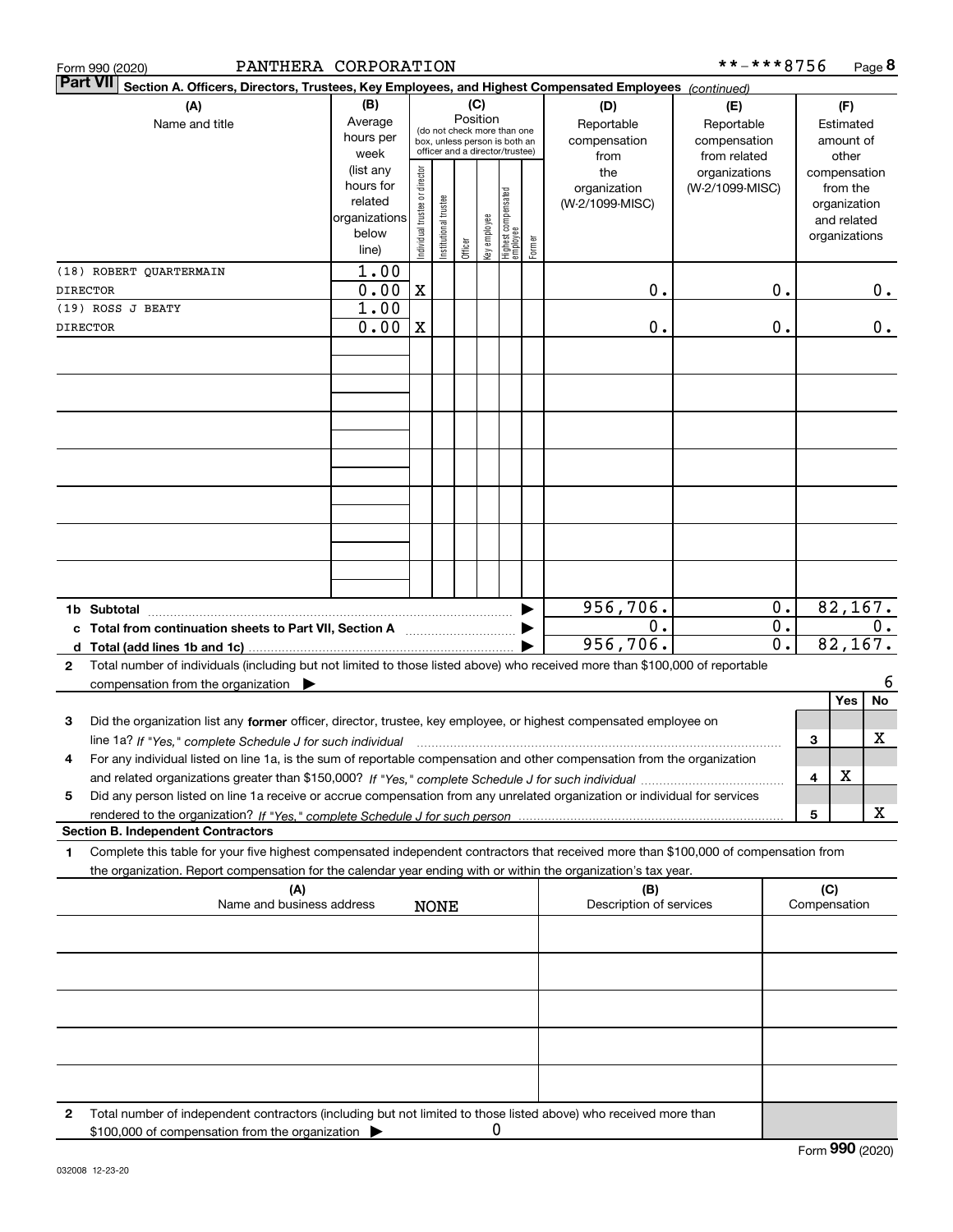Form 990 (2020) PANTHERA CORPORATION **-***8756

**Part VII** Section A. Officers, Directors, Trustees, Key Employees, and Highest Compensated Employees *(continued)*

| (A) Name and title | (B) Average hours per week (list any hours for related organizations below line) | (C) Position: Individual trustee or director | Institutional trustee | Officer | Key employee | Highest compensated employee | Former | (D) Reportable compensation from the organization (W-2/1099-MISC) | (E) Reportable compensation from related organizations (W-2/1099-MISC) | (F) Estimated amount of other compensation from the organization and related organizations |
|---|---|---|---|---|---|---|---|---|---|---|
| (18) ROBERT QUARTERMAIN<br>DIRECTOR | 1.00<br>0.00 | X | | | | | | 0. | 0. | 0. |
| (19) ROSS J BEATY<br>DIRECTOR | 1.00<br>0.00 | X | | | | | | 0. | 0. | 0. |
| 1b Subtotal | | | | | | | | 956,706. | 0. | 82,167. |
| c Total from continuation sheets to Part VII, Section A | | | | | | | | 0. | 0. | 0. |
| d Total (add lines 1b and 1c) | | | | | | | | 956,706. | 0. | 82,167. |

2 Total number of individuals (including but not limited to those listed above) who received more than $100,000 of reportable compensation from the organization ▶ 6

| | | Yes | No |
|---|---|---|---|
| 3 Did the organization list any **former** officer, director, trustee, key employee, or highest compensated employee on line 1a? *If "Yes," complete Schedule J for such individual* | 3 | | X |
| 4 For any individual listed on line 1a, is the sum of reportable compensation and other compensation from the organization and related organizations greater than $150,000? *If "Yes," complete Schedule J for such individual* | 4 | X | |
| 5 Did any person listed on line 1a receive or accrue compensation from any unrelated organization or individual for services rendered to the organization? *If "Yes," complete Schedule J for such person* | 5 | | X |

**Section B. Independent Contractors**

1 Complete this table for your five highest compensated independent contractors that received more than $100,000 of compensation from the organization. Report compensation for the calendar year ending with or within the organization's tax year.

| (A) Name and business address | (B) Description of services | (C) Compensation |
|---|---|---|
| NONE | | |

2 Total number of independent contractors (including but not limited to those listed above) who received more than $100,000 of compensation from the organization ▶ 0

Form **990** (2020)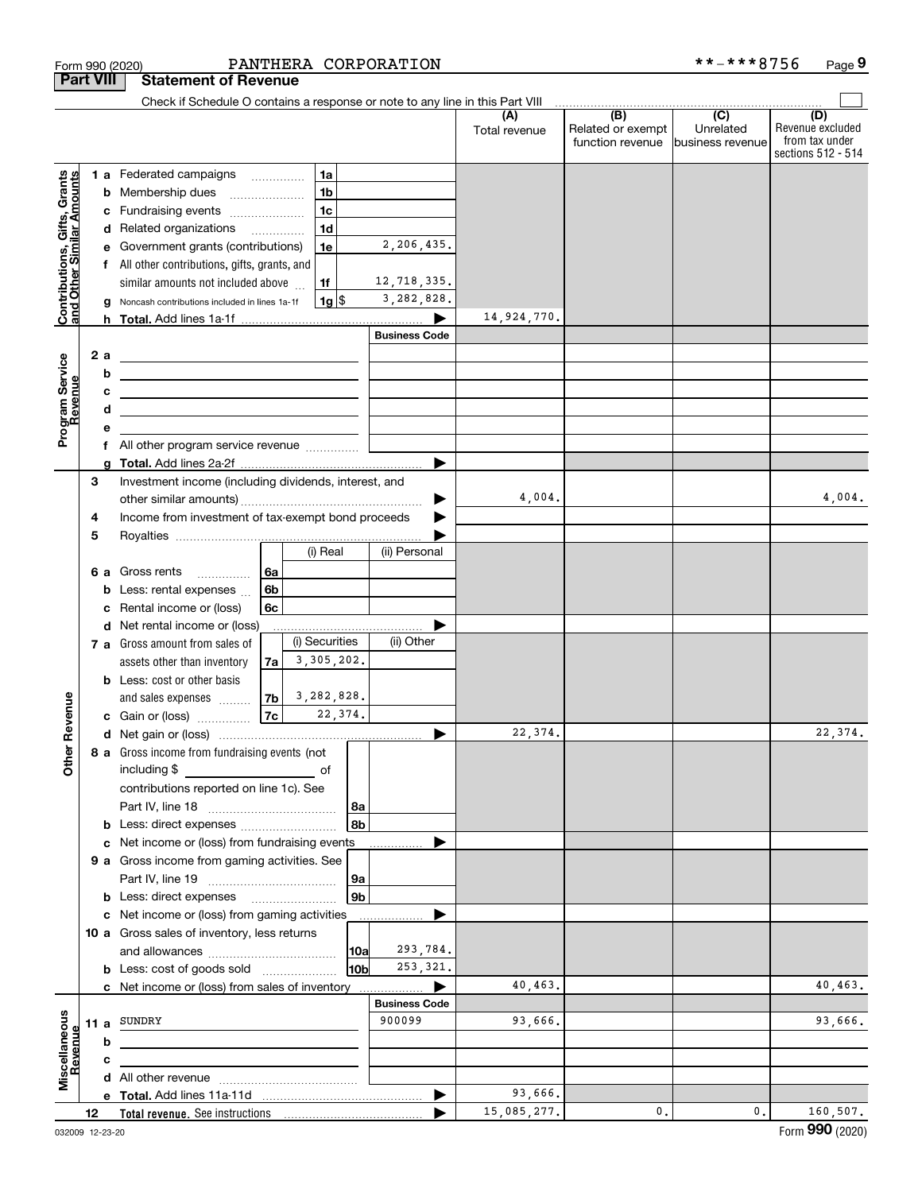Form 990 (2020) PANTHERA CORPORATION **-***8756

## Part VIII Statement of Revenue

Check if Schedule O contains a response or note to any line in this Part VIII

| | | | (A) Total revenue | (B) Related or exempt function revenue | (C) Unrelated business revenue | (D) Revenue excluded from tax under sections 512 - 514 |
|---|---|---|---|---|---|---|
| **Contributions, Gifts, Grants and Other Similar Amounts** | | | | | | |
| 1 a | Federated campaigns | 1a | | | | |
| b | Membership dues | 1b | | | | |
| c | Fundraising events | 1c | | | | |
| d | Related organizations | 1d | | | | |
| e | Government grants (contributions) | 1e 2,206,435. | | | | |
| f | All other contributions, gifts, grants, and similar amounts not included above | 1f 12,718,335. | | | | |
| g | Noncash contributions included in lines 1a-1f | 1g $ 3,282,828. | | | | |
| h | **Total.** Add lines 1a-1f | | 14,924,770. | | | |
| **Program Service Revenue** | | Business Code | | | | |
| 2 a | | | | | | |
| b | | | | | | |
| c | | | | | | |
| d | | | | | | |
| e | | | | | | |
| f | All other program service revenue | | | | | |
| g | **Total.** Add lines 2a-2f | | | | | |
| **Other Revenue** | | | | | | |
| 3 | Investment income (including dividends, interest, and other similar amounts) | | 4,004. | | | 4,004. |
| 4 | Income from investment of tax-exempt bond proceeds | | | | | |
| 5 | Royalties | | | | | |
| | | (i) Real / (ii) Personal | | | | |
| 6 a | Gross rents | 6a | | | | |
| b | Less: rental expenses | 6b | | | | |
| c | Rental income or (loss) | 6c | | | | |
| d | Net rental income or (loss) | | | | | |
| | | (i) Securities / (ii) Other | | | | |
| 7 a | Gross amount from sales of assets other than inventory | 7a 3,305,202. | | | | |
| b | Less: cost or other basis and sales expenses | 7b 3,282,828. | | | | |
| c | Gain or (loss) | 7c 22,374. | | | | |
| d | Net gain or (loss) | | 22,374. | | | 22,374. |
| 8 a | Gross income from fundraising events (not including $ ____ of contributions reported on line 1c). See Part IV, line 18 | 8a | | | | |
| b | Less: direct expenses | 8b | | | | |
| c | Net income or (loss) from fundraising events | | | | | |
| 9 a | Gross income from gaming activities. See Part IV, line 19 | 9a | | | | |
| b | Less: direct expenses | 9b | | | | |
| c | Net income or (loss) from gaming activities | | | | | |
| 10 a | Gross sales of inventory, less returns and allowances | 10a 293,784. | | | | |
| b | Less: cost of goods sold | 10b 253,321. | | | | |
| c | Net income or (loss) from sales of inventory | | 40,463. | | | 40,463. |
| **Miscellaneous Revenue** | | Business Code | | | | |
| 11 a | SUNDRY | 900099 | 93,666. | | | 93,666. |
| b | | | | | | |
| c | | | | | | |
| d | All other revenue | | | | | |
| e | **Total.** Add lines 11a-11d | | 93,666. | | | |
| 12 | **Total revenue.** See instructions | | 15,085,277. | 0. | 0. | 160,507. |

032009 12-23-20 Form **990** (2020)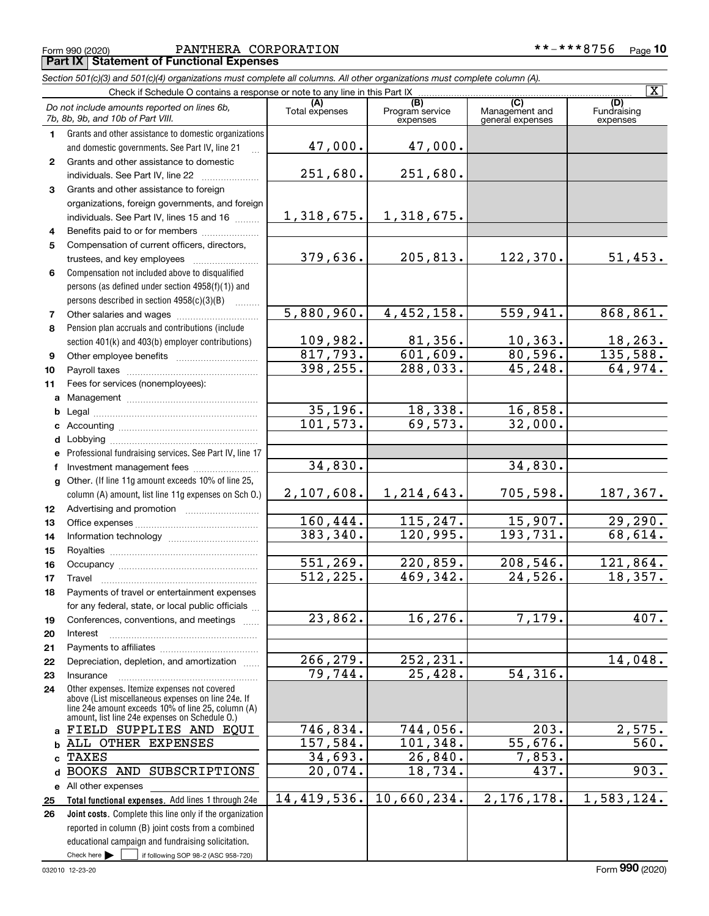Form 990 (2020) PANTHERA CORPORATION **-***8756 Page 10

**Part IX Statement of Functional Expenses**

*Section 501(c)(3) and 501(c)(4) organizations must complete all columns. All other organizations must complete column (A).*

Check if Schedule O contains a response or note to any line in this Part IX [X]

| | *Do not include amounts reported on lines 6b, 7b, 8b, 9b, and 10b of Part VIII.* | (A) Total expenses | (B) Program service expenses | (C) Management and general expenses | (D) Fundraising expenses |
|---|---|---|---|---|---|
| 1 | Grants and other assistance to domestic organizations and domestic governments. See Part IV, line 21 | 47,000. | 47,000. | | |
| 2 | Grants and other assistance to domestic individuals. See Part IV, line 22 | 251,680. | 251,680. | | |
| 3 | Grants and other assistance to foreign organizations, foreign governments, and foreign individuals. See Part IV, lines 15 and 16 | 1,318,675. | 1,318,675. | | |
| 4 | Benefits paid to or for members | | | | |
| 5 | Compensation of current officers, directors, trustees, and key employees | 379,636. | 205,813. | 122,370. | 51,453. |
| 6 | Compensation not included above to disqualified persons (as defined under section 4958(f)(1)) and persons described in section 4958(c)(3)(B) | | | | |
| 7 | Other salaries and wages | 5,880,960. | 4,452,158. | 559,941. | 868,861. |
| 8 | Pension plan accruals and contributions (include section 401(k) and 403(b) employer contributions) | 109,982. | 81,356. | 10,363. | 18,263. |
| 9 | Other employee benefits | 817,793. | 601,609. | 80,596. | 135,588. |
| 10 | Payroll taxes | 398,255. | 288,033. | 45,248. | 64,974. |
| 11 | Fees for services (nonemployees): | | | | |
| a | Management | | | | |
| b | Legal | 35,196. | 18,338. | 16,858. | |
| c | Accounting | 101,573. | 69,573. | 32,000. | |
| d | Lobbying | | | | |
| e | Professional fundraising services. See Part IV, line 17 | | | | |
| f | Investment management fees | 34,830. | | 34,830. | |
| g | Other. (If line 11g amount exceeds 10% of line 25, column (A) amount, list line 11g expenses on Sch O.) | 2,107,608. | 1,214,643. | 705,598. | 187,367. |
| 12 | Advertising and promotion | | | | |
| 13 | Office expenses | 160,444. | 115,247. | 15,907. | 29,290. |
| 14 | Information technology | 383,340. | 120,995. | 193,731. | 68,614. |
| 15 | Royalties | | | | |
| 16 | Occupancy | 551,269. | 220,859. | 208,546. | 121,864. |
| 17 | Travel | 512,225. | 469,342. | 24,526. | 18,357. |
| 18 | Payments of travel or entertainment expenses for any federal, state, or local public officials | | | | |
| 19 | Conferences, conventions, and meetings | 23,862. | 16,276. | 7,179. | 407. |
| 20 | Interest | | | | |
| 21 | Payments to affiliates | | | | |
| 22 | Depreciation, depletion, and amortization | 266,279. | 252,231. | | 14,048. |
| 23 | Insurance | 79,744. | 25,428. | 54,316. | |
| 24 | Other expenses. Itemize expenses not covered above (List miscellaneous expenses on line 24e. If line 24e amount exceeds 10% of line 25, column (A) amount, list line 24e expenses on Schedule O.) | | | | |
| a | FIELD SUPPLIES AND EQUI | 746,834. | 744,056. | 203. | 2,575. |
| b | ALL OTHER EXPENSES | 157,584. | 101,348. | 55,676. | 560. |
| c | TAXES | 34,693. | 26,840. | 7,853. | |
| d | BOOKS AND SUBSCRIPTIONS | 20,074. | 18,734. | 437. | 903. |
| e | All other expenses | | | | |
| 25 | **Total functional expenses.** Add lines 1 through 24e | 14,419,536. | 10,660,234. | 2,176,178. | 1,583,124. |
| 26 | **Joint costs.** Complete this line only if the organization reported in column (B) joint costs from a combined educational campaign and fundraising solicitation. Check here [ ] if following SOP 98-2 (ASC 958-720) | | | | |

032010 12-23-20 Form **990** (2020)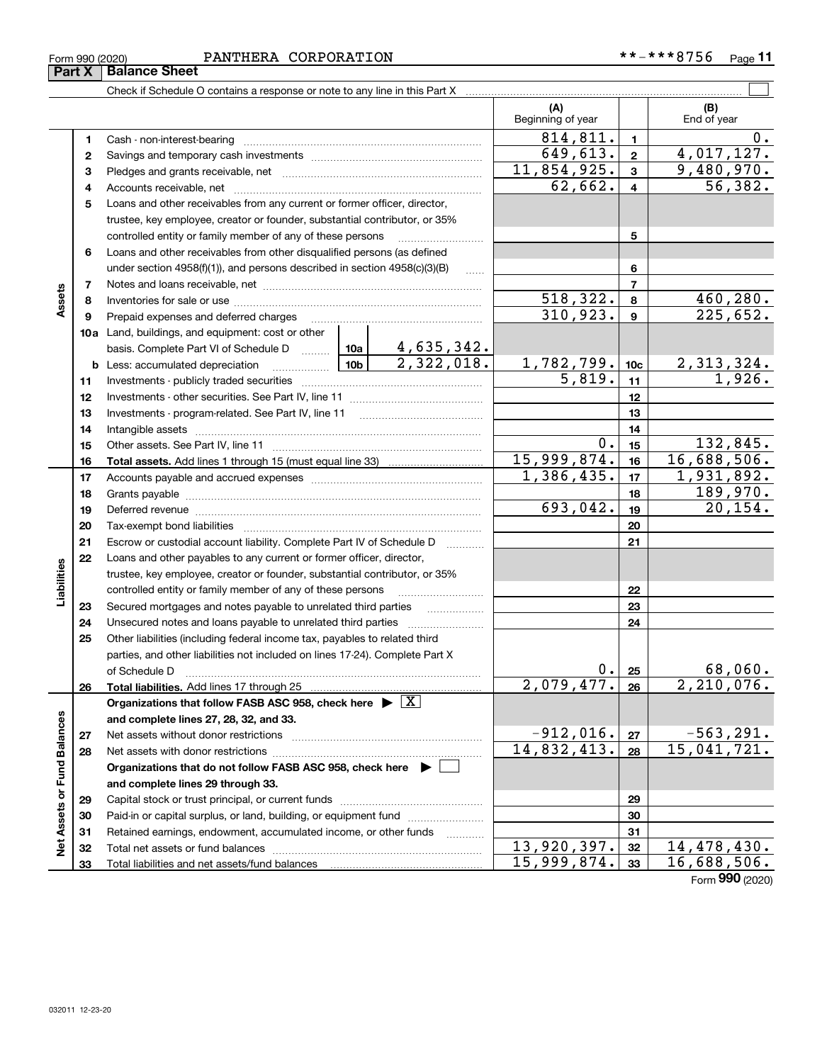Form 990 (2020) PANTHERA CORPORATION **-***8756

## Part X Balance Sheet

Check if Schedule O contains a response or note to any line in this Part X ☐

| Section | Line | Description | | | (A) Beginning of year | Line | (B) End of year |
|---|---|---|---|---|---|---|---|
| Assets | 1 | Cash - non-interest-bearing | | | 814,811. | 1 | 0. |
| | 2 | Savings and temporary cash investments | | | 649,613. | 2 | 4,017,127. |
| | 3 | Pledges and grants receivable, net | | | 11,854,925. | 3 | 9,480,970. |
| | 4 | Accounts receivable, net | | | 62,662. | 4 | 56,382. |
| | 5 | Loans and other receivables from any current or former officer, director, trustee, key employee, creator or founder, substantial contributor, or 35% controlled entity or family member of any of these persons | | | | 5 | |
| | 6 | Loans and other receivables from other disqualified persons (as defined under section 4958(f)(1)), and persons described in section 4958(c)(3)(B) | | | | 6 | |
| | 7 | Notes and loans receivable, net | | | | 7 | |
| | 8 | Inventories for sale or use | | | 518,322. | 8 | 460,280. |
| | 9 | Prepaid expenses and deferred charges | | | 310,923. | 9 | 225,652. |
| | 10a | Land, buildings, and equipment: cost or other basis. Complete Part VI of Schedule D | 10a | 4,635,342. | | | |
| | b | Less: accumulated depreciation | 10b | 2,322,018. | 1,782,799. | 10c | 2,313,324. |
| | 11 | Investments - publicly traded securities | | | 5,819. | 11 | 1,926. |
| | 12 | Investments - other securities. See Part IV, line 11 | | | | 12 | |
| | 13 | Investments - program-related. See Part IV, line 11 | | | | 13 | |
| | 14 | Intangible assets | | | | 14 | |
| | 15 | Other assets. See Part IV, line 11 | | | 0. | 15 | 132,845. |
| | 16 | **Total assets.** Add lines 1 through 15 (must equal line 33) | | | 15,999,874. | 16 | 16,688,506. |
| Liabilities | 17 | Accounts payable and accrued expenses | | | 1,386,435. | 17 | 1,931,892. |
| | 18 | Grants payable | | | | 18 | 189,970. |
| | 19 | Deferred revenue | | | 693,042. | 19 | 20,154. |
| | 20 | Tax-exempt bond liabilities | | | | 20 | |
| | 21 | Escrow or custodial account liability. Complete Part IV of Schedule D | | | | 21 | |
| | 22 | Loans and other payables to any current or former officer, director, trustee, key employee, creator or founder, substantial contributor, or 35% controlled entity or family member of any of these persons | | | | 22 | |
| | 23 | Secured mortgages and notes payable to unrelated third parties | | | | 23 | |
| | 24 | Unsecured notes and loans payable to unrelated third parties | | | | 24 | |
| | 25 | Other liabilities (including federal income tax, payables to related third parties, and other liabilities not included on lines 17-24). Complete Part X of Schedule D | | | 0. | 25 | 68,060. |
| | 26 | **Total liabilities.** Add lines 17 through 25 | | | 2,079,477. | 26 | 2,210,076. |
| Net Assets or Fund Balances | | **Organizations that follow FASB ASC 958, check here** ▶ ☒ **and complete lines 27, 28, 32, and 33.** | | | | | |
| | 27 | Net assets without donor restrictions | | | -912,016. | 27 | -563,291. |
| | 28 | Net assets with donor restrictions | | | 14,832,413. | 28 | 15,041,721. |
| | | **Organizations that do not follow FASB ASC 958, check here** ▶ ☐ **and complete lines 29 through 33.** | | | | | |
| | 29 | Capital stock or trust principal, or current funds | | | | 29 | |
| | 30 | Paid-in or capital surplus, or land, building, or equipment fund | | | | 30 | |
| | 31 | Retained earnings, endowment, accumulated income, or other funds | | | | 31 | |
| | 32 | Total net assets or fund balances | | | 13,920,397. | 32 | 14,478,430. |
| | 33 | Total liabilities and net assets/fund balances | | | 15,999,874. | 33 | 16,688,506. |

Form **990** (2020)

032011 12-23-20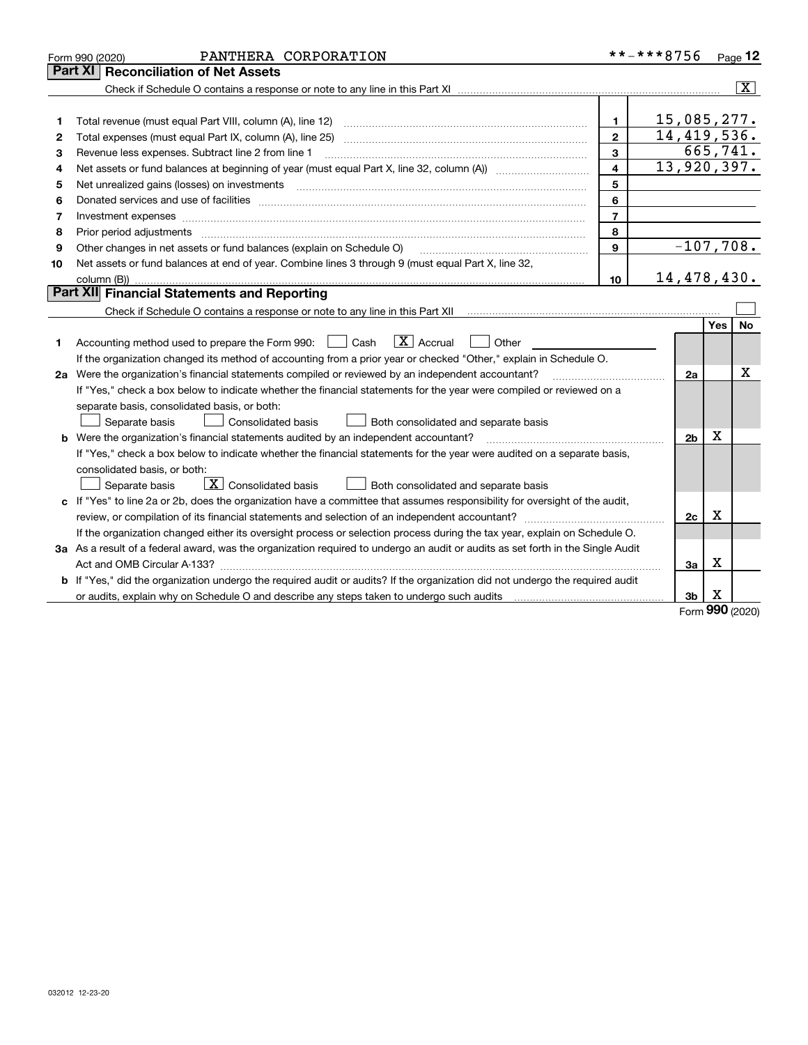Form 990 (2020) PANTHERA CORPORATION **-***8756

## Part XI Reconciliation of Net Assets

Check if Schedule O contains a response or note to any line in this Part XI [X]

| | | | |
|---|---|---|---|
| 1 | Total revenue (must equal Part VIII, column (A), line 12) | 1 | 15,085,277. |
| 2 | Total expenses (must equal Part IX, column (A), line 25) | 2 | 14,419,536. |
| 3 | Revenue less expenses. Subtract line 2 from line 1 | 3 | 665,741. |
| 4 | Net assets or fund balances at beginning of year (must equal Part X, line 32, column (A)) | 4 | 13,920,397. |
| 5 | Net unrealized gains (losses) on investments | 5 | |
| 6 | Donated services and use of facilities | 6 | |
| 7 | Investment expenses | 7 | |
| 8 | Prior period adjustments | 8 | |
| 9 | Other changes in net assets or fund balances (explain on Schedule O) | 9 | -107,708. |
| 10 | Net assets or fund balances at end of year. Combine lines 3 through 9 (must equal Part X, line 32, column (B)) | 10 | 14,478,430. |

## Part XII Financial Statements and Reporting

Check if Schedule O contains a response or note to any line in this Part XII [ ]

| | | | Yes | No |
|---|---|---|---|---|
| 1 | Accounting method used to prepare the Form 990: [ ] Cash [X] Accrual [ ] Other<br>If the organization changed its method of accounting from a prior year or checked "Other," explain in Schedule O. | | | |
| 2a | Were the organization's financial statements compiled or reviewed by an independent accountant?<br>If "Yes," check a box below to indicate whether the financial statements for the year were compiled or reviewed on a separate basis, consolidated basis, or both:<br>[ ] Separate basis [ ] Consolidated basis [ ] Both consolidated and separate basis | 2a | | X |
| b | Were the organization's financial statements audited by an independent accountant?<br>If "Yes," check a box below to indicate whether the financial statements for the year were audited on a separate basis, consolidated basis, or both:<br>[ ] Separate basis [X] Consolidated basis [ ] Both consolidated and separate basis | 2b | X | |
| c | If "Yes" to line 2a or 2b, does the organization have a committee that assumes responsibility for oversight of the audit, review, or compilation of its financial statements and selection of an independent accountant?<br>If the organization changed either its oversight process or selection process during the tax year, explain on Schedule O. | 2c | X | |
| 3a | As a result of a federal award, was the organization required to undergo an audit or audits as set forth in the Single Audit Act and OMB Circular A-133? | 3a | X | |
| b | If "Yes," did the organization undergo the required audit or audits? If the organization did not undergo the required audit or audits, explain why on Schedule O and describe any steps taken to undergo such audits | 3b | X | |

Form 990 (2020)

032012 12-23-20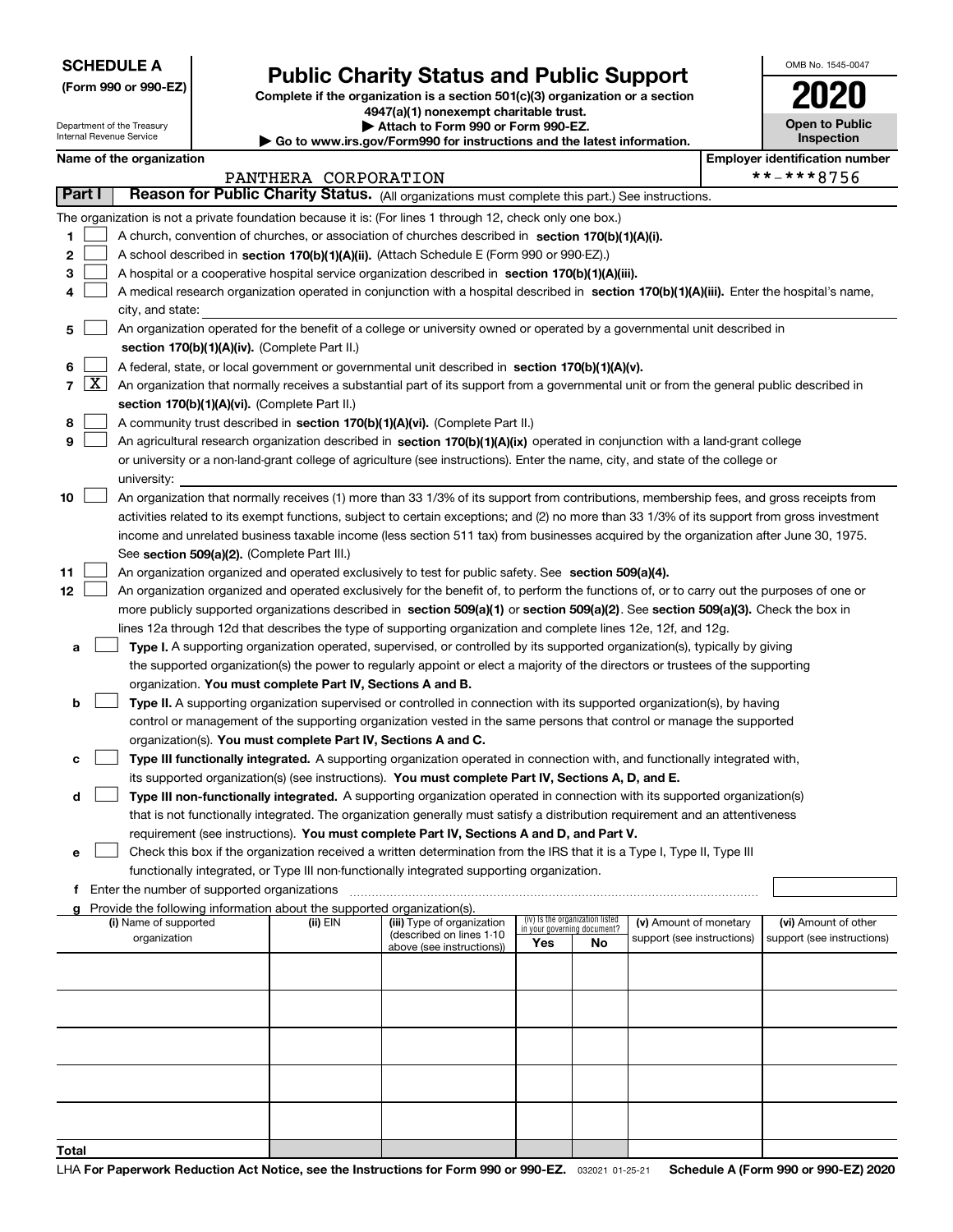**SCHEDULE A**
**(Form 990 or 990-EZ)**

Department of the Treasury
Internal Revenue Service

# Public Charity Status and Public Support

**Complete if the organization is a section 501(c)(3) organization or a section 4947(a)(1) nonexempt charitable trust.**
**▶ Attach to Form 990 or Form 990-EZ.**
**▶ Go to www.irs.gov/Form990 for instructions and the latest information.**

OMB No. 1545-0047

**2020**

**Open to Public Inspection**

**Name of the organization**
PANTHERA CORPORATION

**Employer identification number**
**-***8756

**Part I** **Reason for Public Charity Status.** (All organizations must complete this part.) See instructions.

The organization is not a private foundation because it is: (For lines 1 through 12, check only one box.)

1 [ ] A church, convention of churches, or association of churches described in **section 170(b)(1)(A)(i).**

2 [ ] A school described in **section 170(b)(1)(A)(ii).** (Attach Schedule E (Form 990 or 990-EZ).)

3 [ ] A hospital or a cooperative hospital service organization described in **section 170(b)(1)(A)(iii).**

4 [ ] A medical research organization operated in conjunction with a hospital described in **section 170(b)(1)(A)(iii).** Enter the hospital's name, city, and state:

5 [ ] An organization operated for the benefit of a college or university owned or operated by a governmental unit described in **section 170(b)(1)(A)(iv).** (Complete Part II.)

6 [ ] A federal, state, or local government or governmental unit described in **section 170(b)(1)(A)(v).**

7 [X] An organization that normally receives a substantial part of its support from a governmental unit or from the general public described in **section 170(b)(1)(A)(vi).** (Complete Part II.)

8 [ ] A community trust described in **section 170(b)(1)(A)(vi).** (Complete Part II.)

9 [ ] An agricultural research organization described in **section 170(b)(1)(A)(ix)** operated in conjunction with a land-grant college or university or a non-land-grant college of agriculture (see instructions). Enter the name, city, and state of the college or university:

10 [ ] An organization that normally receives (1) more than 33 1/3% of its support from contributions, membership fees, and gross receipts from activities related to its exempt functions, subject to certain exceptions; and (2) no more than 33 1/3% of its support from gross investment income and unrelated business taxable income (less section 511 tax) from businesses acquired by the organization after June 30, 1975. See **section 509(a)(2).** (Complete Part III.)

11 [ ] An organization organized and operated exclusively to test for public safety. See **section 509(a)(4).**

12 [ ] An organization organized and operated exclusively for the benefit of, to perform the functions of, or to carry out the purposes of one or more publicly supported organizations described in **section 509(a)(1)** or **section 509(a)(2)**. See **section 509(a)(3).** Check the box in lines 12a through 12d that describes the type of supporting organization and complete lines 12e, 12f, and 12g.

a [ ] **Type I.** A supporting organization operated, supervised, or controlled by its supported organization(s), typically by giving the supported organization(s) the power to regularly appoint or elect a majority of the directors or trustees of the supporting organization. **You must complete Part IV, Sections A and B.**

b [ ] **Type II.** A supporting organization supervised or controlled in connection with its supported organization(s), by having control or management of the supporting organization vested in the same persons that control or manage the supported organization(s). **You must complete Part IV, Sections A and C.**

c [ ] **Type III functionally integrated.** A supporting organization operated in connection with, and functionally integrated with, its supported organization(s) (see instructions). **You must complete Part IV, Sections A, D, and E.**

d [ ] **Type III non-functionally integrated.** A supporting organization operated in connection with its supported organization(s) that is not functionally integrated. The organization generally must satisfy a distribution requirement and an attentiveness requirement (see instructions). **You must complete Part IV, Sections A and D, and Part V.**

e [ ] Check this box if the organization received a written determination from the IRS that it is a Type I, Type II, Type III functionally integrated, or Type III non-functionally integrated supporting organization.

f Enter the number of supported organizations

g Provide the following information about the supported organization(s).

| (i) Name of supported organization | (ii) EIN | (iii) Type of organization (described on lines 1-10 above (see instructions)) | (iv) Is the organization listed in your governing document? Yes | No | (v) Amount of monetary support (see instructions) | (vi) Amount of other support (see instructions) |
|---|---|---|---|---|---|---|
| | | | | | | |
| | | | | | | |
| | | | | | | |
| | | | | | | |
| | | | | | | |
| **Total** | | | | | | |

LHA **For Paperwork Reduction Act Notice, see the Instructions for Form 990 or 990-EZ.** 032021 01-25-21 **Schedule A (Form 990 or 990-EZ) 2020**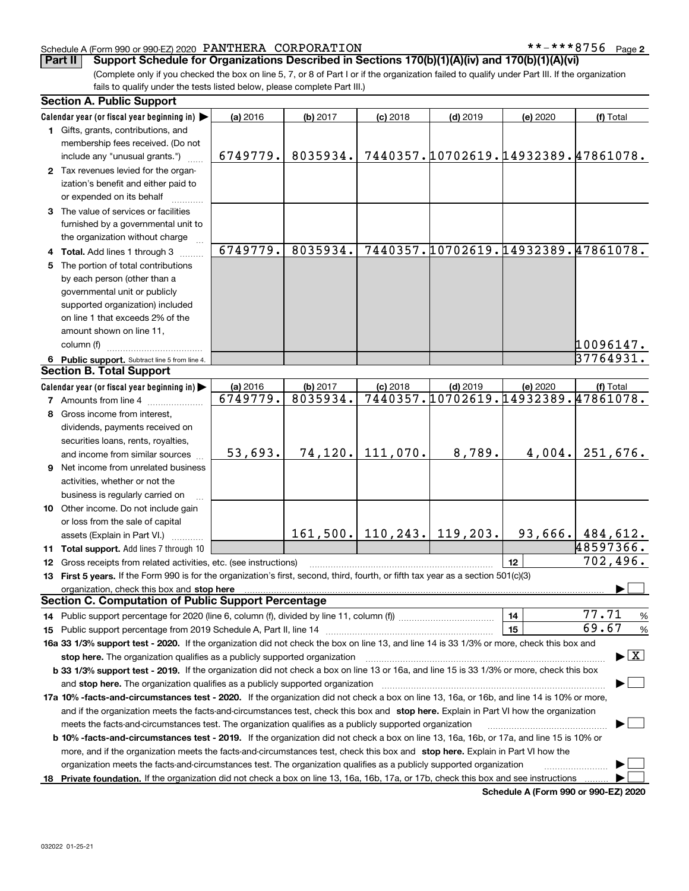Schedule A (Form 990 or 990-EZ) 2020 PANTHERA CORPORATION **-***8756 Page 2

**Part II** **Support Schedule for Organizations Described in Sections 170(b)(1)(A)(iv) and 170(b)(1)(A)(vi)**

(Complete only if you checked the box on line 5, 7, or 8 of Part I or if the organization failed to qualify under Part III. If the organization fails to qualify under the tests listed below, please complete Part III.)

## Section A. Public Support

| Calendar year (or fiscal year beginning in) ▶ | (a) 2016 | (b) 2017 | (c) 2018 | (d) 2019 | (e) 2020 | (f) Total |
|---|---|---|---|---|---|---|
| **1** Gifts, grants, contributions, and membership fees received. (Do not include any "unusual grants.") | 6749779. | 8035934. | 7440357. | 10702619. | 14932389. | 47861078. |
| **2** Tax revenues levied for the organization's benefit and either paid to or expended on its behalf | | | | | | |
| **3** The value of services or facilities furnished by a governmental unit to the organization without charge | | | | | | |
| **4 Total.** Add lines 1 through 3 | 6749779. | 8035934. | 7440357. | 10702619. | 14932389. | 47861078. |
| **5** The portion of total contributions by each person (other than a governmental unit or publicly supported organization) included on line 1 that exceeds 2% of the amount shown on line 11, column (f) | | | | | | 10096147. |
| **6 Public support.** Subtract line 5 from line 4. | | | | | | 37764931. |

## Section B. Total Support

| Calendar year (or fiscal year beginning in) ▶ | (a) 2016 | (b) 2017 | (c) 2018 | (d) 2019 | (e) 2020 | (f) Total |
|---|---|---|---|---|---|---|
| **7** Amounts from line 4 | 6749779. | 8035934. | 7440357. | 10702619. | 14932389. | 47861078. |
| **8** Gross income from interest, dividends, payments received on securities loans, rents, royalties, and income from similar sources | 53,693. | 74,120. | 111,070. | 8,789. | 4,004. | 251,676. |
| **9** Net income from unrelated business activities, whether or not the business is regularly carried on | | | | | | |
| **10** Other income. Do not include gain or loss from the sale of capital assets (Explain in Part VI.) | | 161,500. | 110,243. | 119,203. | 93,666. | 484,612. |
| **11 Total support.** Add lines 7 through 10 | | | | | | 48597366. |
| **12** Gross receipts from related activities, etc. (see instructions) | | | | | 12 | 702,496. |

**13 First 5 years.** If the Form 990 is for the organization's first, second, third, fourth, or fifth tax year as a section 501(c)(3) organization, check this box and **stop here** ▶ ☐

## Section C. Computation of Public Support Percentage

**14** Public support percentage for 2020 (line 6, column (f), divided by line 11, column (f)) — **14** — 77.71 %

**15** Public support percentage from 2019 Schedule A, Part II, line 14 — **15** — 69.67 %

**16a 33 1/3% support test - 2020.** If the organization did not check the box on line 13, and line 14 is 33 1/3% or more, check this box and **stop here.** The organization qualifies as a publicly supported organization ▶ ☒

**b 33 1/3% support test - 2019.** If the organization did not check a box on line 13 or 16a, and line 15 is 33 1/3% or more, check this box and **stop here.** The organization qualifies as a publicly supported organization ▶ ☐

**17a 10% -facts-and-circumstances test - 2020.** If the organization did not check a box on line 13, 16a, or 16b, and line 14 is 10% or more, and if the organization meets the facts-and-circumstances test, check this box and **stop here.** Explain in Part VI how the organization meets the facts-and-circumstances test. The organization qualifies as a publicly supported organization ▶ ☐

**b 10% -facts-and-circumstances test - 2019.** If the organization did not check a box on line 13, 16a, 16b, or 17a, and line 15 is 10% or more, and if the organization meets the facts-and-circumstances test, check this box and **stop here.** Explain in Part VI how the organization meets the facts-and-circumstances test. The organization qualifies as a publicly supported organization ▶ ☐

**18 Private foundation.** If the organization did not check a box on line 13, 16a, 16b, 17a, or 17b, check this box and see instructions ▶ ☐

**Schedule A (Form 990 or 990-EZ) 2020**

032022 01-25-21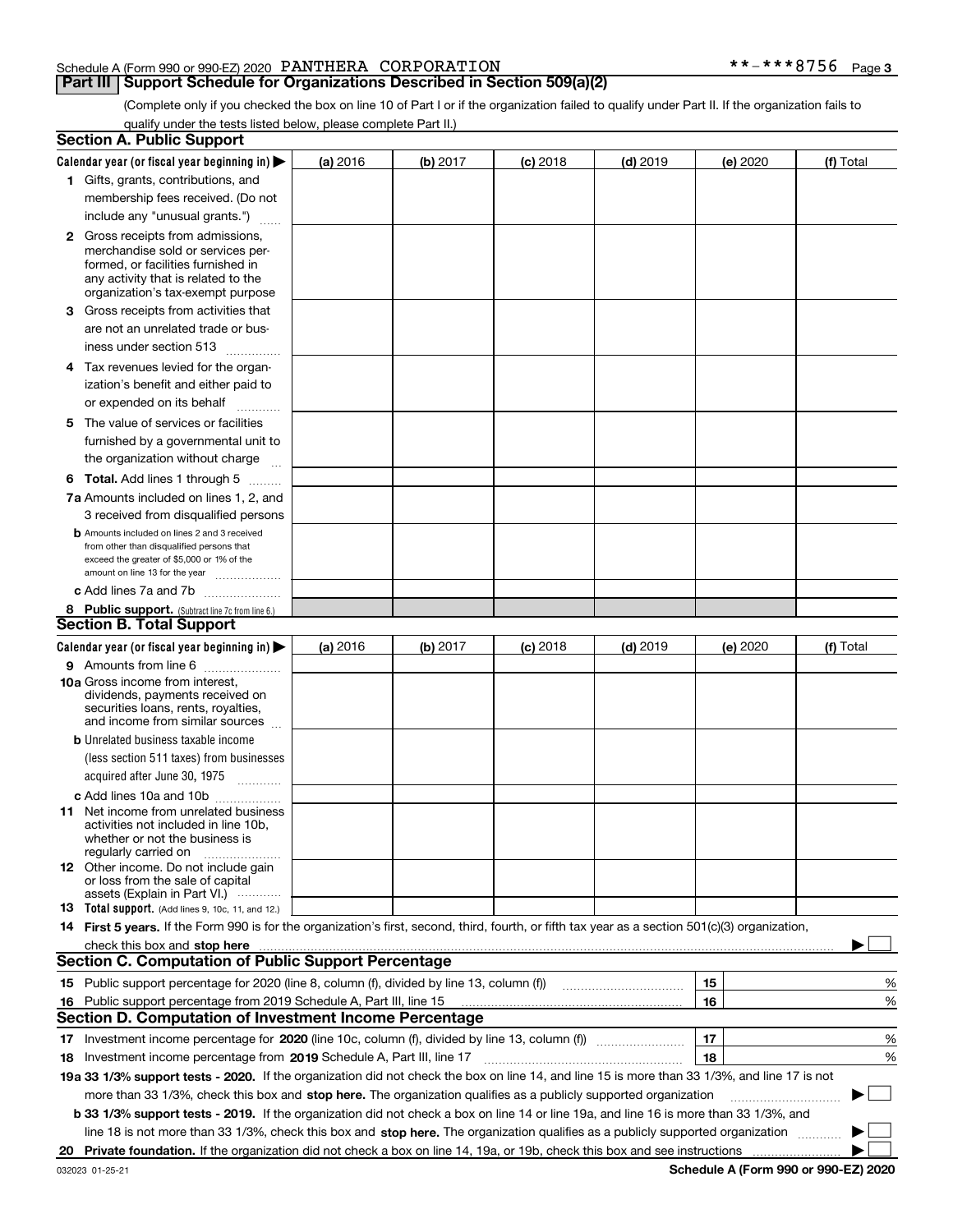Schedule A (Form 990 or 990-EZ) 2020 PANTHERA CORPORATION **-***8756 Page 3

## Part III Support Schedule for Organizations Described in Section 509(a)(2)

(Complete only if you checked the box on line 10 of Part I or if the organization failed to qualify under Part II. If the organization fails to qualify under the tests listed below, please complete Part II.)

### Section A. Public Support

| Calendar year (or fiscal year beginning in) ▶ | (a) 2016 | (b) 2017 | (c) 2018 | (d) 2019 | (e) 2020 | (f) Total |
|---|---|---|---|---|---|---|
| **1** Gifts, grants, contributions, and membership fees received. (Do not include any "unusual grants.") | | | | | | |
| **2** Gross receipts from admissions, merchandise sold or services performed, or facilities furnished in any activity that is related to the organization's tax-exempt purpose | | | | | | |
| **3** Gross receipts from activities that are not an unrelated trade or business under section 513 | | | | | | |
| **4** Tax revenues levied for the organization's benefit and either paid to or expended on its behalf | | | | | | |
| **5** The value of services or facilities furnished by a governmental unit to the organization without charge | | | | | | |
| **6 Total.** Add lines 1 through 5 | | | | | | |
| **7a** Amounts included on lines 1, 2, and 3 received from disqualified persons | | | | | | |
| **b** Amounts included on lines 2 and 3 received from other than disqualified persons that exceed the greater of $5,000 or 1% of the amount on line 13 for the year | | | | | | |
| **c** Add lines 7a and 7b | | | | | | |
| **8 Public support.** (Subtract line 7c from line 6.) | | | | | | |

### Section B. Total Support

| Calendar year (or fiscal year beginning in) ▶ | (a) 2016 | (b) 2017 | (c) 2018 | (d) 2019 | (e) 2020 | (f) Total |
|---|---|---|---|---|---|---|
| **9** Amounts from line 6 | | | | | | |
| **10a** Gross income from interest, dividends, payments received on securities loans, rents, royalties, and income from similar sources | | | | | | |
| **b** Unrelated business taxable income (less section 511 taxes) from businesses acquired after June 30, 1975 | | | | | | |
| **c** Add lines 10a and 10b | | | | | | |
| **11** Net income from unrelated business activities not included in line 10b, whether or not the business is regularly carried on | | | | | | |
| **12** Other income. Do not include gain or loss from the sale of capital assets (Explain in Part VI.) | | | | | | |
| **13 Total support.** (Add lines 9, 10c, 11, and 12.) | | | | | | |

**14 First 5 years.** If the Form 990 is for the organization's first, second, third, fourth, or fifth tax year as a section 501(c)(3) organization, check this box and **stop here** ▶ ☐

### Section C. Computation of Public Support Percentage

| | | | |
|---|---|---|---|
| **15** | Public support percentage for 2020 (line 8, column (f), divided by line 13, column (f)) | 15 | % |
| **16** | Public support percentage from 2019 Schedule A, Part III, line 15 | 16 | % |

### Section D. Computation of Investment Income Percentage

| | | | |
|---|---|---|---|
| **17** | Investment income percentage for **2020** (line 10c, column (f), divided by line 13, column (f)) | 17 | % |
| **18** | Investment income percentage from **2019** Schedule A, Part III, line 17 | 18 | % |

**19a 33 1/3% support tests - 2020.** If the organization did not check the box on line 14, and line 15 is more than 33 1/3%, and line 17 is not more than 33 1/3%, check this box and **stop here.** The organization qualifies as a publicly supported organization ▶ ☐

**b 33 1/3% support tests - 2019.** If the organization did not check a box on line 14 or line 19a, and line 16 is more than 33 1/3%, and line 18 is not more than 33 1/3%, check this box and **stop here.** The organization qualifies as a publicly supported organization ▶ ☐

**20 Private foundation.** If the organization did not check a box on line 14, 19a, or 19b, check this box and see instructions ▶ ☐

032023 01-25-21 **Schedule A (Form 990 or 990-EZ) 2020**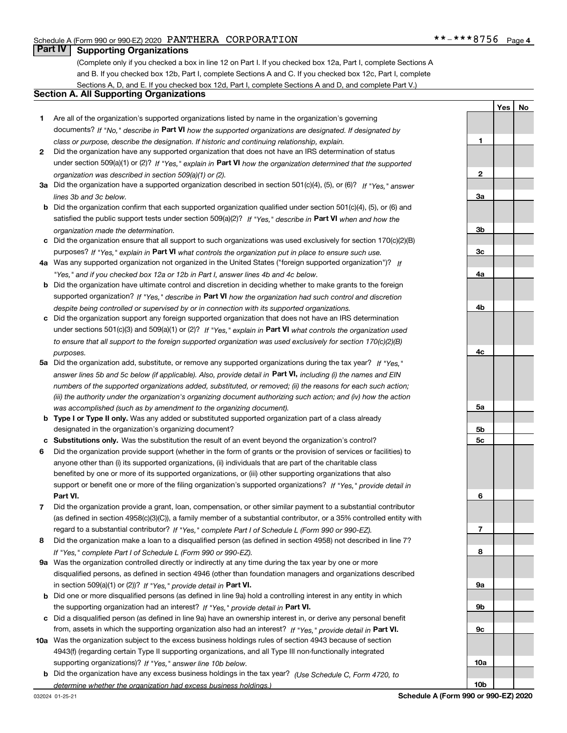Schedule A (Form 990 or 990-EZ) 2020 PANTHERA CORPORATION **-***8756 Page 4

## Part IV Supporting Organizations

(Complete only if you checked a box in line 12 on Part I. If you checked box 12a, Part I, complete Sections A and B. If you checked box 12b, Part I, complete Sections A and C. If you checked box 12c, Part I, complete Sections A, D, and E. If you checked box 12d, Part I, complete Sections A and D, and complete Part V.)

### Section A. All Supporting Organizations

| | | Line | Yes | No |
|---|---|---|---|---|
| **1** | Are all of the organization's supported organizations listed by name in the organization's governing documents? *If "No," describe in* **Part VI** *how the supported organizations are designated. If designated by class or purpose, describe the designation. If historic and continuing relationship, explain.* | **1** | | |
| **2** | Did the organization have any supported organization that does not have an IRS determination of status under section 509(a)(1) or (2)? *If "Yes," explain in* **Part VI** *how the organization determined that the supported organization was described in section 509(a)(1) or (2).* | **2** | | |
| **3a** | Did the organization have a supported organization described in section 501(c)(4), (5), or (6)? *If "Yes," answer lines 3b and 3c below.* | **3a** | | |
| **b** | Did the organization confirm that each supported organization qualified under section 501(c)(4), (5), or (6) and satisfied the public support tests under section 509(a)(2)? *If "Yes," describe in* **Part VI** *when and how the organization made the determination.* | **3b** | | |
| **c** | Did the organization ensure that all support to such organizations was used exclusively for section 170(c)(2)(B) purposes? *If "Yes," explain in* **Part VI** *what controls the organization put in place to ensure such use.* | **3c** | | |
| **4a** | Was any supported organization not organized in the United States ("foreign supported organization")? *If "Yes," and if you checked box 12a or 12b in Part I, answer lines 4b and 4c below.* | **4a** | | |
| **b** | Did the organization have ultimate control and discretion in deciding whether to make grants to the foreign supported organization? *If "Yes," describe in* **Part VI** *how the organization had such control and discretion despite being controlled or supervised by or in connection with its supported organizations.* | **4b** | | |
| **c** | Did the organization support any foreign supported organization that does not have an IRS determination under sections 501(c)(3) and 509(a)(1) or (2)? *If "Yes," explain in* **Part VI** *what controls the organization used to ensure that all support to the foreign supported organization was used exclusively for section 170(c)(2)(B) purposes.* | **4c** | | |
| **5a** | Did the organization add, substitute, or remove any supported organizations during the tax year? *If "Yes," answer lines 5b and 5c below (if applicable). Also, provide detail in* **Part VI,** *including (i) the names and EIN numbers of the supported organizations added, substituted, or removed; (ii) the reasons for each such action; (iii) the authority under the organization's organizing document authorizing such action; and (iv) how the action was accomplished (such as by amendment to the organizing document).* | **5a** | | |
| **b** | **Type I or Type II only.** Was any added or substituted supported organization part of a class already designated in the organization's organizing document? | **5b** | | |
| **c** | **Substitutions only.** Was the substitution the result of an event beyond the organization's control? | **5c** | | |
| **6** | Did the organization provide support (whether in the form of grants or the provision of services or facilities) to anyone other than (i) its supported organizations, (ii) individuals that are part of the charitable class benefited by one or more of its supported organizations, or (iii) other supporting organizations that also support or benefit one or more of the filing organization's supported organizations? *If "Yes," provide detail in* **Part VI.** | **6** | | |
| **7** | Did the organization provide a grant, loan, compensation, or other similar payment to a substantial contributor (as defined in section 4958(c)(3)(C)), a family member of a substantial contributor, or a 35% controlled entity with regard to a substantial contributor? *If "Yes," complete Part I of Schedule L (Form 990 or 990-EZ).* | **7** | | |
| **8** | Did the organization make a loan to a disqualified person (as defined in section 4958) not described in line 7? *If "Yes," complete Part I of Schedule L (Form 990 or 990-EZ).* | **8** | | |
| **9a** | Was the organization controlled directly or indirectly at any time during the tax year by one or more disqualified persons, as defined in section 4946 (other than foundation managers and organizations described in section 509(a)(1) or (2))? *If "Yes," provide detail in* **Part VI.** | **9a** | | |
| **b** | Did one or more disqualified persons (as defined in line 9a) hold a controlling interest in any entity in which the supporting organization had an interest? *If "Yes," provide detail in* **Part VI.** | **9b** | | |
| **c** | Did a disqualified person (as defined in line 9a) have an ownership interest in, or derive any personal benefit from, assets in which the supporting organization also had an interest? *If "Yes," provide detail in* **Part VI.** | **9c** | | |
| **10a** | Was the organization subject to the excess business holdings rules of section 4943 because of section 4943(f) (regarding certain Type II supporting organizations, and all Type III non-functionally integrated supporting organizations)? *If "Yes," answer line 10b below.* | **10a** | | |
| **b** | Did the organization have any excess business holdings in the tax year? *(Use Schedule C, Form 4720, to determine whether the organization had excess business holdings.)* | **10b** | | |

032024 01-25-21 **Schedule A (Form 990 or 990-EZ) 2020**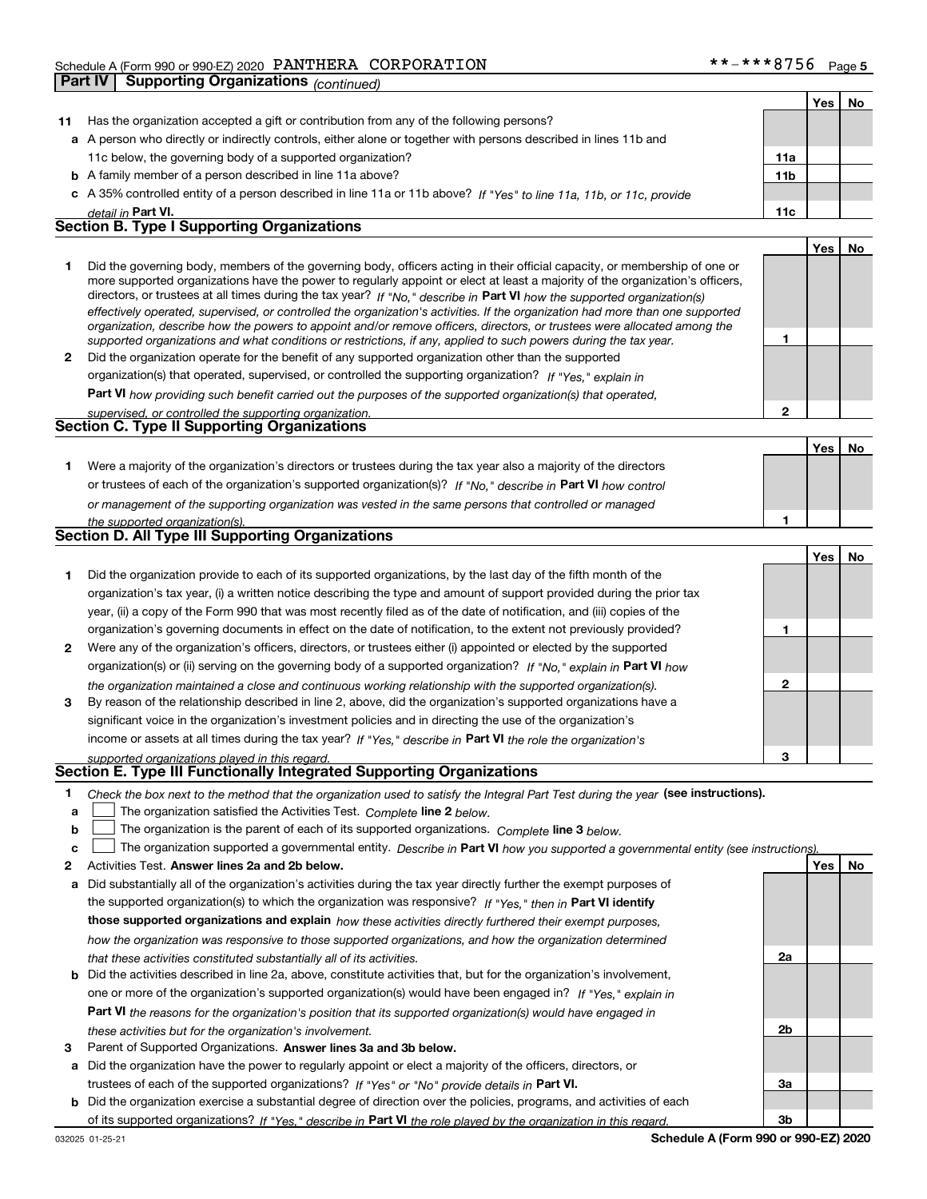Schedule A (Form 990 or 990-EZ) 2020 PANTHERA CORPORATION **-***8756

## Part IV Supporting Organizations *(continued)*

| | | | Yes | No |
|---|---|---|---|---|
| **11** | Has the organization accepted a gift or contribution from any of the following persons? | | | |
| **a** | A person who directly or indirectly controls, either alone or together with persons described in lines 11b and 11c below, the governing body of a supported organization? | 11a | | |
| **b** | A family member of a person described in line 11a above? | 11b | | |
| **c** | A 35% controlled entity of a person described in line 11a or 11b above? *If "Yes" to line 11a, 11b, or 11c, provide detail in* **Part VI.** | 11c | | |

### Section B. Type I Supporting Organizations

| | | | Yes | No |
|---|---|---|---|---|
| **1** | Did the governing body, members of the governing body, officers acting in their official capacity, or membership of one or more supported organizations have the power to regularly appoint or elect at least a majority of the organization's officers, directors, or trustees at all times during the tax year? *If "No," describe in* **Part VI** *how the supported organization(s) effectively operated, supervised, or controlled the organization's activities. If the organization had more than one supported organization, describe how the powers to appoint and/or remove officers, directors, or trustees were allocated among the supported organizations and what conditions or restrictions, if any, applied to such powers during the tax year.* | 1 | | |
| **2** | Did the organization operate for the benefit of any supported organization other than the supported organization(s) that operated, supervised, or controlled the supporting organization? *If "Yes," explain in* **Part VI** *how providing such benefit carried out the purposes of the supported organization(s) that operated, supervised, or controlled the supporting organization.* | 2 | | |

### Section C. Type II Supporting Organizations

| | | | Yes | No |
|---|---|---|---|---|
| **1** | Were a majority of the organization's directors or trustees during the tax year also a majority of the directors or trustees of each of the organization's supported organization(s)? *If "No," describe in* **Part VI** *how control or management of the supporting organization was vested in the same persons that controlled or managed the supported organization(s).* | 1 | | |

### Section D. All Type III Supporting Organizations

| | | | Yes | No |
|---|---|---|---|---|
| **1** | Did the organization provide to each of its supported organizations, by the last day of the fifth month of the organization's tax year, (i) a written notice describing the type and amount of support provided during the prior tax year, (ii) a copy of the Form 990 that was most recently filed as of the date of notification, and (iii) copies of the organization's governing documents in effect on the date of notification, to the extent not previously provided? | 1 | | |
| **2** | Were any of the organization's officers, directors, or trustees either (i) appointed or elected by the supported organization(s) or (ii) serving on the governing body of a supported organization? *If "No," explain in* **Part VI** *how the organization maintained a close and continuous working relationship with the supported organization(s).* | 2 | | |
| **3** | By reason of the relationship described in line 2, above, did the organization's supported organizations have a significant voice in the organization's investment policies and in directing the use of the organization's income or assets at all times during the tax year? *If "Yes," describe in* **Part VI** *the role the organization's supported organizations played in this regard.* | 3 | | |

### Section E. Type III Functionally Integrated Supporting Organizations

**1** *Check the box next to the method that the organization used to satisfy the Integral Part Test during the year* **(see instructions).**

- **a** ☐ The organization satisfied the Activities Test. *Complete* **line 2** *below.*
- **b** ☐ The organization is the parent of each of its supported organizations. *Complete* **line 3** *below.*
- **c** ☐ The organization supported a governmental entity. *Describe in* **Part VI** *how you supported a governmental entity (see instructions).*

| | | | Yes | No |
|---|---|---|---|---|
| **2** | Activities Test. **Answer lines 2a and 2b below.** | | | |
| **a** | Did substantially all of the organization's activities during the tax year directly further the exempt purposes of the supported organization(s) to which the organization was responsive? *If "Yes," then in* **Part VI identify those supported organizations and explain** *how these activities directly furthered their exempt purposes, how the organization was responsive to those supported organizations, and how the organization determined that these activities constituted substantially all of its activities.* | 2a | | |
| **b** | Did the activities described in line 2a, above, constitute activities that, but for the organization's involvement, one or more of the organization's supported organization(s) would have been engaged in? *If "Yes," explain in* **Part VI** *the reasons for the organization's position that its supported organization(s) would have engaged in these activities but for the organization's involvement.* | 2b | | |
| **3** | Parent of Supported Organizations. **Answer lines 3a and 3b below.** | | | |
| **a** | Did the organization have the power to regularly appoint or elect a majority of the officers, directors, or trustees of each of the supported organizations? *If "Yes" or "No" provide details in* **Part VI.** | 3a | | |
| **b** | Did the organization exercise a substantial degree of direction over the policies, programs, and activities of each of its supported organizations? *If "Yes," describe in* **Part VI** *the role played by the organization in this regard.* | 3b | | |

032025 01-25-21 **Schedule A (Form 990 or 990-EZ) 2020**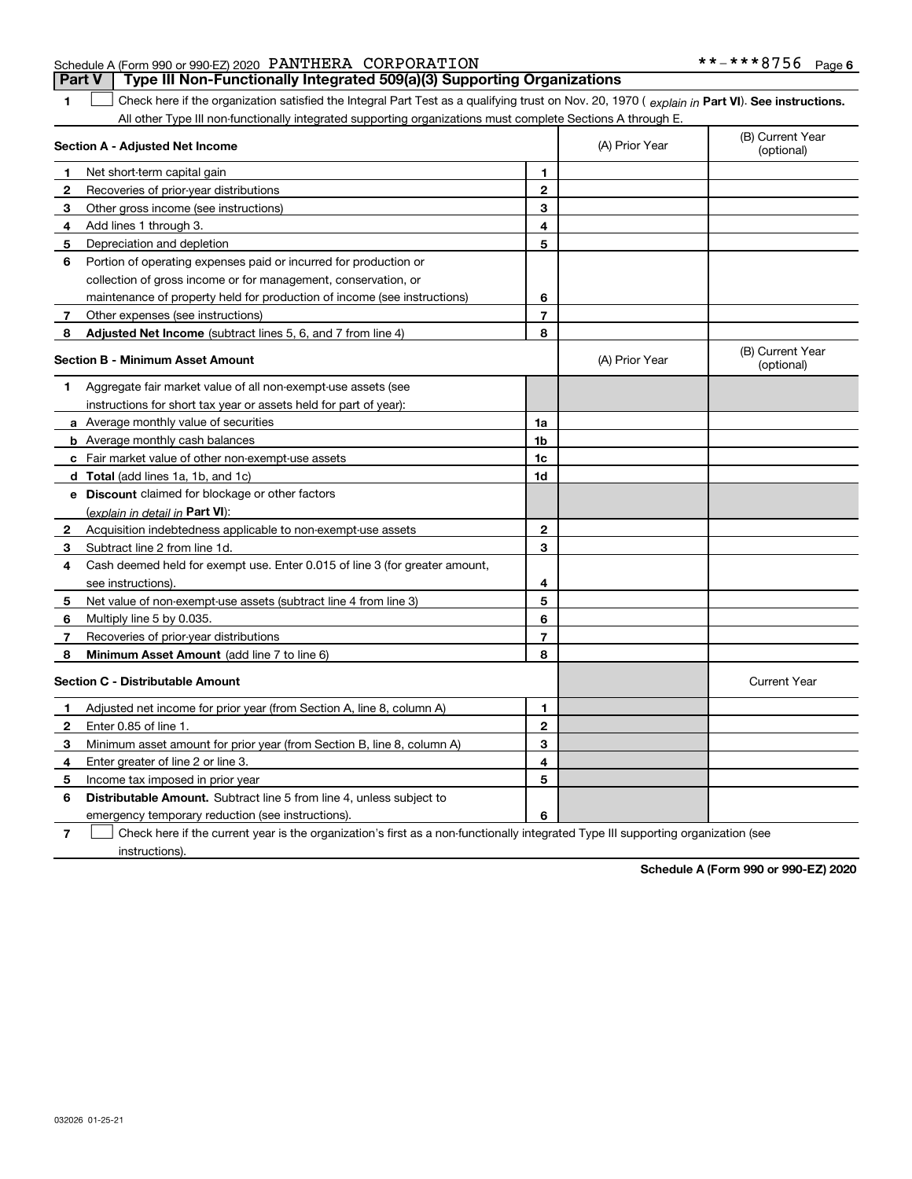Schedule A (Form 990 or 990-EZ) 2020 PANTHERA CORPORATION **-***8756 Page 6

## Part V | Type III Non-Functionally Integrated 509(a)(3) Supporting Organizations

**1** ☐ Check here if the organization satisfied the Integral Part Test as a qualifying trust on Nov. 20, 1970 ( *explain in* **Part VI**). **See instructions.** All other Type III non-functionally integrated supporting organizations must complete Sections A through E.

| **Section A - Adjusted Net Income** | | (A) Prior Year | (B) Current Year (optional) |
|---|---|---|---|
| **1** Net short-term capital gain | 1 | | |
| **2** Recoveries of prior-year distributions | 2 | | |
| **3** Other gross income (see instructions) | 3 | | |
| **4** Add lines 1 through 3. | 4 | | |
| **5** Depreciation and depletion | 5 | | |
| **6** Portion of operating expenses paid or incurred for production or collection of gross income or for management, conservation, or maintenance of property held for production of income (see instructions) | 6 | | |
| **7** Other expenses (see instructions) | 7 | | |
| **8** **Adjusted Net Income** (subtract lines 5, 6, and 7 from line 4) | 8 | | |

| **Section B - Minimum Asset Amount** | | (A) Prior Year | (B) Current Year (optional) |
|---|---|---|---|
| **1** Aggregate fair market value of all non-exempt-use assets (see instructions for short tax year or assets held for part of year): | | | |
| **a** Average monthly value of securities | 1a | | |
| **b** Average monthly cash balances | 1b | | |
| **c** Fair market value of other non-exempt-use assets | 1c | | |
| **d** **Total** (add lines 1a, 1b, and 1c) | 1d | | |
| **e** **Discount** claimed for blockage or other factors (*explain in detail in* **Part VI**): | | | |
| **2** Acquisition indebtedness applicable to non-exempt-use assets | 2 | | |
| **3** Subtract line 2 from line 1d. | 3 | | |
| **4** Cash deemed held for exempt use. Enter 0.015 of line 3 (for greater amount, see instructions). | 4 | | |
| **5** Net value of non-exempt-use assets (subtract line 4 from line 3) | 5 | | |
| **6** Multiply line 5 by 0.035. | 6 | | |
| **7** Recoveries of prior-year distributions | 7 | | |
| **8** **Minimum Asset Amount** (add line 7 to line 6) | 8 | | |

| **Section C - Distributable Amount** | | | Current Year |
|---|---|---|---|
| **1** Adjusted net income for prior year (from Section A, line 8, column A) | 1 | | |
| **2** Enter 0.85 of line 1. | 2 | | |
| **3** Minimum asset amount for prior year (from Section B, line 8, column A) | 3 | | |
| **4** Enter greater of line 2 or line 3. | 4 | | |
| **5** Income tax imposed in prior year | 5 | | |
| **6** **Distributable Amount.** Subtract line 5 from line 4, unless subject to emergency temporary reduction (see instructions). | 6 | | |

**7** ☐ Check here if the current year is the organization's first as a non-functionally integrated Type III supporting organization (see instructions).

**Schedule A (Form 990 or 990-EZ) 2020**

032026 01-25-21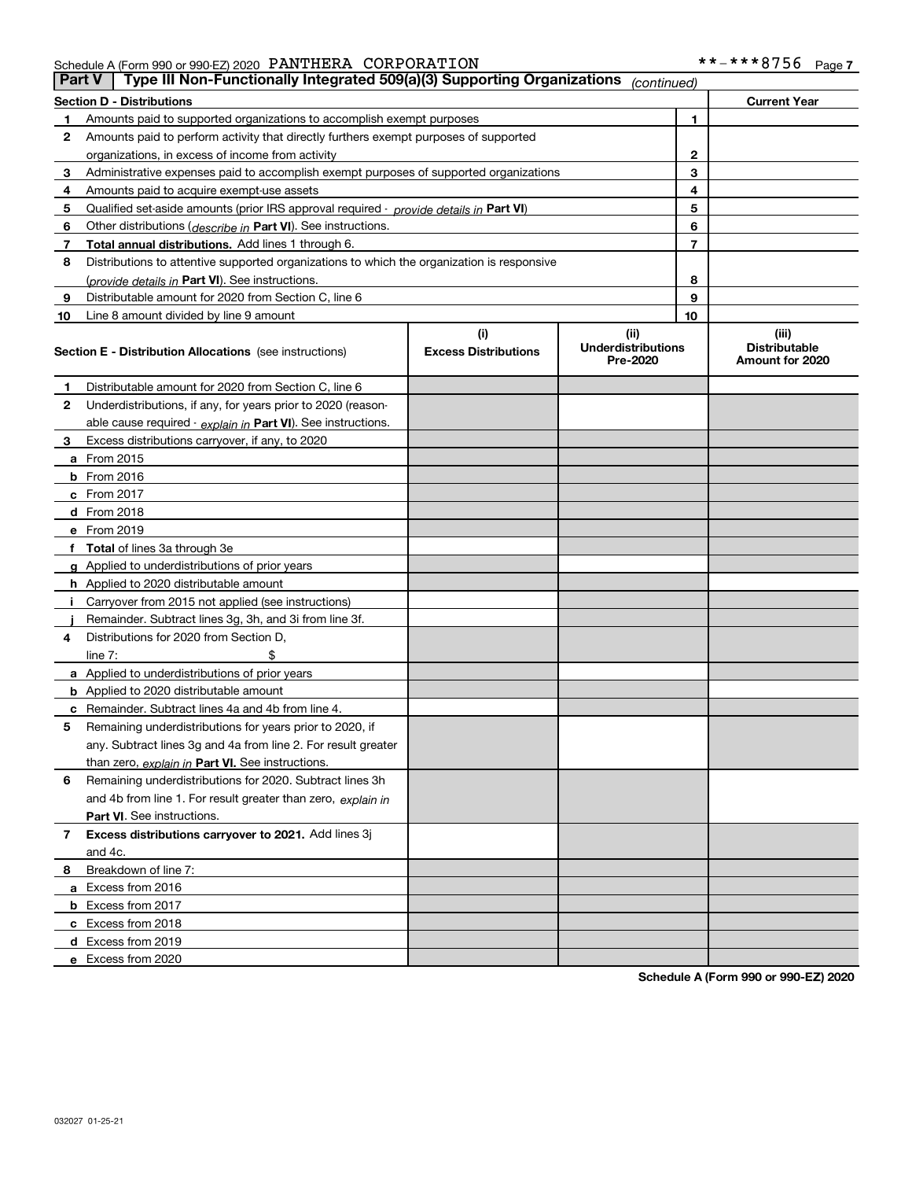Schedule A (Form 990 or 990-EZ) 2020 PANTHERA CORPORATION **-***8756

## Part V | Type III Non-Functionally Integrated 509(a)(3) Supporting Organizations *(continued)*

| Section D - Distributions | | | Current Year |
|---|---|---|---|
| 1 | Amounts paid to supported organizations to accomplish exempt purposes | 1 | |
| 2 | Amounts paid to perform activity that directly furthers exempt purposes of supported organizations, in excess of income from activity | 2 | |
| 3 | Administrative expenses paid to accomplish exempt purposes of supported organizations | 3 | |
| 4 | Amounts paid to acquire exempt-use assets | 4 | |
| 5 | Qualified set-aside amounts (prior IRS approval required - *provide details in* **Part VI**) | 5 | |
| 6 | Other distributions (*describe in* **Part VI**). See instructions. | 6 | |
| 7 | **Total annual distributions.** Add lines 1 through 6. | 7 | |
| 8 | Distributions to attentive supported organizations to which the organization is responsive (*provide details in* **Part VI**). See instructions. | 8 | |
| 9 | Distributable amount for 2020 from Section C, line 6 | 9 | |
| 10 | Line 8 amount divided by line 9 amount | 10 | |

| Section E - Distribution Allocations (see instructions) | (i) Excess Distributions | (ii) Underdistributions Pre-2020 | (iii) Distributable Amount for 2020 |
|---|---|---|---|
| **1** Distributable amount for 2020 from Section C, line 6 | | | |
| **2** Underdistributions, if any, for years prior to 2020 (reasonable cause required - *explain in* **Part VI**). See instructions. | | | |
| **3** Excess distributions carryover, if any, to 2020 | | | |
| **a** From 2015 | | | |
| **b** From 2016 | | | |
| **c** From 2017 | | | |
| **d** From 2018 | | | |
| **e** From 2019 | | | |
| **f** **Total** of lines 3a through 3e | | | |
| **g** Applied to underdistributions of prior years | | | |
| **h** Applied to 2020 distributable amount | | | |
| **i** Carryover from 2015 not applied (see instructions) | | | |
| **j** Remainder. Subtract lines 3g, 3h, and 3i from line 3f. | | | |
| **4** Distributions for 2020 from Section D, line 7: $ | | | |
| **a** Applied to underdistributions of prior years | | | |
| **b** Applied to 2020 distributable amount | | | |
| **c** Remainder. Subtract lines 4a and 4b from line 4. | | | |
| **5** Remaining underdistributions for years prior to 2020, if any. Subtract lines 3g and 4a from line 2. For result greater than zero, *explain in* **Part VI.** See instructions. | | | |
| **6** Remaining underdistributions for 2020. Subtract lines 3h and 4b from line 1. For result greater than zero, *explain in* **Part VI**. See instructions. | | | |
| **7** **Excess distributions carryover to 2021.** Add lines 3j and 4c. | | | |
| **8** Breakdown of line 7: | | | |
| **a** Excess from 2016 | | | |
| **b** Excess from 2017 | | | |
| **c** Excess from 2018 | | | |
| **d** Excess from 2019 | | | |
| **e** Excess from 2020 | | | |

**Schedule A (Form 990 or 990-EZ) 2020**

032027 01-25-21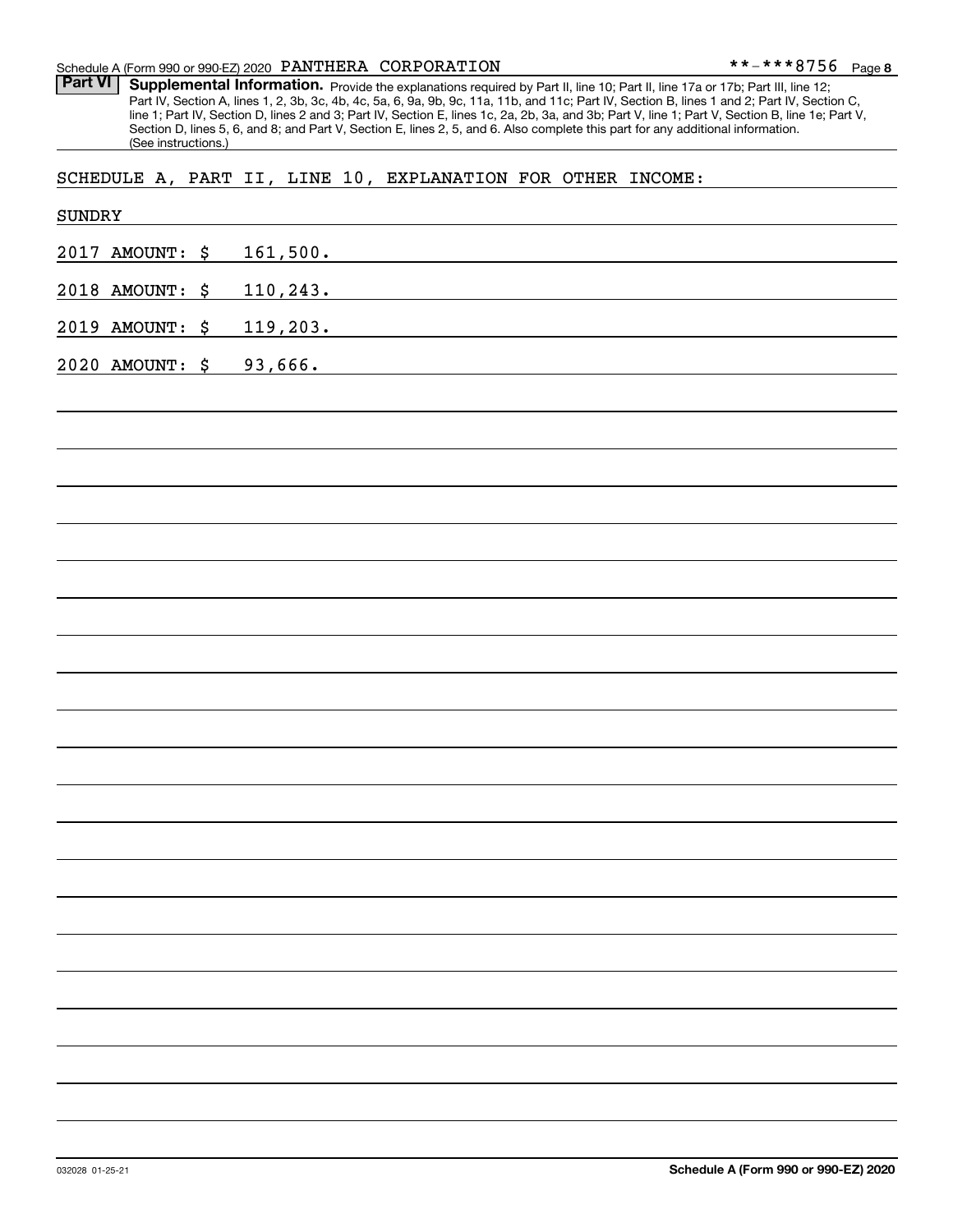Schedule A (Form 990 or 990-EZ) 2020 PANTHERA CORPORATION **-***8756

**Part VI** **Supplemental Information.** Provide the explanations required by Part II, line 10; Part II, line 17a or 17b; Part III, line 12; Part IV, Section A, lines 1, 2, 3b, 3c, 4b, 4c, 5a, 6, 9a, 9b, 9c, 11a, 11b, and 11c; Part IV, Section B, lines 1 and 2; Part IV, Section C, line 1; Part IV, Section D, lines 2 and 3; Part IV, Section E, lines 1c, 2a, 2b, 3a, and 3b; Part V, line 1; Part V, Section B, line 1e; Part V, Section D, lines 5, 6, and 8; and Part V, Section E, lines 2, 5, and 6. Also complete this part for any additional information. (See instructions.)

SCHEDULE A, PART II, LINE 10, EXPLANATION FOR OTHER INCOME:

SUNDRY

2017 AMOUNT: $ 161,500.

2018 AMOUNT: $ 110,243.

2019 AMOUNT: $ 119,203.

2020 AMOUNT: $ 93,666.

032028 01-25-21 **Schedule A (Form 990 or 990-EZ) 2020**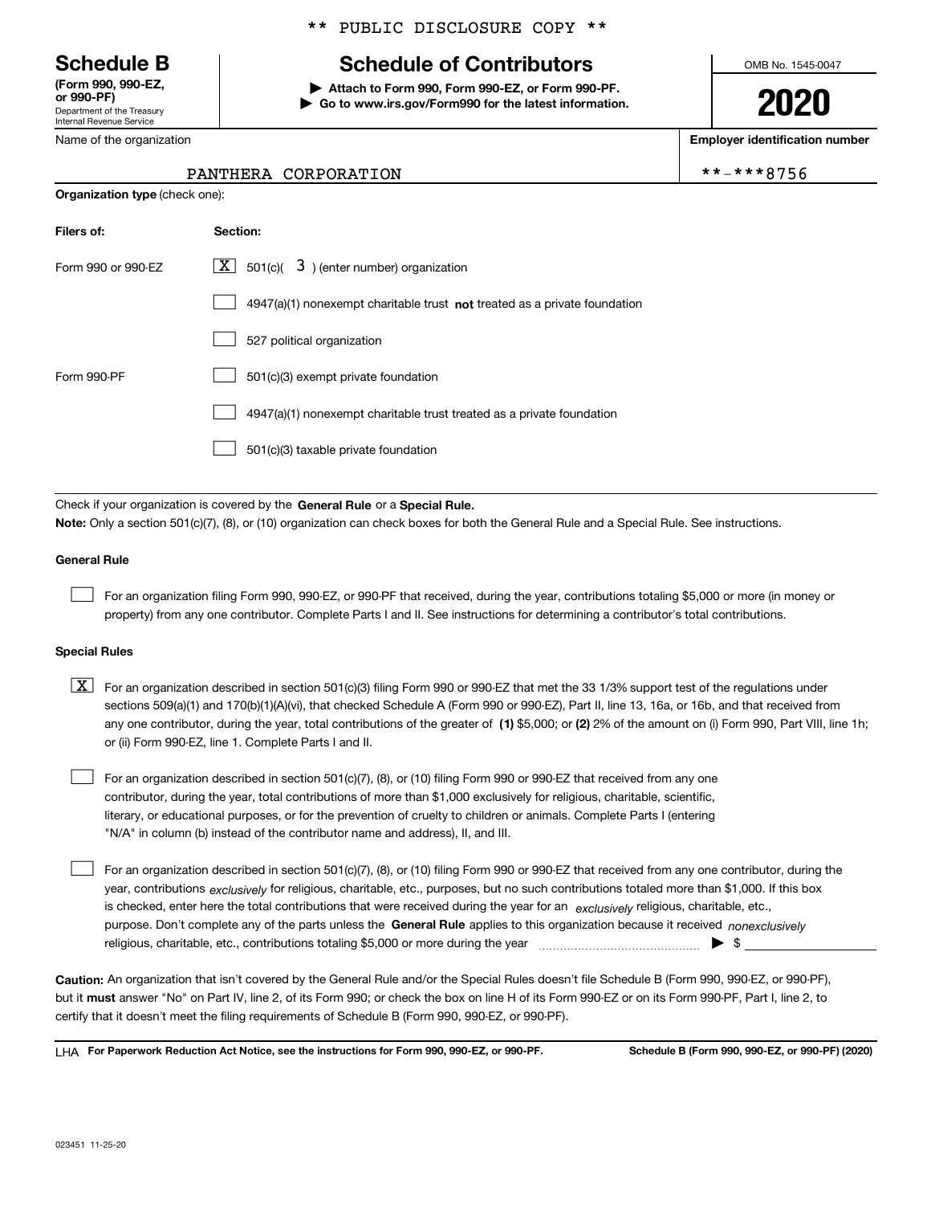** PUBLIC DISCLOSURE COPY **

# Schedule B (Form 990, 990-EZ, or 990-PF)

Department of the Treasury
Internal Revenue Service

## Schedule of Contributors

▶ Attach to Form 990, Form 990-EZ, or Form 990-PF.
▶ Go to www.irs.gov/Form990 for the latest information.

OMB No. 1545-0047

**2020**

| Name of the organization | Employer identification number |
|---|---|
| PANTHERA CORPORATION | **-***8756 |

**Organization type** (check one):

| Filers of: | Section: |
|---|---|
| Form 990 or 990-EZ | [X] 501(c)( 3 ) (enter number) organization |
| | [ ] 4947(a)(1) nonexempt charitable trust **not** treated as a private foundation |
| | [ ] 527 political organization |
| Form 990-PF | [ ] 501(c)(3) exempt private foundation |
| | [ ] 4947(a)(1) nonexempt charitable trust treated as a private foundation |
| | [ ] 501(c)(3) taxable private foundation |

Check if your organization is covered by the **General Rule** or a **Special Rule.**
**Note:** Only a section 501(c)(7), (8), or (10) organization can check boxes for both the General Rule and a Special Rule. See instructions.

**General Rule**

[ ] For an organization filing Form 990, 990-EZ, or 990-PF that received, during the year, contributions totaling $5,000 or more (in money or property) from any one contributor. Complete Parts I and II. See instructions for determining a contributor's total contributions.

**Special Rules**

[X] For an organization described in section 501(c)(3) filing Form 990 or 990-EZ that met the 33 1/3% support test of the regulations under sections 509(a)(1) and 170(b)(1)(A)(vi), that checked Schedule A (Form 990 or 990-EZ), Part II, line 13, 16a, or 16b, and that received from any one contributor, during the year, total contributions of the greater of **(1)** $5,000; or **(2)** 2% of the amount on (i) Form 990, Part VIII, line 1h; or (ii) Form 990-EZ, line 1. Complete Parts I and II.

[ ] For an organization described in section 501(c)(7), (8), or (10) filing Form 990 or 990-EZ that received from any one contributor, during the year, total contributions of more than $1,000 exclusively for religious, charitable, scientific, literary, or educational purposes, or for the prevention of cruelty to children or animals. Complete Parts I (entering "N/A" in column (b) instead of the contributor name and address), II, and III.

[ ] For an organization described in section 501(c)(7), (8), or (10) filing Form 990 or 990-EZ that received from any one contributor, during the year, contributions *exclusively* for religious, charitable, etc., purposes, but no such contributions totaled more than $1,000. If this box is checked, enter here the total contributions that were received during the year for an *exclusively* religious, charitable, etc., purpose. Don't complete any of the parts unless the **General Rule** applies to this organization because it received *nonexclusively* religious, charitable, etc., contributions totaling $5,000 or more during the year ▶ $

**Caution:** An organization that isn't covered by the General Rule and/or the Special Rules doesn't file Schedule B (Form 990, 990-EZ, or 990-PF), but it **must** answer "No" on Part IV, line 2, of its Form 990; or check the box on line H of its Form 990-EZ or on its Form 990-PF, Part I, line 2, to certify that it doesn't meet the filing requirements of Schedule B (Form 990, 990-EZ, or 990-PF).

LHA **For Paperwork Reduction Act Notice, see the instructions for Form 990, 990-EZ, or 990-PF.** **Schedule B (Form 990, 990-EZ, or 990-PF) (2020)**

023451 11-25-20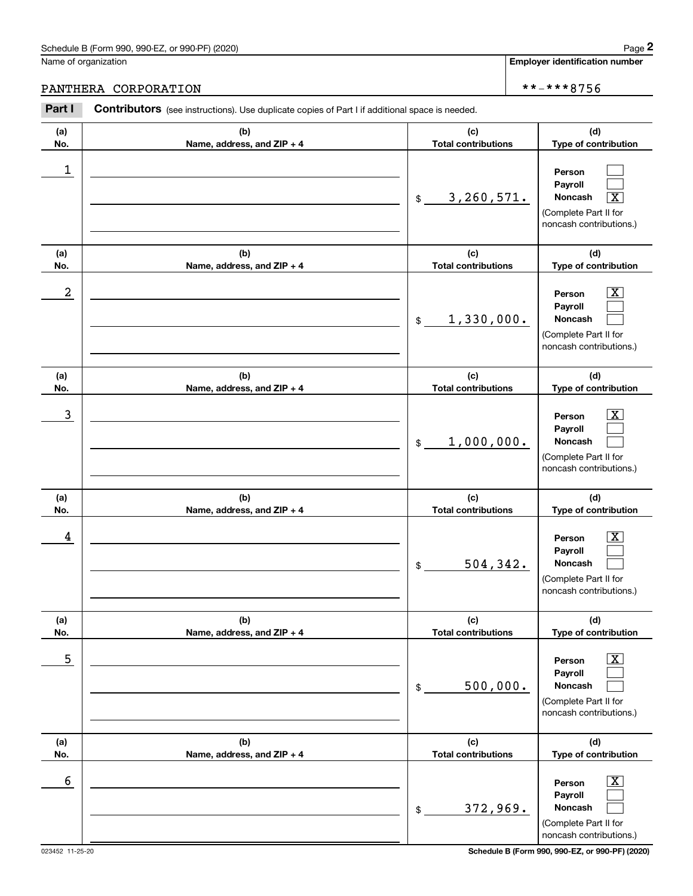Name of organization

PANTHERA CORPORATION

**Employer identification number**

**-***8756

**Part I** **Contributors** (see instructions). Use duplicate copies of Part I if additional space is needed.

| (a) No. | (b) Name, address, and ZIP + 4 | (c) Total contributions | (d) Type of contribution |
|---|---|---|---|
| 1 | | $ 3,260,571. | Person [ ] Payroll [ ] Noncash [X] (Complete Part II for noncash contributions.) |
| 2 | | $ 1,330,000. | Person [X] Payroll [ ] Noncash [ ] (Complete Part II for noncash contributions.) |
| 3 | | $ 1,000,000. | Person [X] Payroll [ ] Noncash [ ] (Complete Part II for noncash contributions.) |
| 4 | | $ 504,342. | Person [X] Payroll [ ] Noncash [ ] (Complete Part II for noncash contributions.) |
| 5 | | $ 500,000. | Person [X] Payroll [ ] Noncash [ ] (Complete Part II for noncash contributions.) |
| 6 | | $ 372,969. | Person [X] Payroll [ ] Noncash [ ] (Complete Part II for noncash contributions.) |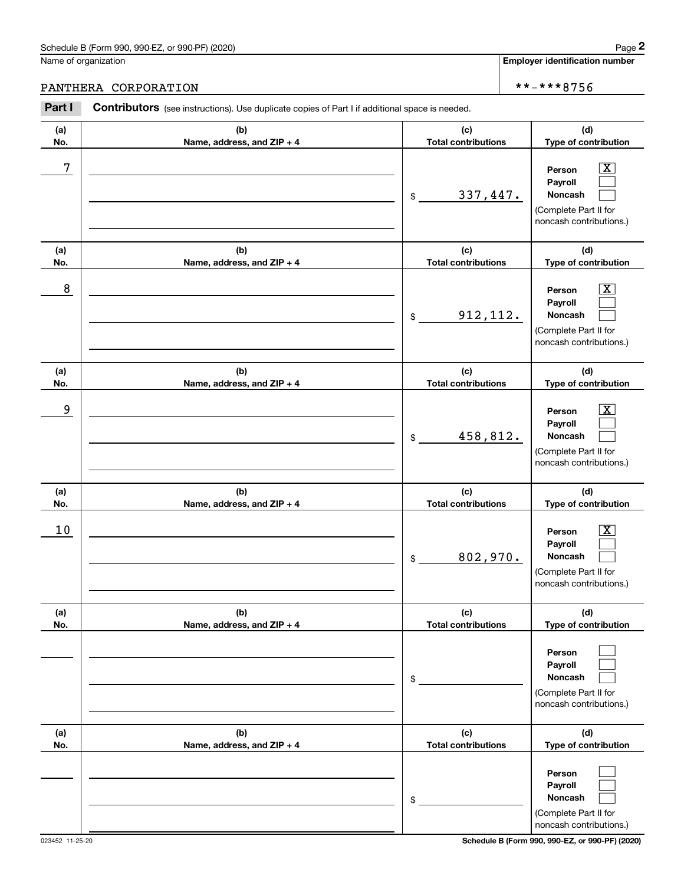Schedule B (Form 990, 990-EZ, or 990-PF) (2020)

Name of organization: PANTHERA CORPORATION

Employer identification number: **-***8756

**Part I** **Contributors** (see instructions). Use duplicate copies of Part I if additional space is needed.

| (a) No. | (b) Name, address, and ZIP + 4 | (c) Total contributions | (d) Type of contribution |
|---|---|---|---|
| 7 | | $ 337,447. | Person [X] Payroll [ ] Noncash [ ] (Complete Part II for noncash contributions.) |
| 8 | | $ 912,112. | Person [X] Payroll [ ] Noncash [ ] (Complete Part II for noncash contributions.) |
| 9 | | $ 458,812. | Person [X] Payroll [ ] Noncash [ ] (Complete Part II for noncash contributions.) |
| 10 | | $ 802,970. | Person [X] Payroll [ ] Noncash [ ] (Complete Part II for noncash contributions.) |
| | | $ | Person [ ] Payroll [ ] Noncash [ ] (Complete Part II for noncash contributions.) |
| | | $ | Person [ ] Payroll [ ] Noncash [ ] (Complete Part II for noncash contributions.) |

023452 11-25-20

Schedule B (Form 990, 990-EZ, or 990-PF) (2020)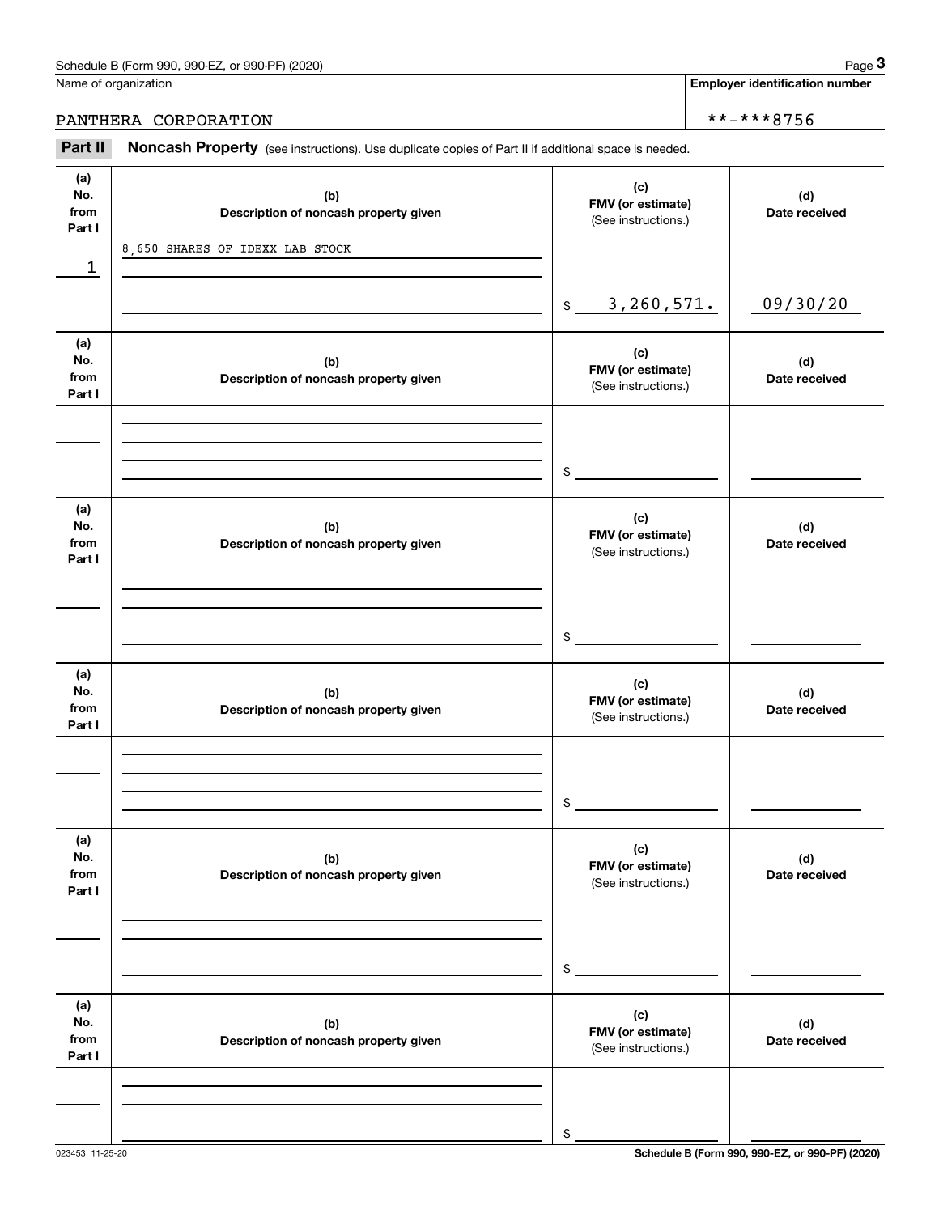Name of organization

PANTHERA CORPORATION

**Employer identification number**

**-***8756

**Part II** **Noncash Property** (see instructions). Use duplicate copies of Part II if additional space is needed.

| (a) No. from Part I | (b) Description of noncash property given | (c) FMV (or estimate) (See instructions.) | (d) Date received |
|---|---|---|---|
| 1 | 8,650 SHARES OF IDEXX LAB STOCK | $ 3,260,571. | 09/30/20 |
| | | $ | |
| | | $ | |
| | | $ | |
| | | $ | |
| | | $ | |

023453 11-25-20

**Schedule B (Form 990, 990-EZ, or 990-PF) (2020)**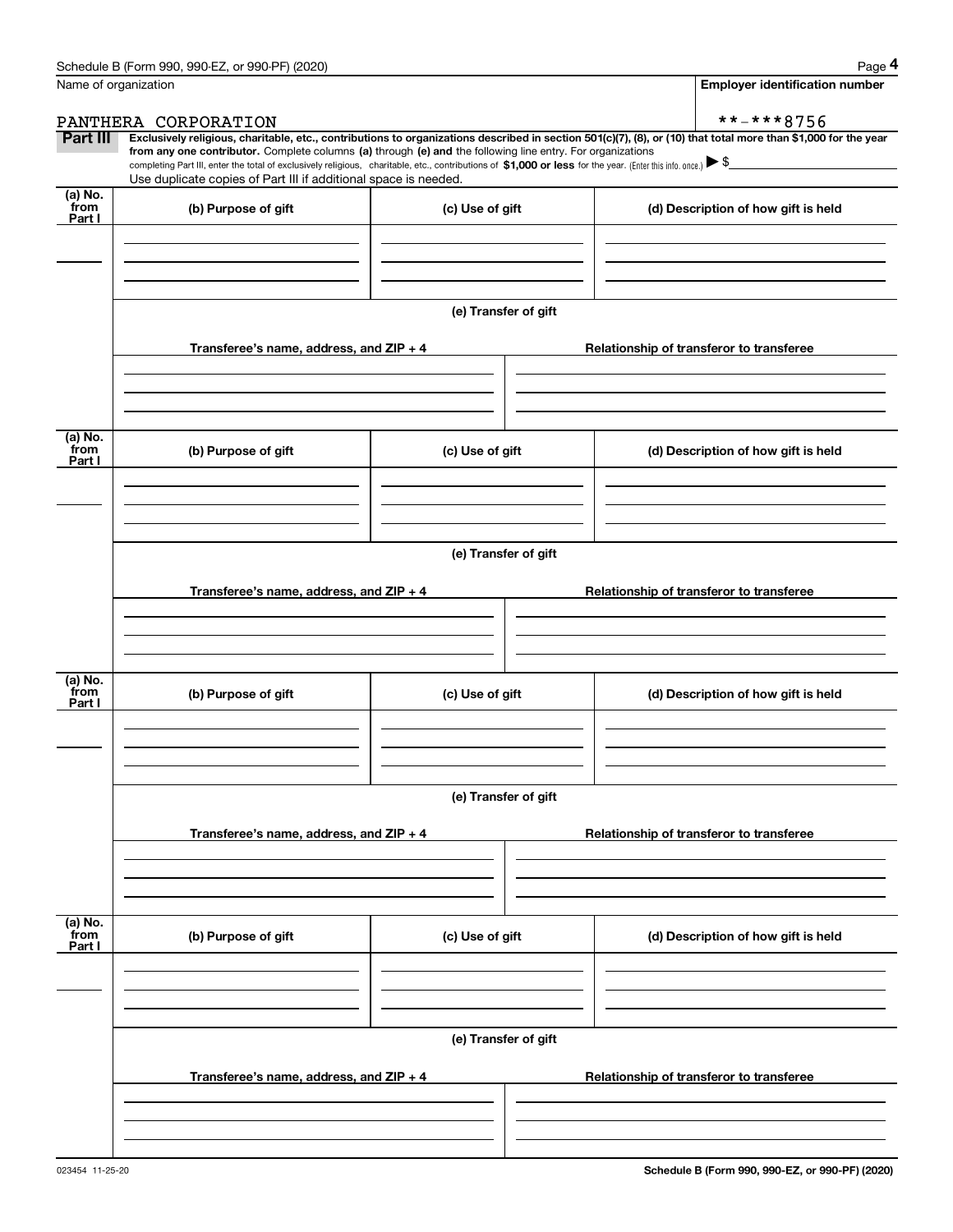Name of organization

PANTHERA CORPORATION

**Employer identification number**

**-***8756

**Part III** **Exclusively religious, charitable, etc., contributions to organizations described in section 501(c)(7), (8), or (10) that total more than $1,000 for the year from any one contributor.** Complete columns **(a)** through **(e) and** the following line entry. For organizations completing Part III, enter the total of exclusively religious, charitable, etc., contributions of **$1,000 or less** for the year. (Enter this info. once.) ▶ $

Use duplicate copies of Part III if additional space is needed.

| (a) No. from Part I | (b) Purpose of gift | (c) Use of gift | (d) Description of how gift is held |
|---|---|---|---|
| | | | |

(e) Transfer of gift

| Transferee's name, address, and ZIP + 4 | Relationship of transferor to transferee |
|---|---|
| | |

| (a) No. from Part I | (b) Purpose of gift | (c) Use of gift | (d) Description of how gift is held |
|---|---|---|---|
| | | | |

(e) Transfer of gift

| Transferee's name, address, and ZIP + 4 | Relationship of transferor to transferee |
|---|---|
| | |

| (a) No. from Part I | (b) Purpose of gift | (c) Use of gift | (d) Description of how gift is held |
|---|---|---|---|
| | | | |

(e) Transfer of gift

| Transferee's name, address, and ZIP + 4 | Relationship of transferor to transferee |
|---|---|
| | |

| (a) No. from Part I | (b) Purpose of gift | (c) Use of gift | (d) Description of how gift is held |
|---|---|---|---|
| | | | |

(e) Transfer of gift

| Transferee's name, address, and ZIP + 4 | Relationship of transferor to transferee |
|---|---|
| | |

023454 11-25-20

**Schedule B (Form 990, 990-EZ, or 990-PF) (2020)**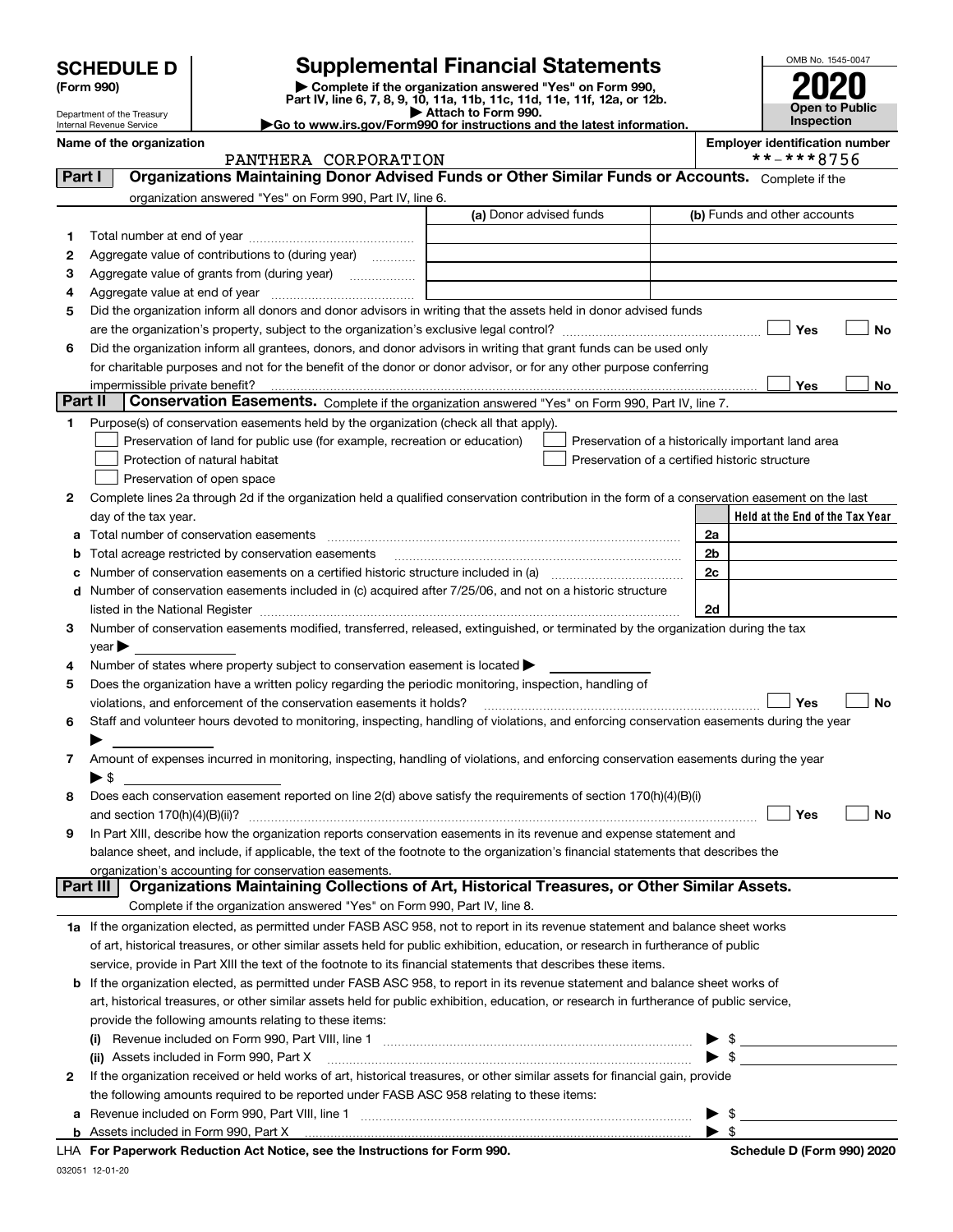**SCHEDULE D (Form 990)**

Department of the Treasury
Internal Revenue Service

# Supplemental Financial Statements

▶ Complete if the organization answered "Yes" on Form 990, Part IV, line 6, 7, 8, 9, 10, 11a, 11b, 11c, 11d, 11e, 11f, 12a, or 12b.
▶ Attach to Form 990.
▶Go to www.irs.gov/Form990 for instructions and the latest information.

OMB No. 1545-0047

**2020**

**Open to Public Inspection**

**Name of the organization**
PANTHERA CORPORATION

**Employer identification number**
**-***8756

## Part I — Organizations Maintaining Donor Advised Funds or Other Similar Funds or Accounts.
Complete if the organization answered "Yes" on Form 990, Part IV, line 6.

| | | (a) Donor advised funds | (b) Funds and other accounts |
|---|---|---|---|
| 1 | Total number at end of year | | |
| 2 | Aggregate value of contributions to (during year) | | |
| 3 | Aggregate value of grants from (during year) | | |
| 4 | Aggregate value at end of year | | |

5 Did the organization inform all donors and donor advisors in writing that the assets held in donor advised funds are the organization's property, subject to the organization's exclusive legal control? ☐ Yes ☐ No

6 Did the organization inform all grantees, donors, and donor advisors in writing that grant funds can be used only for charitable purposes and not for the benefit of the donor or donor advisor, or for any other purpose conferring impermissible private benefit? ☐ Yes ☐ No

## Part II — Conservation Easements.
Complete if the organization answered "Yes" on Form 990, Part IV, line 7.

1 Purpose(s) of conservation easements held by the organization (check all that apply).

- ☐ Preservation of land for public use (for example, recreation or education)
- ☐ Protection of natural habitat
- ☐ Preservation of open space
- ☐ Preservation of a historically important land area
- ☐ Preservation of a certified historic structure

2 Complete lines 2a through 2d if the organization held a qualified conservation contribution in the form of a conservation easement on the last day of the tax year.

| | | | Held at the End of the Tax Year |
|---|---|---|---|
| a | Total number of conservation easements | 2a | |
| b | Total acreage restricted by conservation easements | 2b | |
| c | Number of conservation easements on a certified historic structure included in (a) | 2c | |
| d | Number of conservation easements included in (c) acquired after 7/25/06, and not on a historic structure listed in the National Register | 2d | |

3 Number of conservation easements modified, transferred, released, extinguished, or terminated by the organization during the tax year ▶

4 Number of states where property subject to conservation easement is located ▶

5 Does the organization have a written policy regarding the periodic monitoring, inspection, handling of violations, and enforcement of the conservation easements it holds? ☐ Yes ☐ No

6 Staff and volunteer hours devoted to monitoring, inspecting, handling of violations, and enforcing conservation easements during the year ▶

7 Amount of expenses incurred in monitoring, inspecting, handling of violations, and enforcing conservation easements during the year ▶ $

8 Does each conservation easement reported on line 2(d) above satisfy the requirements of section 170(h)(4)(B)(i) and section 170(h)(4)(B)(ii)? ☐ Yes ☐ No

9 In Part XIII, describe how the organization reports conservation easements in its revenue and expense statement and balance sheet, and include, if applicable, the text of the footnote to the organization's financial statements that describes the organization's accounting for conservation easements.

## Part III — Organizations Maintaining Collections of Art, Historical Treasures, or Other Similar Assets.
Complete if the organization answered "Yes" on Form 990, Part IV, line 8.

1a If the organization elected, as permitted under FASB ASC 958, not to report in its revenue statement and balance sheet works of art, historical treasures, or other similar assets held for public exhibition, education, or research in furtherance of public service, provide in Part XIII the text of the footnote to its financial statements that describes these items.

b If the organization elected, as permitted under FASB ASC 958, to report in its revenue statement and balance sheet works of art, historical treasures, or other similar assets held for public exhibition, education, or research in furtherance of public service, provide the following amounts relating to these items:

(i) Revenue included on Form 990, Part VIII, line 1 ▶ $

(ii) Assets included in Form 990, Part X ▶ $

2 If the organization received or held works of art, historical treasures, or other similar assets for financial gain, provide the following amounts required to be reported under FASB ASC 958 relating to these items:

a Revenue included on Form 990, Part VIII, line 1 ▶ $

b Assets included in Form 990, Part X ▶ $

LHA **For Paperwork Reduction Act Notice, see the Instructions for Form 990.** **Schedule D (Form 990) 2020**

032051 12-01-20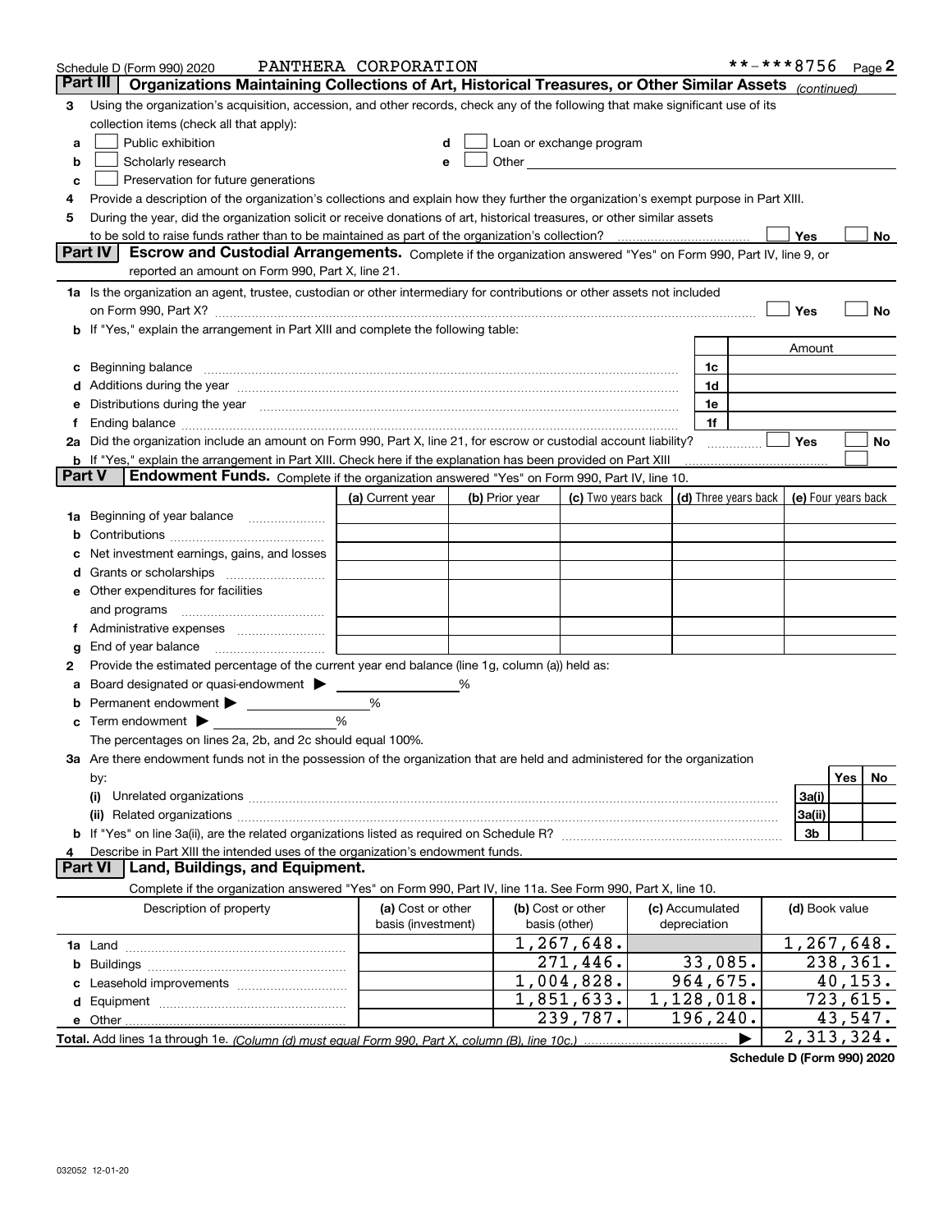Schedule D (Form 990) 2020 PANTHERA CORPORATION **-***8756 Page 2

## Part III Organizations Maintaining Collections of Art, Historical Treasures, or Other Similar Assets *(continued)*

**3** Using the organization's acquisition, accession, and other records, check any of the following that make significant use of its collection items (check all that apply):

- **a** ☐ Public exhibition
- **b** ☐ Scholarly research
- **c** ☐ Preservation for future generations
- **d** ☐ Loan or exchange program
- **e** ☐ Other

**4** Provide a description of the organization's collections and explain how they further the organization's exempt purpose in Part XIII.

**5** During the year, did the organization solicit or receive donations of art, historical treasures, or other similar assets to be sold to raise funds rather than to be maintained as part of the organization's collection? ☐ Yes ☐ No

## Part IV Escrow and Custodial Arrangements.

Complete if the organization answered "Yes" on Form 990, Part IV, line 9, or reported an amount on Form 990, Part X, line 21.

**1a** Is the organization an agent, trustee, custodian or other intermediary for contributions or other assets not included on Form 990, Part X? ☐ Yes ☐ No

**b** If "Yes," explain the arrangement in Part XIII and complete the following table:

| | | Amount |
|---|---|---|
| **c** Beginning balance | 1c | |
| **d** Additions during the year | 1d | |
| **e** Distributions during the year | 1e | |
| **f** Ending balance | 1f | |

**2a** Did the organization include an amount on Form 990, Part X, line 21, for escrow or custodial account liability? ☐ Yes ☐ No

**b** If "Yes," explain the arrangement in Part XIII. Check here if the explanation has been provided on Part XIII ☐

## Part V Endowment Funds.

Complete if the organization answered "Yes" on Form 990, Part IV, line 10.

| | (a) Current year | (b) Prior year | (c) Two years back | (d) Three years back | (e) Four years back |
|---|---|---|---|---|---|
| **1a** Beginning of year balance | | | | | |
| **b** Contributions | | | | | |
| **c** Net investment earnings, gains, and losses | | | | | |
| **d** Grants or scholarships | | | | | |
| **e** Other expenditures for facilities and programs | | | | | |
| **f** Administrative expenses | | | | | |
| **g** End of year balance | | | | | |

**2** Provide the estimated percentage of the current year end balance (line 1g, column (a)) held as:

- **a** Board designated or quasi-endowment ▶ ______ %
- **b** Permanent endowment ▶ ______ %
- **c** Term endowment ▶ ______ %

The percentages on lines 2a, 2b, and 2c should equal 100%.

**3a** Are there endowment funds not in the possession of the organization that are held and administered for the organization by:

| | | Yes | No |
|---|---|---|---|
| **(i)** Unrelated organizations | 3a(i) | | |
| **(ii)** Related organizations | 3a(ii) | | |
| **b** If "Yes" on line 3a(ii), are the related organizations listed as required on Schedule R? | 3b | | |

**4** Describe in Part XIII the intended uses of the organization's endowment funds.

## Part VI Land, Buildings, and Equipment.

Complete if the organization answered "Yes" on Form 990, Part IV, line 11a. See Form 990, Part X, line 10.

| Description of property | (a) Cost or other basis (investment) | (b) Cost or other basis (other) | (c) Accumulated depreciation | (d) Book value |
|---|---|---|---|---|
| **1a** Land | | 1,267,648. | | 1,267,648. |
| **b** Buildings | | 271,446. | 33,085. | 238,361. |
| **c** Leasehold improvements | | 1,004,828. | 964,675. | 40,153. |
| **d** Equipment | | 1,851,633. | 1,128,018. | 723,615. |
| **e** Other | | 239,787. | 196,240. | 43,547. |
| **Total.** Add lines 1a through 1e. *(Column (d) must equal Form 990, Part X, column (B), line 10c.)* | | | ▶ | 2,313,324. |

**Schedule D (Form 990) 2020**

032052 12-01-20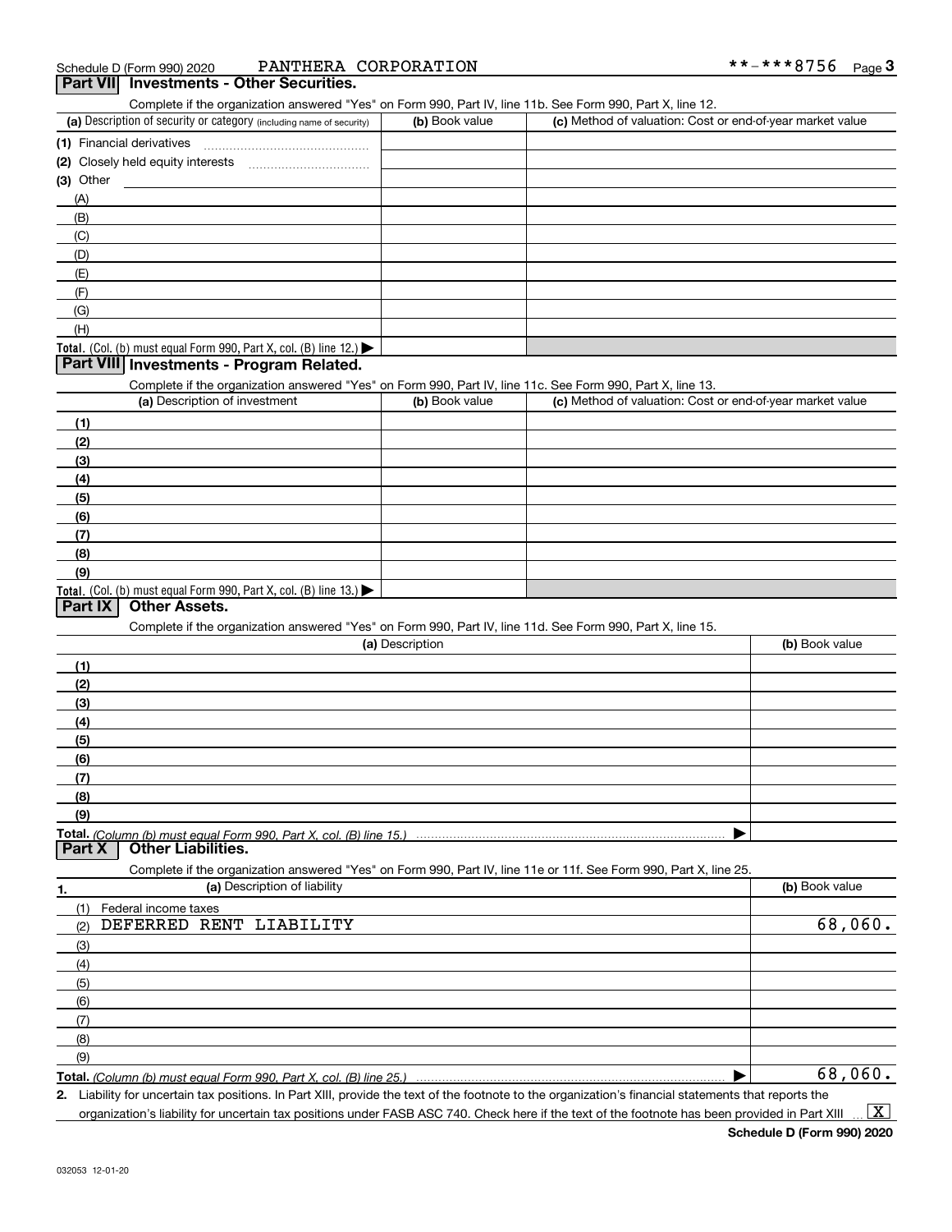Schedule D (Form 990) 2020 PANTHERA CORPORATION **-***8756 Page 3

## Part VII Investments - Other Securities.

Complete if the organization answered "Yes" on Form 990, Part IV, line 11b. See Form 990, Part X, line 12.

| (a) Description of security or category (including name of security) | (b) Book value | (c) Method of valuation: Cost or end-of-year market value |
|---|---|---|
| (1) Financial derivatives | | |
| (2) Closely held equity interests | | |
| (3) Other | | |
| (A) | | |
| (B) | | |
| (C) | | |
| (D) | | |
| (E) | | |
| (F) | | |
| (G) | | |
| (H) | | |
| **Total.** (Col. (b) must equal Form 990, Part X, col. (B) line 12.) ▶ | | |

## Part VIII Investments - Program Related.

Complete if the organization answered "Yes" on Form 990, Part IV, line 11c. See Form 990, Part X, line 13.

| (a) Description of investment | (b) Book value | (c) Method of valuation: Cost or end-of-year market value |
|---|---|---|
| (1) | | |
| (2) | | |
| (3) | | |
| (4) | | |
| (5) | | |
| (6) | | |
| (7) | | |
| (8) | | |
| (9) | | |
| **Total.** (Col. (b) must equal Form 990, Part X, col. (B) line 13.) ▶ | | |

## Part IX Other Assets.

Complete if the organization answered "Yes" on Form 990, Part IV, line 11d. See Form 990, Part X, line 15.

| (a) Description | (b) Book value |
|---|---|
| (1) | |
| (2) | |
| (3) | |
| (4) | |
| (5) | |
| (6) | |
| (7) | |
| (8) | |
| (9) | |
| **Total.** *(Column (b) must equal Form 990, Part X, col. (B) line 15.)* ▶ | |

## Part X Other Liabilities.

Complete if the organization answered "Yes" on Form 990, Part IV, line 11e or 11f. See Form 990, Part X, line 25.

| 1. (a) Description of liability | (b) Book value |
|---|---|
| (1) Federal income taxes | |
| (2) DEFERRED RENT LIABILITY | 68,060. |
| (3) | |
| (4) | |
| (5) | |
| (6) | |
| (7) | |
| (8) | |
| (9) | |
| **Total.** *(Column (b) must equal Form 990, Part X, col. (B) line 25.)* ▶ | 68,060. |

**2.** Liability for uncertain tax positions. In Part XIII, provide the text of the footnote to the organization's financial statements that reports the organization's liability for uncertain tax positions under FASB ASC 740. Check here if the text of the footnote has been provided in Part XIII ... [X]

Schedule D (Form 990) 2020

032053 12-01-20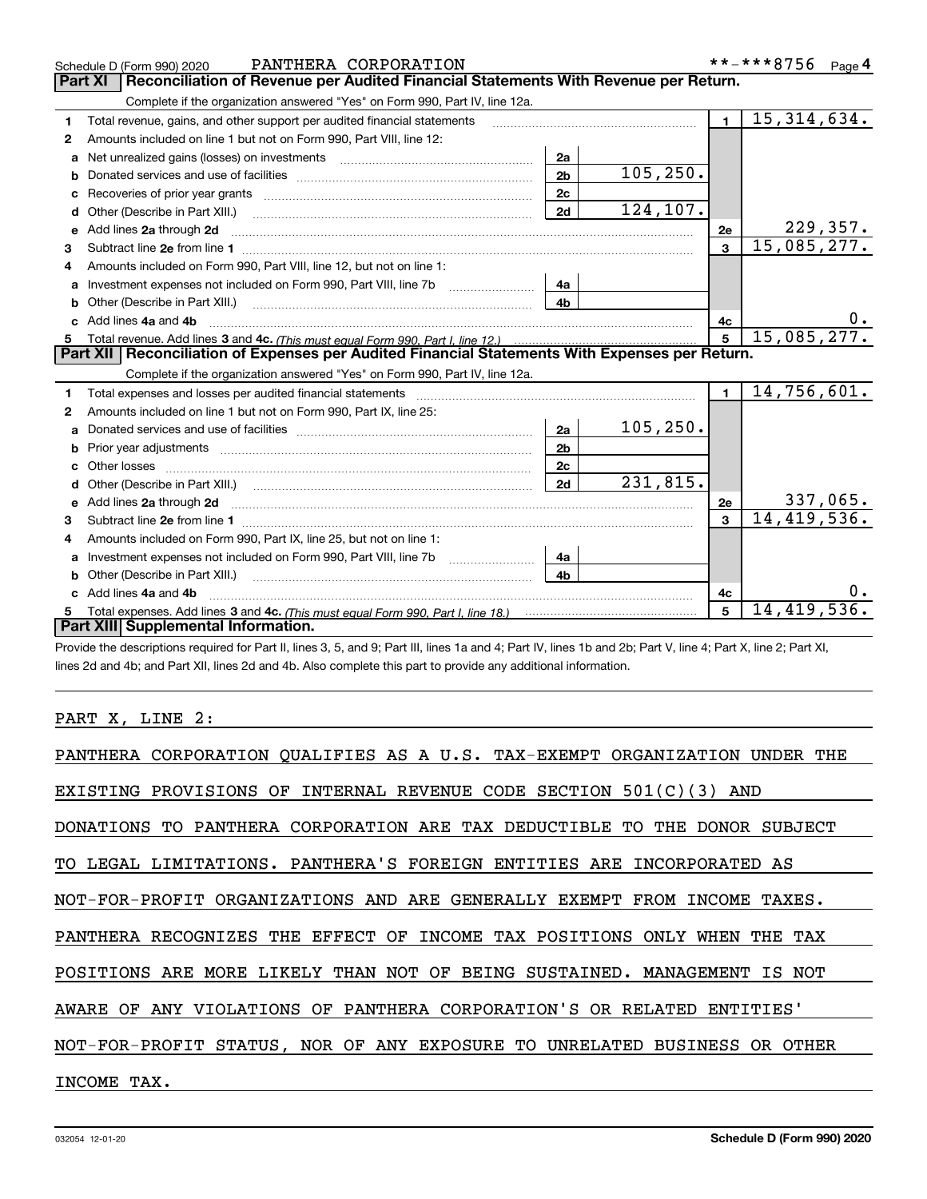Schedule D (Form 990) 2020 PANTHERA CORPORATION **-***8756 Page 4

## Part XI Reconciliation of Revenue per Audited Financial Statements With Revenue per Return.

Complete if the organization answered "Yes" on Form 990, Part IV, line 12a.

| | | | | | |
|---|---|---|---|---|---|
| 1 | Total revenue, gains, and other support per audited financial statements | | | 1 | 15,314,634. |
| 2 | Amounts included on line 1 but not on Form 990, Part VIII, line 12: | | | | |
| a | Net unrealized gains (losses) on investments | 2a | | | |
| b | Donated services and use of facilities | 2b | 105,250. | | |
| c | Recoveries of prior year grants | 2c | | | |
| d | Other (Describe in Part XIII.) | 2d | 124,107. | | |
| e | Add lines 2a through 2d | | | 2e | 229,357. |
| 3 | Subtract line 2e from line 1 | | | 3 | 15,085,277. |
| 4 | Amounts included on Form 990, Part VIII, line 12, but not on line 1: | | | | |
| a | Investment expenses not included on Form 990, Part VIII, line 7b | 4a | | | |
| b | Other (Describe in Part XIII.) | 4b | | | |
| c | Add lines 4a and 4b | | | 4c | 0. |
| 5 | Total revenue. Add lines 3 and 4c. *(This must equal Form 990, Part I, line 12.)* | | | 5 | 15,085,277. |

## Part XII Reconciliation of Expenses per Audited Financial Statements With Expenses per Return.

Complete if the organization answered "Yes" on Form 990, Part IV, line 12a.

| | | | | | |
|---|---|---|---|---|---|
| 1 | Total expenses and losses per audited financial statements | | | 1 | 14,756,601. |
| 2 | Amounts included on line 1 but not on Form 990, Part IX, line 25: | | | | |
| a | Donated services and use of facilities | 2a | 105,250. | | |
| b | Prior year adjustments | 2b | | | |
| c | Other losses | 2c | | | |
| d | Other (Describe in Part XIII.) | 2d | 231,815. | | |
| e | Add lines 2a through 2d | | | 2e | 337,065. |
| 3 | Subtract line 2e from line 1 | | | 3 | 14,419,536. |
| 4 | Amounts included on Form 990, Part IX, line 25, but not on line 1: | | | | |
| a | Investment expenses not included on Form 990, Part VIII, line 7b | 4a | | | |
| b | Other (Describe in Part XIII.) | 4b | | | |
| c | Add lines 4a and 4b | | | 4c | 0. |
| 5 | Total expenses. Add lines 3 and 4c. *(This must equal Form 990, Part I, line 18.)* | | | 5 | 14,419,536. |

## Part XIII Supplemental Information.

Provide the descriptions required for Part II, lines 3, 5, and 9; Part III, lines 1a and 4; Part IV, lines 1b and 2b; Part V, line 4; Part X, line 2; Part XI, lines 2d and 4b; and Part XII, lines 2d and 4b. Also complete this part to provide any additional information.

PART X, LINE 2:

PANTHERA CORPORATION QUALIFIES AS A U.S. TAX-EXEMPT ORGANIZATION UNDER THE EXISTING PROVISIONS OF INTERNAL REVENUE CODE SECTION 501(C)(3) AND DONATIONS TO PANTHERA CORPORATION ARE TAX DEDUCTIBLE TO THE DONOR SUBJECT TO LEGAL LIMITATIONS. PANTHERA'S FOREIGN ENTITIES ARE INCORPORATED AS NOT-FOR-PROFIT ORGANIZATIONS AND ARE GENERALLY EXEMPT FROM INCOME TAXES. PANTHERA RECOGNIZES THE EFFECT OF INCOME TAX POSITIONS ONLY WHEN THE TAX POSITIONS ARE MORE LIKELY THAN NOT OF BEING SUSTAINED. MANAGEMENT IS NOT AWARE OF ANY VIOLATIONS OF PANTHERA CORPORATION'S OR RELATED ENTITIES' NOT-FOR-PROFIT STATUS, NOR OF ANY EXPOSURE TO UNRELATED BUSINESS OR OTHER INCOME TAX.

032054 12-01-20 Schedule D (Form 990) 2020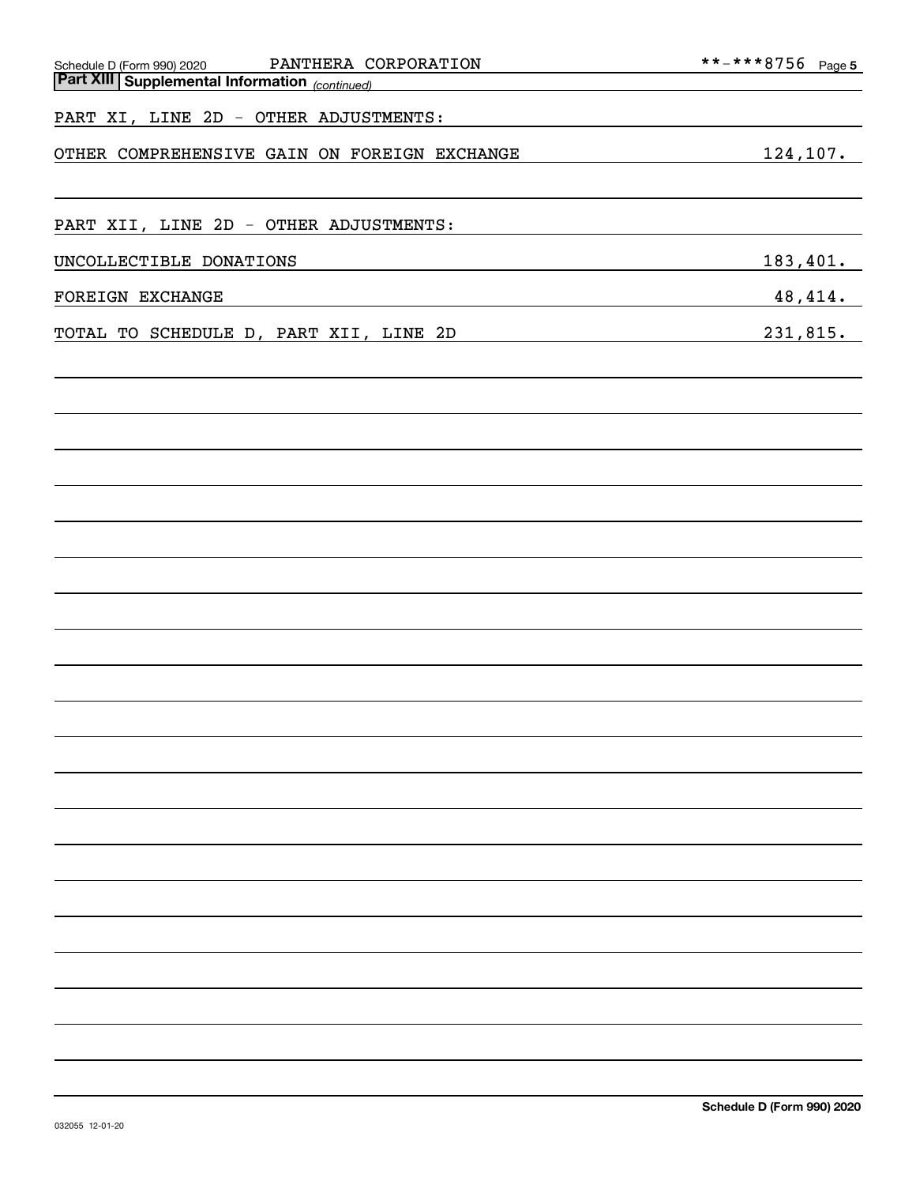Schedule D (Form 990) 2020 PANTHERA CORPORATION **-***8756

## Part XIII Supplemental Information *(continued)*

PART XI, LINE 2D - OTHER ADJUSTMENTS:

| | |
|---|---|
| OTHER COMPREHENSIVE GAIN ON FOREIGN EXCHANGE | 124,107. |

PART XII, LINE 2D - OTHER ADJUSTMENTS:

| | |
|---|---|
| UNCOLLECTIBLE DONATIONS | 183,401. |
| FOREIGN EXCHANGE | 48,414. |
| TOTAL TO SCHEDULE D, PART XII, LINE 2D | 231,815. |

Schedule D (Form 990) 2020

032055 12-01-20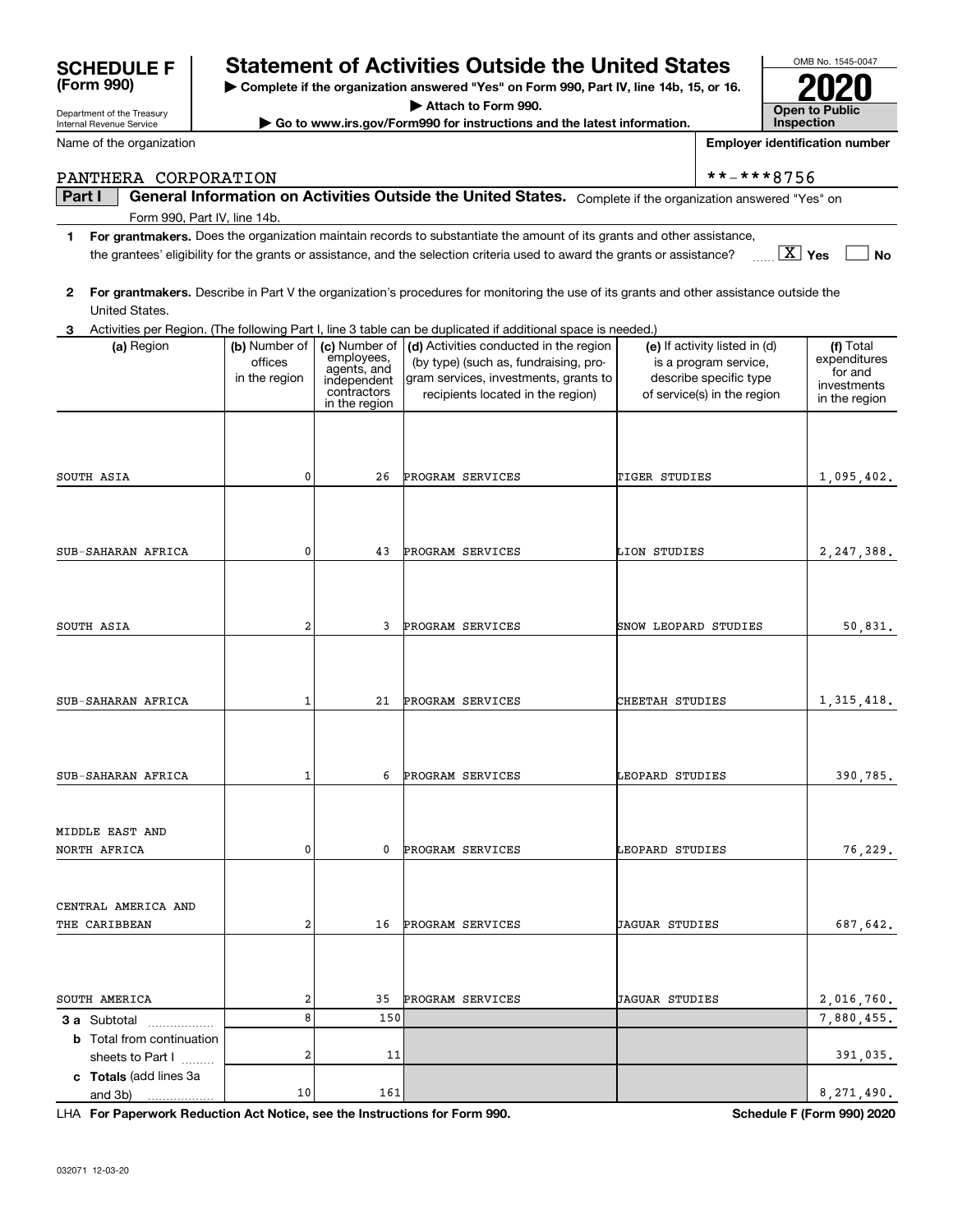**SCHEDULE F (Form 990)**

Department of the Treasury
Internal Revenue Service

# Statement of Activities Outside the United States

▶ Complete if the organization answered "Yes" on Form 990, Part IV, line 14b, 15, or 16.
▶ Attach to Form 990.
▶ Go to www.irs.gov/Form990 for instructions and the latest information.

OMB No. 1545-0047

**2020**

**Open to Public Inspection**

Name of the organization: PANTHERA CORPORATION

Employer identification number: **-***8756

## Part I General Information on Activities Outside the United States. Complete if the organization answered "Yes" on Form 990, Part IV, line 14b.

1 **For grantmakers.** Does the organization maintain records to substantiate the amount of its grants and other assistance, the grantees' eligibility for the grants or assistance, and the selection criteria used to award the grants or assistance? [X] Yes [ ] No

2 **For grantmakers.** Describe in Part V the organization's procedures for monitoring the use of its grants and other assistance outside the United States.

3 Activities per Region. (The following Part I, line 3 table can be duplicated if additional space is needed.)

| (a) Region | (b) Number of offices in the region | (c) Number of employees, agents, and independent contractors in the region | (d) Activities conducted in the region (by type) (such as, fundraising, program services, investments, grants to recipients located in the region) | (e) If activity listed in (d) is a program service, describe specific type of service(s) in the region | (f) Total expenditures for and investments in the region |
|---|---|---|---|---|---|
| SOUTH ASIA | 0 | 26 | PROGRAM SERVICES | TIGER STUDIES | 1,095,402. |
| SUB-SAHARAN AFRICA | 0 | 43 | PROGRAM SERVICES | LION STUDIES | 2,247,388. |
| SOUTH ASIA | 2 | 3 | PROGRAM SERVICES | SNOW LEOPARD STUDIES | 50,831. |
| SUB-SAHARAN AFRICA | 1 | 21 | PROGRAM SERVICES | CHEETAH STUDIES | 1,315,418. |
| SUB-SAHARAN AFRICA | 1 | 6 | PROGRAM SERVICES | LEOPARD STUDIES | 390,785. |
| MIDDLE EAST AND NORTH AFRICA | 0 | 0 | PROGRAM SERVICES | LEOPARD STUDIES | 76,229. |
| CENTRAL AMERICA AND THE CARIBBEAN | 2 | 16 | PROGRAM SERVICES | JAGUAR STUDIES | 687,642. |
| SOUTH AMERICA | 2 | 35 | PROGRAM SERVICES | JAGUAR STUDIES | 2,016,760. |
| **3a** Subtotal | 8 | 150 | | | 7,880,455. |
| **b** Total from continuation sheets to Part I | 2 | 11 | | | 391,035. |
| **c Totals** (add lines 3a and 3b) | 10 | 161 | | | 8,271,490. |

LHA **For Paperwork Reduction Act Notice, see the Instructions for Form 990.** **Schedule F (Form 990) 2020**

032071 12-03-20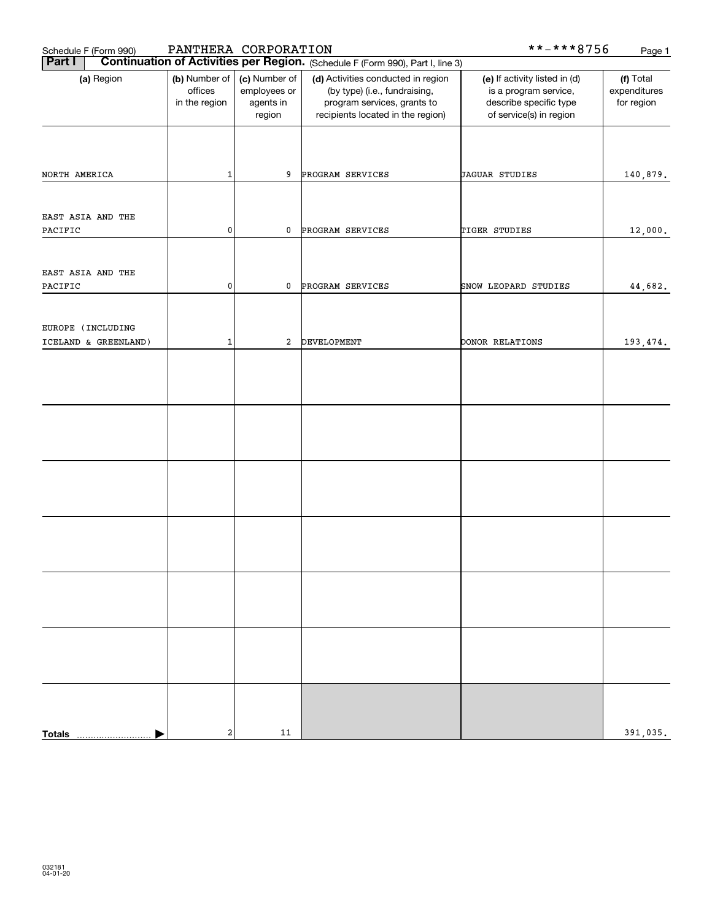Schedule F (Form 990) PANTHERA CORPORATION **-***8756

**Part I** **Continuation of Activities per Region.** (Schedule F (Form 990), Part I, line 3)

| (a) Region | (b) Number of offices in the region | (c) Number of employees or agents in region | (d) Activities conducted in region (by type) (i.e., fundraising, program services, grants to recipients located in the region) | (e) If activity listed in (d) is a program service, describe specific type of service(s) in region | (f) Total expenditures for region |
|---|---|---|---|---|---|
| NORTH AMERICA | 1 | 9 | PROGRAM SERVICES | JAGUAR STUDIES | 140,879. |
| EAST ASIA AND THE PACIFIC | 0 | 0 | PROGRAM SERVICES | TIGER STUDIES | 12,000. |
| EAST ASIA AND THE PACIFIC | 0 | 0 | PROGRAM SERVICES | SNOW LEOPARD STUDIES | 44,682. |
| EUROPE (INCLUDING ICELAND & GREENLAND) | 1 | 2 | DEVELOPMENT | DONOR RELATIONS | 193,474. |
| | | | | | |
| | | | | | |
| | | | | | |
| | | | | | |
| | | | | | |
| | | | | | |
| **Totals** ▶ | 2 | 11 | | | 391,035. |

032181
04-01-20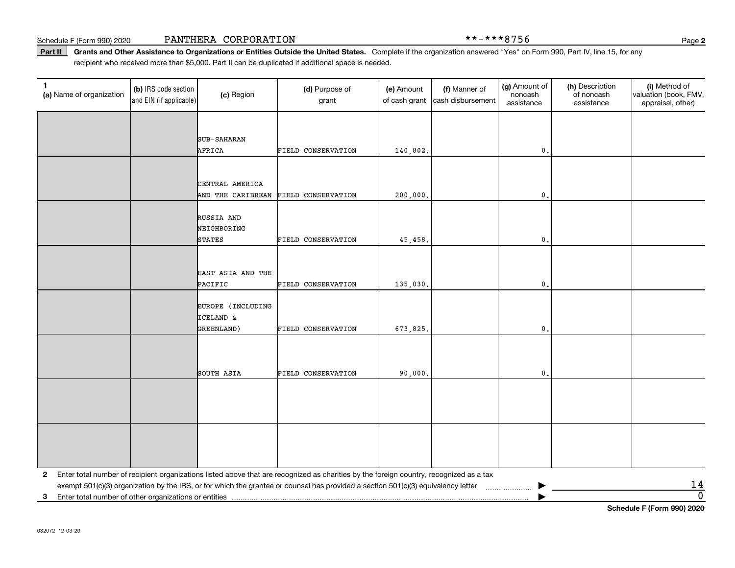Schedule F (Form 990) 2020 PANTHERA CORPORATION **-***8756

**Part II** **Grants and Other Assistance to Organizations or Entities Outside the United States.** Complete if the organization answered "Yes" on Form 990, Part IV, line 15, for any recipient who received more than $5,000. Part II can be duplicated if additional space is needed.

| 1 (a) Name of organization | (b) IRS code section and EIN (if applicable) | (c) Region | (d) Purpose of grant | (e) Amount of cash grant | (f) Manner of cash disbursement | (g) Amount of noncash assistance | (h) Description of noncash assistance | (i) Method of valuation (book, FMV, appraisal, other) |
|---|---|---|---|---|---|---|---|---|
| | | SUB-SAHARAN AFRICA | FIELD CONSERVATION | 140,802. | | 0. | | |
| | | CENTRAL AMERICA AND THE CARIBBEAN | FIELD CONSERVATION | 200,000. | | 0. | | |
| | | RUSSIA AND NEIGHBORING STATES | FIELD CONSERVATION | 45,458. | | 0. | | |
| | | EAST ASIA AND THE PACIFIC | FIELD CONSERVATION | 135,030. | | 0. | | |
| | | EUROPE (INCLUDING ICELAND & GREENLAND) | FIELD CONSERVATION | 673,825. | | 0. | | |
| | | SOUTH ASIA | FIELD CONSERVATION | 90,000. | | 0. | | |
| | | | | | | | | |
| | | | | | | | | |

**2** Enter total number of recipient organizations listed above that are recognized as charities by the foreign country, recognized as a tax exempt 501(c)(3) organization by the IRS, or for which the grantee or counsel has provided a section 501(c)(3) equivalency letter ▶ 14

**3** Enter total number of other organizations or entities ▶ 0

**Schedule F (Form 990) 2020**

032072 12-03-20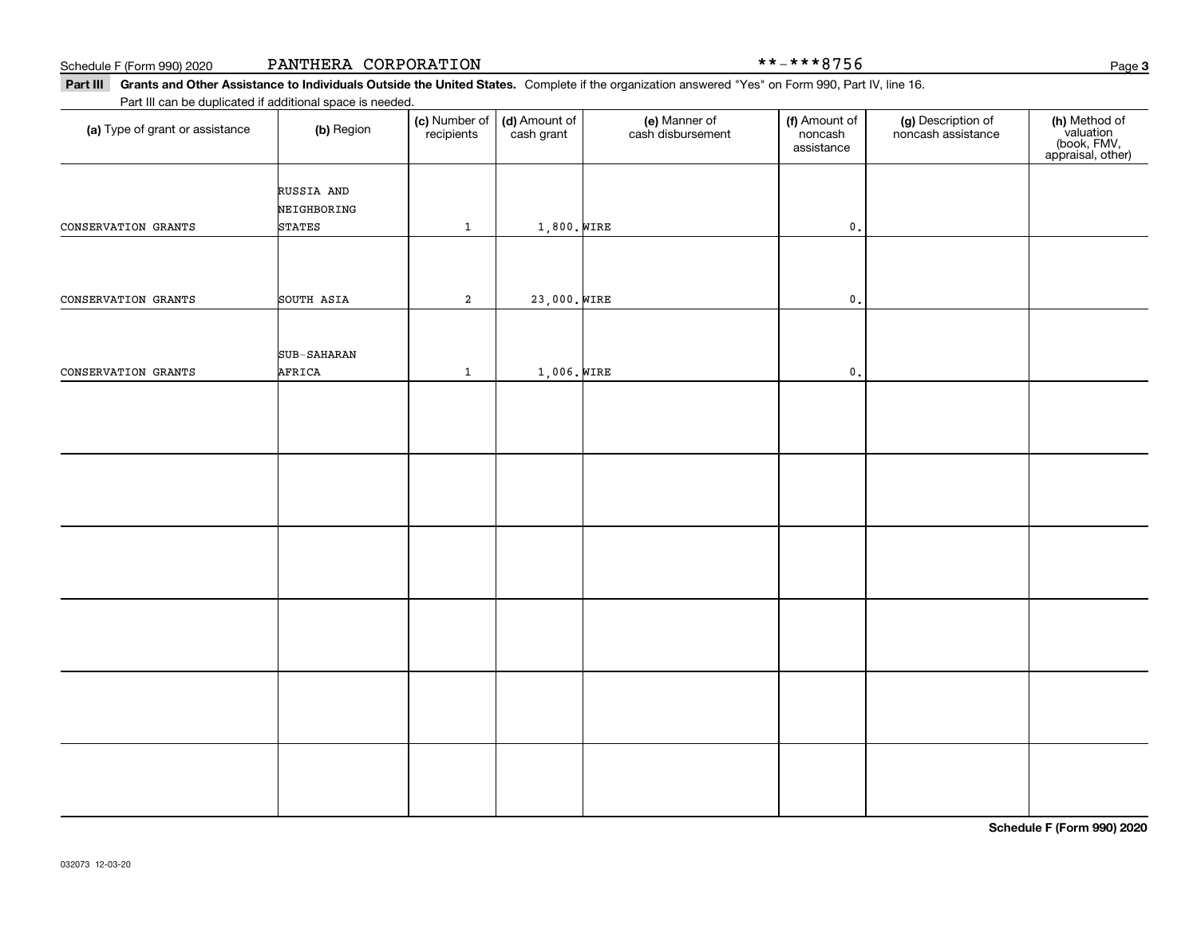Schedule F (Form 990) 2020 PANTHERA CORPORATION **-***8756

**Part III Grants and Other Assistance to Individuals Outside the United States.** Complete if the organization answered "Yes" on Form 990, Part IV, line 16.

Part III can be duplicated if additional space is needed.

| (a) Type of grant or assistance | (b) Region | (c) Number of recipients | (d) Amount of cash grant | (e) Manner of cash disbursement | (f) Amount of noncash assistance | (g) Description of noncash assistance | (h) Method of valuation (book, FMV, appraisal, other) |
|---|---|---|---|---|---|---|---|
| CONSERVATION GRANTS | RUSSIA AND NEIGHBORING STATES | 1 | 1,800. | WIRE | 0. | | |
| CONSERVATION GRANTS | SOUTH ASIA | 2 | 23,000. | WIRE | 0. | | |
| CONSERVATION GRANTS | SUB-SAHARAN AFRICA | 1 | 1,006. | WIRE | 0. | | |
| | | | | | | | |
| | | | | | | | |
| | | | | | | | |
| | | | | | | | |
| | | | | | | | |
| | | | | | | | |

**Schedule F (Form 990) 2020**

032073 12-03-20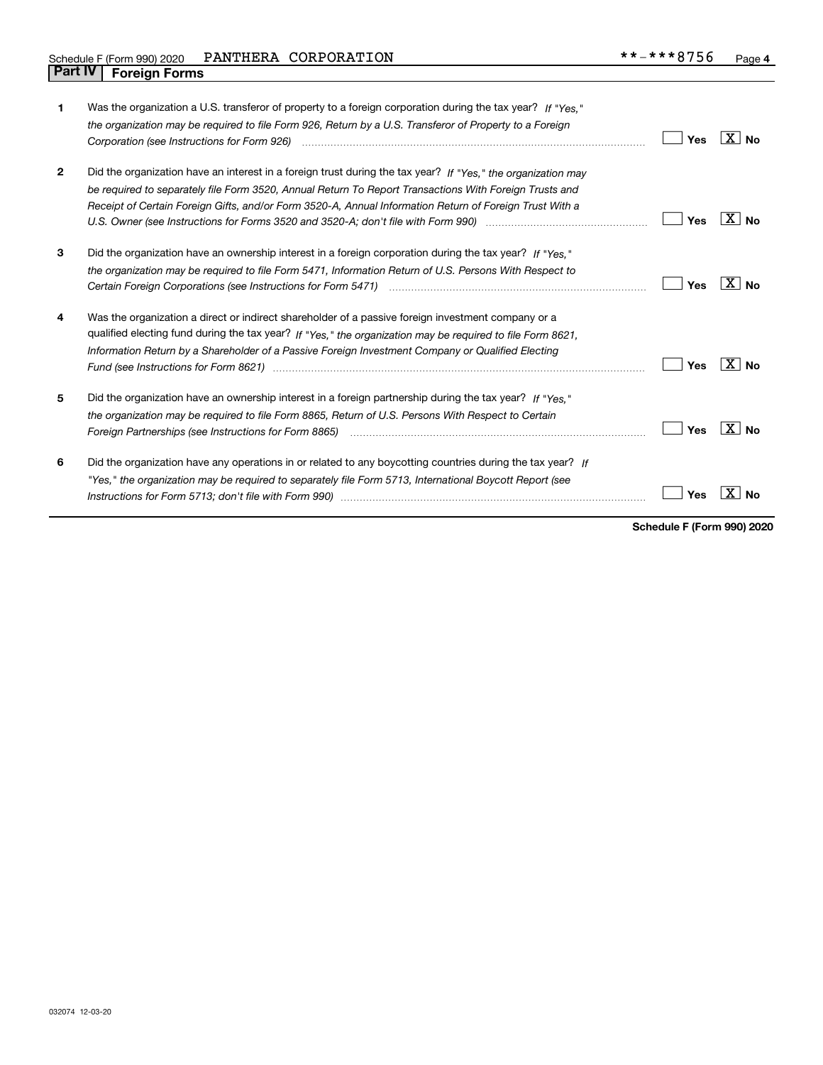## Part IV — Foreign Forms

| | | | |
|---|---|---|---|
| **1** | Was the organization a U.S. transferor of property to a foreign corporation during the tax year? *If "Yes," the organization may be required to file Form 926, Return by a U.S. Transferor of Property to a Foreign Corporation (see Instructions for Form 926)* | Yes | [X] No |
| **2** | Did the organization have an interest in a foreign trust during the tax year? *If "Yes," the organization may be required to separately file Form 3520, Annual Return To Report Transactions With Foreign Trusts and Receipt of Certain Foreign Gifts, and/or Form 3520-A, Annual Information Return of Foreign Trust With a U.S. Owner (see Instructions for Forms 3520 and 3520-A; don't file with Form 990)* | Yes | [X] No |
| **3** | Did the organization have an ownership interest in a foreign corporation during the tax year? *If "Yes," the organization may be required to file Form 5471, Information Return of U.S. Persons With Respect to Certain Foreign Corporations (see Instructions for Form 5471)* | Yes | [X] No |
| **4** | Was the organization a direct or indirect shareholder of a passive foreign investment company or a qualified electing fund during the tax year? *If "Yes," the organization may be required to file Form 8621, Information Return by a Shareholder of a Passive Foreign Investment Company or Qualified Electing Fund (see Instructions for Form 8621)* | Yes | [X] No |
| **5** | Did the organization have an ownership interest in a foreign partnership during the tax year? *If "Yes," the organization may be required to file Form 8865, Return of U.S. Persons With Respect to Certain Foreign Partnerships (see Instructions for Form 8865)* | Yes | [X] No |
| **6** | Did the organization have any operations in or related to any boycotting countries during the tax year? *If "Yes," the organization may be required to separately file Form 5713, International Boycott Report (see Instructions for Form 5713; don't file with Form 990)* | Yes | [X] No |

**Schedule F (Form 990) 2020**

032074 12-03-20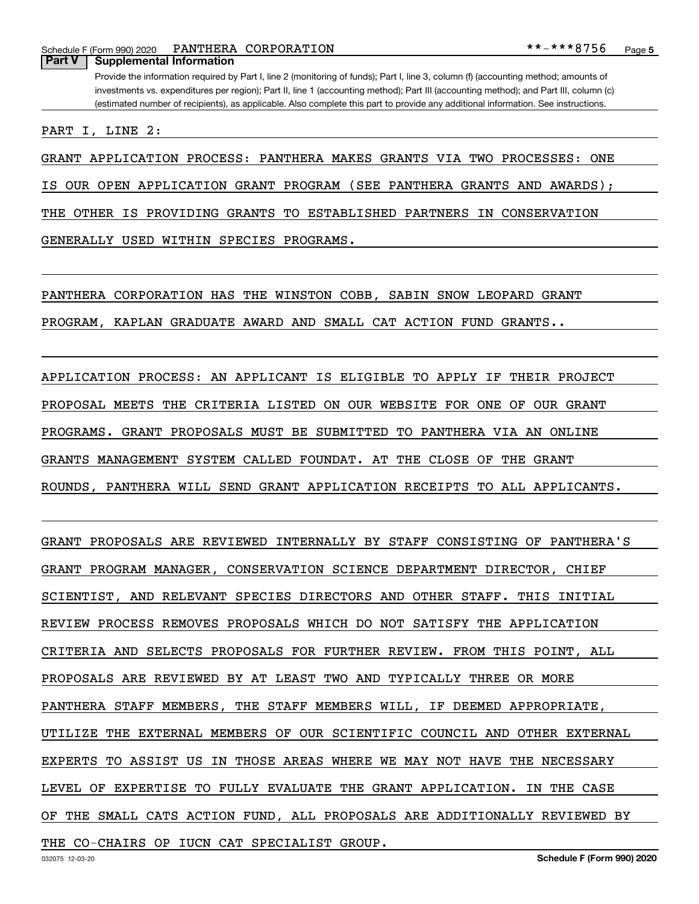## Part V Supplemental Information

Provide the information required by Part I, line 2 (monitoring of funds); Part I, line 3, column (f) (accounting method; amounts of investments vs. expenditures per region); Part II, line 1 (accounting method); Part III (accounting method); and Part III, column (c) (estimated number of recipients), as applicable. Also complete this part to provide any additional information. See instructions.

PART I, LINE 2:

GRANT APPLICATION PROCESS: PANTHERA MAKES GRANTS VIA TWO PROCESSES: ONE IS OUR OPEN APPLICATION GRANT PROGRAM (SEE PANTHERA GRANTS AND AWARDS); THE OTHER IS PROVIDING GRANTS TO ESTABLISHED PARTNERS IN CONSERVATION GENERALLY USED WITHIN SPECIES PROGRAMS.

PANTHERA CORPORATION HAS THE WINSTON COBB, SABIN SNOW LEOPARD GRANT PROGRAM, KAPLAN GRADUATE AWARD AND SMALL CAT ACTION FUND GRANTS..

APPLICATION PROCESS: AN APPLICANT IS ELIGIBLE TO APPLY IF THEIR PROJECT PROPOSAL MEETS THE CRITERIA LISTED ON OUR WEBSITE FOR ONE OF OUR GRANT PROGRAMS. GRANT PROPOSALS MUST BE SUBMITTED TO PANTHERA VIA AN ONLINE GRANTS MANAGEMENT SYSTEM CALLED FOUNDAT. AT THE CLOSE OF THE GRANT ROUNDS, PANTHERA WILL SEND GRANT APPLICATION RECEIPTS TO ALL APPLICANTS.

GRANT PROPOSALS ARE REVIEWED INTERNALLY BY STAFF CONSISTING OF PANTHERA'S GRANT PROGRAM MANAGER, CONSERVATION SCIENCE DEPARTMENT DIRECTOR, CHIEF SCIENTIST, AND RELEVANT SPECIES DIRECTORS AND OTHER STAFF. THIS INITIAL REVIEW PROCESS REMOVES PROPOSALS WHICH DO NOT SATISFY THE APPLICATION CRITERIA AND SELECTS PROPOSALS FOR FURTHER REVIEW. FROM THIS POINT, ALL PROPOSALS ARE REVIEWED BY AT LEAST TWO AND TYPICALLY THREE OR MORE PANTHERA STAFF MEMBERS, THE STAFF MEMBERS WILL, IF DEEMED APPROPRIATE, UTILIZE THE EXTERNAL MEMBERS OF OUR SCIENTIFIC COUNCIL AND OTHER EXTERNAL EXPERTS TO ASSIST US IN THOSE AREAS WHERE WE MAY NOT HAVE THE NECESSARY LEVEL OF EXPERTISE TO FULLY EVALUATE THE GRANT APPLICATION. IN THE CASE OF THE SMALL CATS ACTION FUND, ALL PROPOSALS ARE ADDITIONALLY REVIEWED BY THE CO-CHAIRS OP IUCN CAT SPECIALIST GROUP.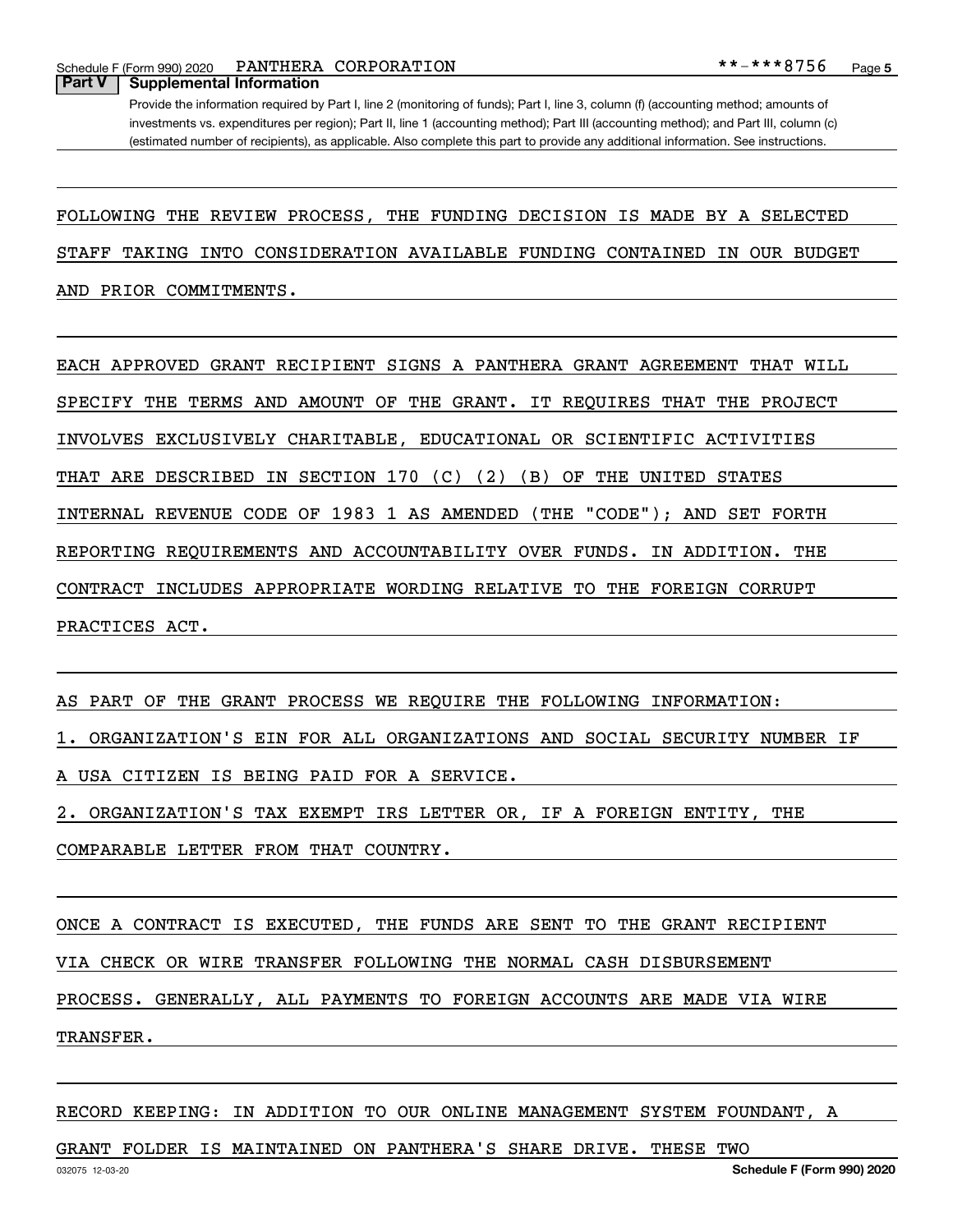## Part V Supplemental Information

Provide the information required by Part I, line 2 (monitoring of funds); Part I, line 3, column (f) (accounting method; amounts of investments vs. expenditures per region); Part II, line 1 (accounting method); Part III (accounting method); and Part III, column (c) (estimated number of recipients), as applicable. Also complete this part to provide any additional information. See instructions.

FOLLOWING THE REVIEW PROCESS, THE FUNDING DECISION IS MADE BY A SELECTED STAFF TAKING INTO CONSIDERATION AVAILABLE FUNDING CONTAINED IN OUR BUDGET AND PRIOR COMMITMENTS.

EACH APPROVED GRANT RECIPIENT SIGNS A PANTHERA GRANT AGREEMENT THAT WILL SPECIFY THE TERMS AND AMOUNT OF THE GRANT. IT REQUIRES THAT THE PROJECT INVOLVES EXCLUSIVELY CHARITABLE, EDUCATIONAL OR SCIENTIFIC ACTIVITIES THAT ARE DESCRIBED IN SECTION 170 (C) (2) (B) OF THE UNITED STATES INTERNAL REVENUE CODE OF 1983 1 AS AMENDED (THE "CODE"); AND SET FORTH REPORTING REQUIREMENTS AND ACCOUNTABILITY OVER FUNDS. IN ADDITION. THE CONTRACT INCLUDES APPROPRIATE WORDING RELATIVE TO THE FOREIGN CORRUPT PRACTICES ACT.

AS PART OF THE GRANT PROCESS WE REQUIRE THE FOLLOWING INFORMATION:

1. ORGANIZATION'S EIN FOR ALL ORGANIZATIONS AND SOCIAL SECURITY NUMBER IF A USA CITIZEN IS BEING PAID FOR A SERVICE.

2. ORGANIZATION'S TAX EXEMPT IRS LETTER OR, IF A FOREIGN ENTITY, THE COMPARABLE LETTER FROM THAT COUNTRY.

ONCE A CONTRACT IS EXECUTED, THE FUNDS ARE SENT TO THE GRANT RECIPIENT VIA CHECK OR WIRE TRANSFER FOLLOWING THE NORMAL CASH DISBURSEMENT PROCESS. GENERALLY, ALL PAYMENTS TO FOREIGN ACCOUNTS ARE MADE VIA WIRE TRANSFER.

RECORD KEEPING: IN ADDITION TO OUR ONLINE MANAGEMENT SYSTEM FOUNDANT, A GRANT FOLDER IS MAINTAINED ON PANTHERA'S SHARE DRIVE. THESE TWO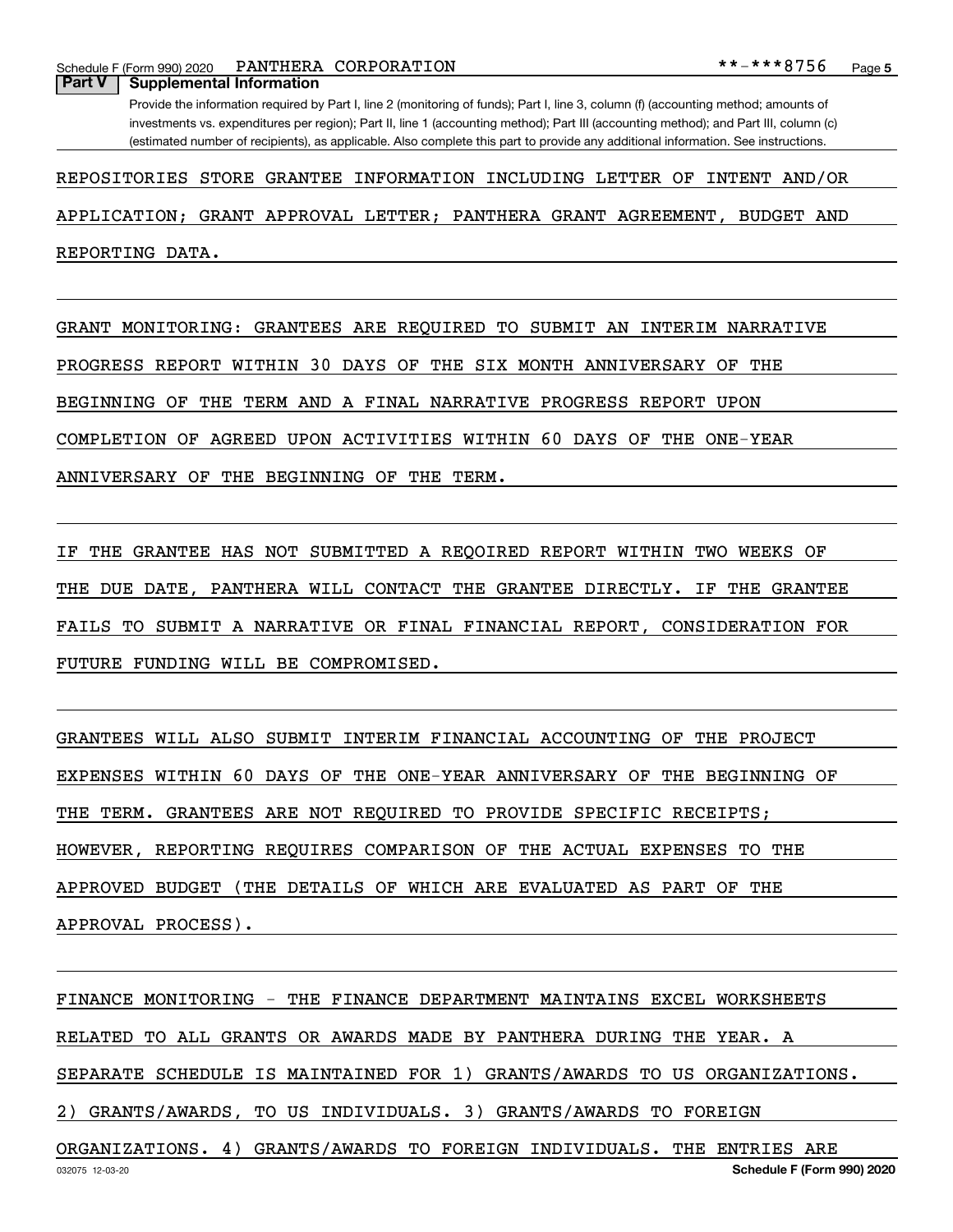## Part V Supplemental Information

Provide the information required by Part I, line 2 (monitoring of funds); Part I, line 3, column (f) (accounting method; amounts of investments vs. expenditures per region); Part II, line 1 (accounting method); Part III (accounting method); and Part III, column (c) (estimated number of recipients), as applicable. Also complete this part to provide any additional information. See instructions.

REPOSITORIES STORE GRANTEE INFORMATION INCLUDING LETTER OF INTENT AND/OR APPLICATION; GRANT APPROVAL LETTER; PANTHERA GRANT AGREEMENT, BUDGET AND REPORTING DATA.

GRANT MONITORING: GRANTEES ARE REQUIRED TO SUBMIT AN INTERIM NARRATIVE PROGRESS REPORT WITHIN 30 DAYS OF THE SIX MONTH ANNIVERSARY OF THE BEGINNING OF THE TERM AND A FINAL NARRATIVE PROGRESS REPORT UPON COMPLETION OF AGREED UPON ACTIVITIES WITHIN 60 DAYS OF THE ONE-YEAR ANNIVERSARY OF THE BEGINNING OF THE TERM.

IF THE GRANTEE HAS NOT SUBMITTED A REQOIRED REPORT WITHIN TWO WEEKS OF THE DUE DATE, PANTHERA WILL CONTACT THE GRANTEE DIRECTLY. IF THE GRANTEE FAILS TO SUBMIT A NARRATIVE OR FINAL FINANCIAL REPORT, CONSIDERATION FOR FUTURE FUNDING WILL BE COMPROMISED.

GRANTEES WILL ALSO SUBMIT INTERIM FINANCIAL ACCOUNTING OF THE PROJECT EXPENSES WITHIN 60 DAYS OF THE ONE-YEAR ANNIVERSARY OF THE BEGINNING OF THE TERM. GRANTEES ARE NOT REQUIRED TO PROVIDE SPECIFIC RECEIPTS; HOWEVER, REPORTING REQUIRES COMPARISON OF THE ACTUAL EXPENSES TO THE APPROVED BUDGET (THE DETAILS OF WHICH ARE EVALUATED AS PART OF THE APPROVAL PROCESS).

FINANCE MONITORING - THE FINANCE DEPARTMENT MAINTAINS EXCEL WORKSHEETS RELATED TO ALL GRANTS OR AWARDS MADE BY PANTHERA DURING THE YEAR. A SEPARATE SCHEDULE IS MAINTAINED FOR 1) GRANTS/AWARDS TO US ORGANIZATIONS. 2) GRANTS/AWARDS, TO US INDIVIDUALS. 3) GRANTS/AWARDS TO FOREIGN ORGANIZATIONS. 4) GRANTS/AWARDS TO FOREIGN INDIVIDUALS. THE ENTRIES ARE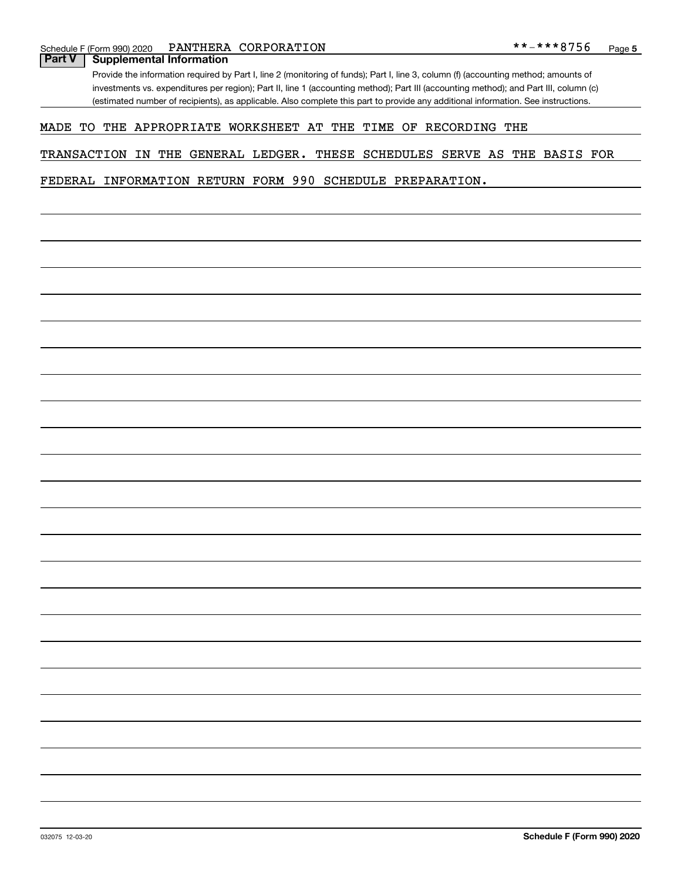Schedule F (Form 990) 2020 PANTHERA CORPORATION **-***8756 Page 5

## Part V Supplemental Information

Provide the information required by Part I, line 2 (monitoring of funds); Part I, line 3, column (f) (accounting method; amounts of investments vs. expenditures per region); Part II, line 1 (accounting method); Part III (accounting method); and Part III, column (c) (estimated number of recipients), as applicable. Also complete this part to provide any additional information. See instructions.

MADE TO THE APPROPRIATE WORKSHEET AT THE TIME OF RECORDING THE TRANSACTION IN THE GENERAL LEDGER. THESE SCHEDULES SERVE AS THE BASIS FOR FEDERAL INFORMATION RETURN FORM 990 SCHEDULE PREPARATION.

032075 12-03-20 **Schedule F (Form 990) 2020**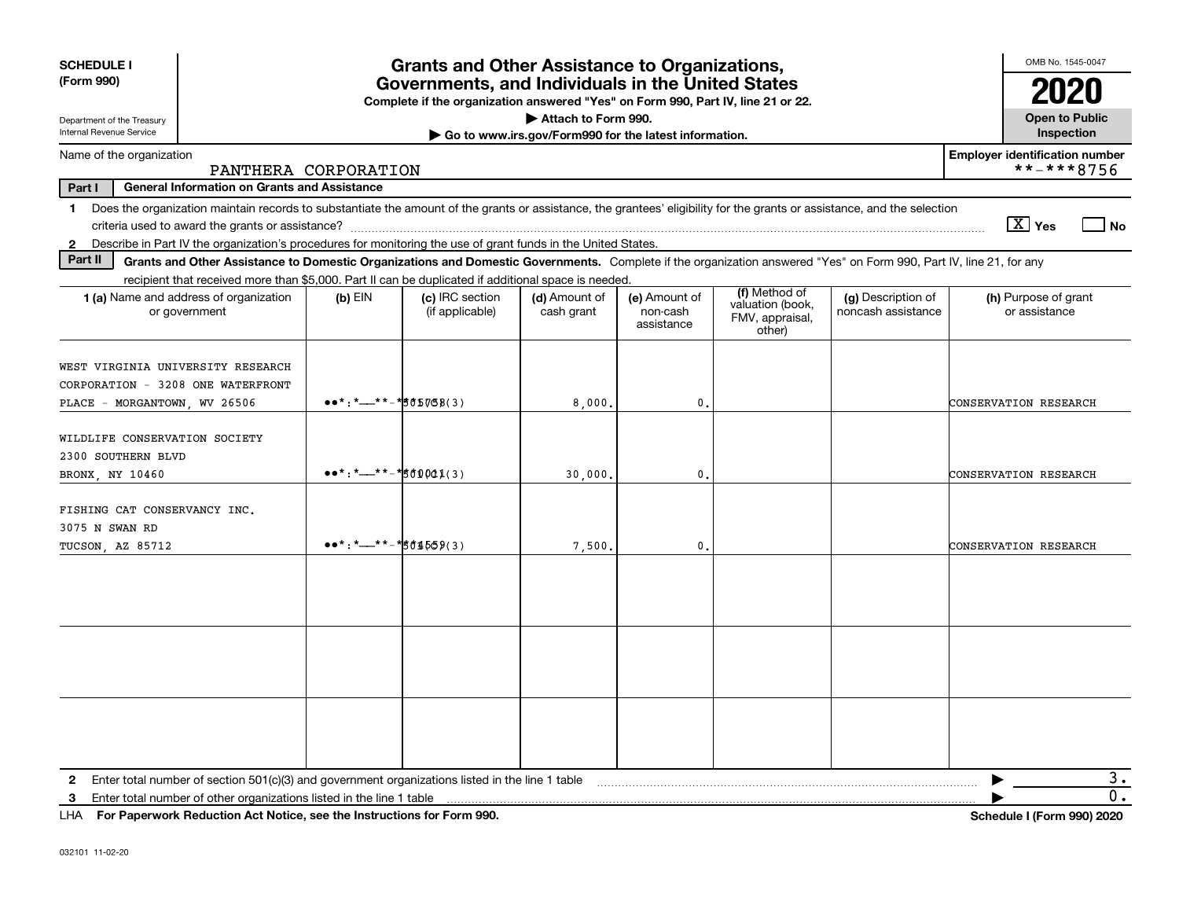**SCHEDULE I (Form 990)**

Department of the Treasury
Internal Revenue Service

# Grants and Other Assistance to Organizations, Governments, and Individuals in the United States

Complete if the organization answered "Yes" on Form 990, Part IV, line 21 or 22.

▶ Attach to Form 990.

▶ Go to www.irs.gov/Form990 for the latest information.

OMB No. 1545-0047

**2020**

**Open to Public Inspection**

Name of the organization: PANTHERA CORPORATION

Employer identification number: **-***8756

**Part I — General Information on Grants and Assistance**

1 Does the organization maintain records to substantiate the amount of the grants or assistance, the grantees' eligibility for the grants or assistance, and the selection criteria used to award the grants or assistance? [X] Yes [ ] No

2 Describe in Part IV the organization's procedures for monitoring the use of grant funds in the United States.

**Part II — Grants and Other Assistance to Domestic Organizations and Domestic Governments.** Complete if the organization answered "Yes" on Form 990, Part IV, line 21, for any recipient that received more than $5,000. Part II can be duplicated if additional space is needed.

| 1 (a) Name and address of organization or government | (b) EIN | (c) IRC section (if applicable) | (d) Amount of cash grant | (e) Amount of non-cash assistance | (f) Method of valuation (book, FMV, appraisal, other) | (g) Description of noncash assistance | (h) Purpose of grant or assistance |
|---|---|---|---|---|---|---|---|
| WEST VIRGINIA UNIVERSITY RESEARCH CORPORATION - 3208 ONE WATERFRONT PLACE - MORGANTOWN, WV 26506 | **-***5768 | 501(C)(3) | 8,000. | 0. | | | CONSERVATION RESEARCH |
| WILDLIFE CONSERVATION SOCIETY 2300 SOUTHERN BLVD BRONX, NY 10460 | **-***0011 | 501(C)(3) | 30,000. | 0. | | | CONSERVATION RESEARCH |
| FISHING CAT CONSERVANCY INC. 3075 N SWAN RD TUCSON, AZ 85712 | **-***4559 | 501(C)(3) | 7,500. | 0. | | | CONSERVATION RESEARCH |
| | | | | | | | |
| | | | | | | | |
| | | | | | | | |

2 Enter total number of section 501(c)(3) and government organizations listed in the line 1 table ▶ 3.

3 Enter total number of other organizations listed in the line 1 table ▶ 0.

LHA For Paperwork Reduction Act Notice, see the Instructions for Form 990. Schedule I (Form 990) 2020

032101 11-02-20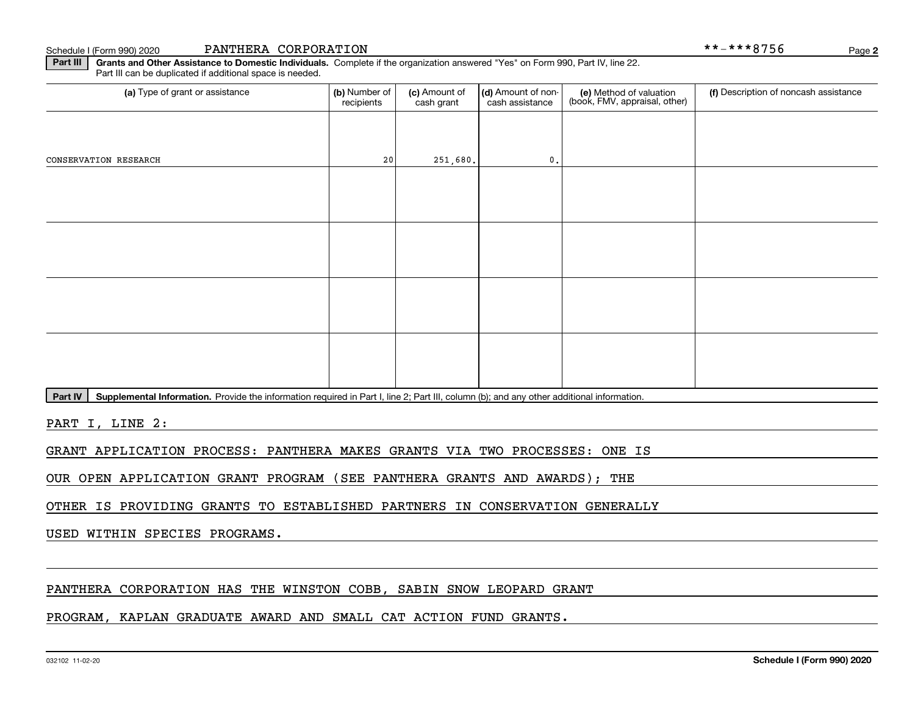Schedule I (Form 990) 2020 PANTHERA CORPORATION **-***8756

**Part III** **Grants and Other Assistance to Domestic Individuals.** Complete if the organization answered "Yes" on Form 990, Part IV, line 22. Part III can be duplicated if additional space is needed.

| (a) Type of grant or assistance | (b) Number of recipients | (c) Amount of cash grant | (d) Amount of non-cash assistance | (e) Method of valuation (book, FMV, appraisal, other) | (f) Description of noncash assistance |
|---|---|---|---|---|---|
| CONSERVATION RESEARCH | 20 | 251,680. | 0. | | |
| | | | | | |
| | | | | | |
| | | | | | |
| | | | | | |

**Part IV** **Supplemental Information.** Provide the information required in Part I, line 2; Part III, column (b); and any other additional information.

PART I, LINE 2:

GRANT APPLICATION PROCESS: PANTHERA MAKES GRANTS VIA TWO PROCESSES: ONE IS OUR OPEN APPLICATION GRANT PROGRAM (SEE PANTHERA GRANTS AND AWARDS); THE OTHER IS PROVIDING GRANTS TO ESTABLISHED PARTNERS IN CONSERVATION GENERALLY USED WITHIN SPECIES PROGRAMS.

PANTHERA CORPORATION HAS THE WINSTON COBB, SABIN SNOW LEOPARD GRANT PROGRAM, KAPLAN GRADUATE AWARD AND SMALL CAT ACTION FUND GRANTS.

032102 11-02-20 **Schedule I (Form 990) 2020**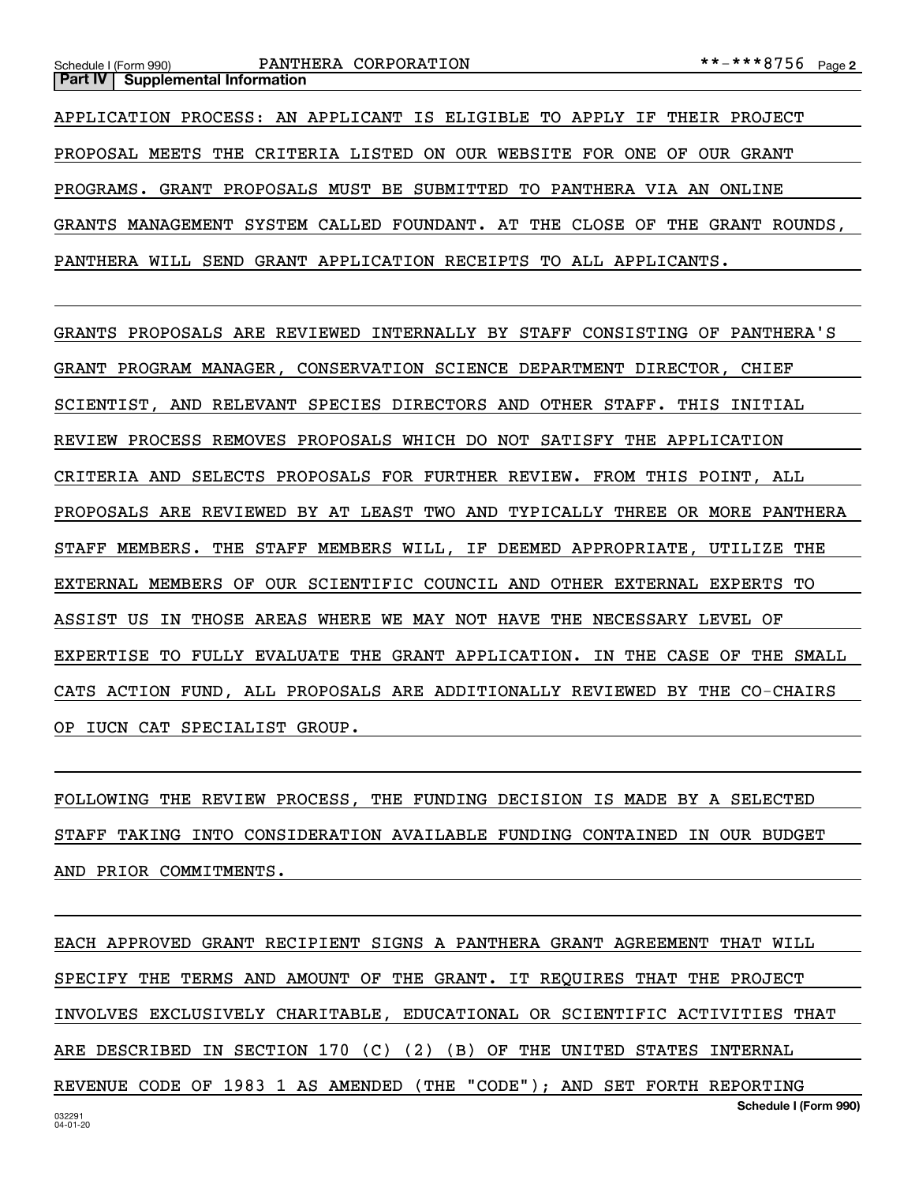**Part IV | Supplemental Information**

APPLICATION PROCESS: AN APPLICANT IS ELIGIBLE TO APPLY IF THEIR PROJECT PROPOSAL MEETS THE CRITERIA LISTED ON OUR WEBSITE FOR ONE OF OUR GRANT PROGRAMS. GRANT PROPOSALS MUST BE SUBMITTED TO PANTHERA VIA AN ONLINE GRANTS MANAGEMENT SYSTEM CALLED FOUNDANT. AT THE CLOSE OF THE GRANT ROUNDS, PANTHERA WILL SEND GRANT APPLICATION RECEIPTS TO ALL APPLICANTS.

GRANTS PROPOSALS ARE REVIEWED INTERNALLY BY STAFF CONSISTING OF PANTHERA'S GRANT PROGRAM MANAGER, CONSERVATION SCIENCE DEPARTMENT DIRECTOR, CHIEF SCIENTIST, AND RELEVANT SPECIES DIRECTORS AND OTHER STAFF. THIS INITIAL REVIEW PROCESS REMOVES PROPOSALS WHICH DO NOT SATISFY THE APPLICATION CRITERIA AND SELECTS PROPOSALS FOR FURTHER REVIEW. FROM THIS POINT, ALL PROPOSALS ARE REVIEWED BY AT LEAST TWO AND TYPICALLY THREE OR MORE PANTHERA STAFF MEMBERS. THE STAFF MEMBERS WILL, IF DEEMED APPROPRIATE, UTILIZE THE EXTERNAL MEMBERS OF OUR SCIENTIFIC COUNCIL AND OTHER EXTERNAL EXPERTS TO ASSIST US IN THOSE AREAS WHERE WE MAY NOT HAVE THE NECESSARY LEVEL OF EXPERTISE TO FULLY EVALUATE THE GRANT APPLICATION. IN THE CASE OF THE SMALL CATS ACTION FUND, ALL PROPOSALS ARE ADDITIONALLY REVIEWED BY THE CO-CHAIRS OP IUCN CAT SPECIALIST GROUP.

FOLLOWING THE REVIEW PROCESS, THE FUNDING DECISION IS MADE BY A SELECTED STAFF TAKING INTO CONSIDERATION AVAILABLE FUNDING CONTAINED IN OUR BUDGET AND PRIOR COMMITMENTS.

EACH APPROVED GRANT RECIPIENT SIGNS A PANTHERA GRANT AGREEMENT THAT WILL SPECIFY THE TERMS AND AMOUNT OF THE GRANT. IT REQUIRES THAT THE PROJECT INVOLVES EXCLUSIVELY CHARITABLE, EDUCATIONAL OR SCIENTIFIC ACTIVITIES THAT ARE DESCRIBED IN SECTION 170 (C) (2) (B) OF THE UNITED STATES INTERNAL REVENUE CODE OF 1983 1 AS AMENDED (THE "CODE"); AND SET FORTH REPORTING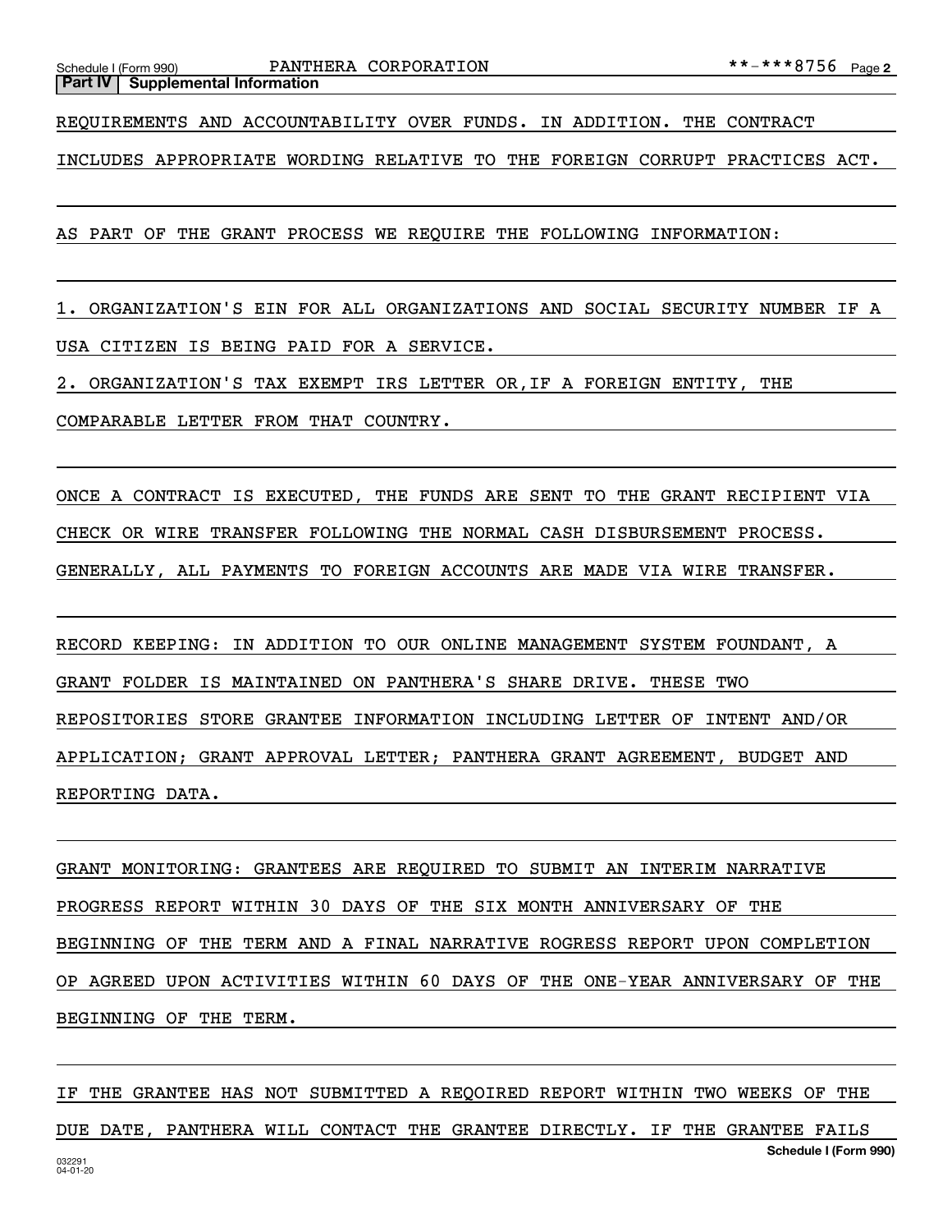**Part IV | Supplemental Information**

REQUIREMENTS AND ACCOUNTABILITY OVER FUNDS. IN ADDITION. THE CONTRACT INCLUDES APPROPRIATE WORDING RELATIVE TO THE FOREIGN CORRUPT PRACTICES ACT.

AS PART OF THE GRANT PROCESS WE REQUIRE THE FOLLOWING INFORMATION:

1. ORGANIZATION'S EIN FOR ALL ORGANIZATIONS AND SOCIAL SECURITY NUMBER IF A USA CITIZEN IS BEING PAID FOR A SERVICE.
2. ORGANIZATION'S TAX EXEMPT IRS LETTER OR,IF A FOREIGN ENTITY, THE COMPARABLE LETTER FROM THAT COUNTRY.

ONCE A CONTRACT IS EXECUTED, THE FUNDS ARE SENT TO THE GRANT RECIPIENT VIA CHECK OR WIRE TRANSFER FOLLOWING THE NORMAL CASH DISBURSEMENT PROCESS. GENERALLY, ALL PAYMENTS TO FOREIGN ACCOUNTS ARE MADE VIA WIRE TRANSFER.

RECORD KEEPING: IN ADDITION TO OUR ONLINE MANAGEMENT SYSTEM FOUNDANT, A GRANT FOLDER IS MAINTAINED ON PANTHERA'S SHARE DRIVE. THESE TWO REPOSITORIES STORE GRANTEE INFORMATION INCLUDING LETTER OF INTENT AND/OR APPLICATION; GRANT APPROVAL LETTER; PANTHERA GRANT AGREEMENT, BUDGET AND REPORTING DATA.

GRANT MONITORING: GRANTEES ARE REQUIRED TO SUBMIT AN INTERIM NARRATIVE PROGRESS REPORT WITHIN 30 DAYS OF THE SIX MONTH ANNIVERSARY OF THE BEGINNING OF THE TERM AND A FINAL NARRATIVE ROGRESS REPORT UPON COMPLETION OP AGREED UPON ACTIVITIES WITHIN 60 DAYS OF THE ONE-YEAR ANNIVERSARY OF THE BEGINNING OF THE TERM.

IF THE GRANTEE HAS NOT SUBMITTED A REQOIRED REPORT WITHIN TWO WEEKS OF THE DUE DATE, PANTHERA WILL CONTACT THE GRANTEE DIRECTLY. IF THE GRANTEE FAILS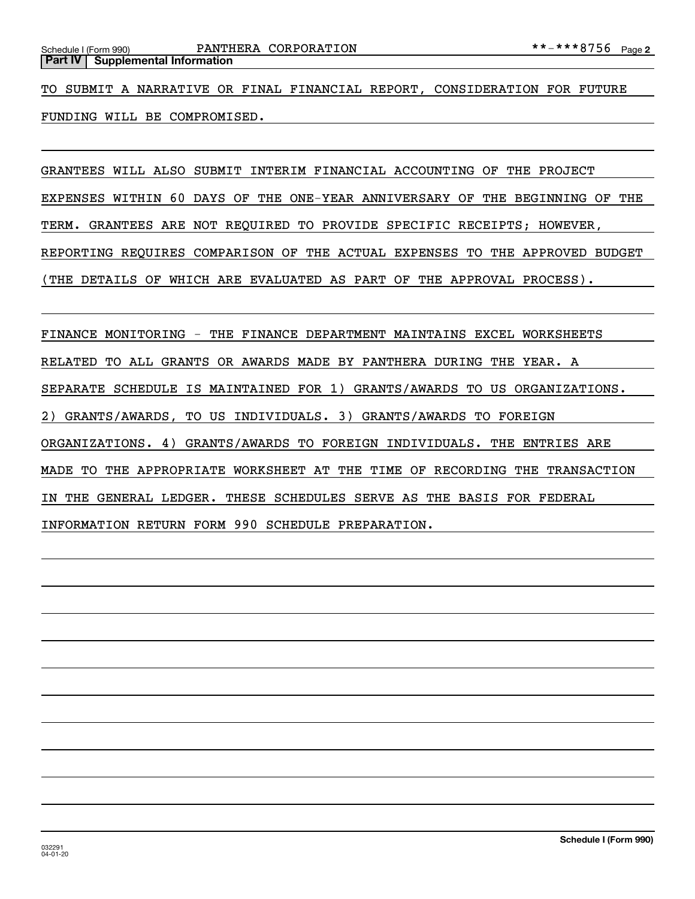**Part IV | Supplemental Information**

TO SUBMIT A NARRATIVE OR FINAL FINANCIAL REPORT, CONSIDERATION FOR FUTURE FUNDING WILL BE COMPROMISED.

GRANTEES WILL ALSO SUBMIT INTERIM FINANCIAL ACCOUNTING OF THE PROJECT EXPENSES WITHIN 60 DAYS OF THE ONE-YEAR ANNIVERSARY OF THE BEGINNING OF THE TERM. GRANTEES ARE NOT REQUIRED TO PROVIDE SPECIFIC RECEIPTS; HOWEVER, REPORTING REQUIRES COMPARISON OF THE ACTUAL EXPENSES TO THE APPROVED BUDGET (THE DETAILS OF WHICH ARE EVALUATED AS PART OF THE APPROVAL PROCESS).

FINANCE MONITORING - THE FINANCE DEPARTMENT MAINTAINS EXCEL WORKSHEETS RELATED TO ALL GRANTS OR AWARDS MADE BY PANTHERA DURING THE YEAR. A SEPARATE SCHEDULE IS MAINTAINED FOR 1) GRANTS/AWARDS TO US ORGANIZATIONS. 2) GRANTS/AWARDS, TO US INDIVIDUALS. 3) GRANTS/AWARDS TO FOREIGN ORGANIZATIONS. 4) GRANTS/AWARDS TO FOREIGN INDIVIDUALS. THE ENTRIES ARE MADE TO THE APPROPRIATE WORKSHEET AT THE TIME OF RECORDING THE TRANSACTION IN THE GENERAL LEDGER. THESE SCHEDULES SERVE AS THE BASIS FOR FEDERAL INFORMATION RETURN FORM 990 SCHEDULE PREPARATION.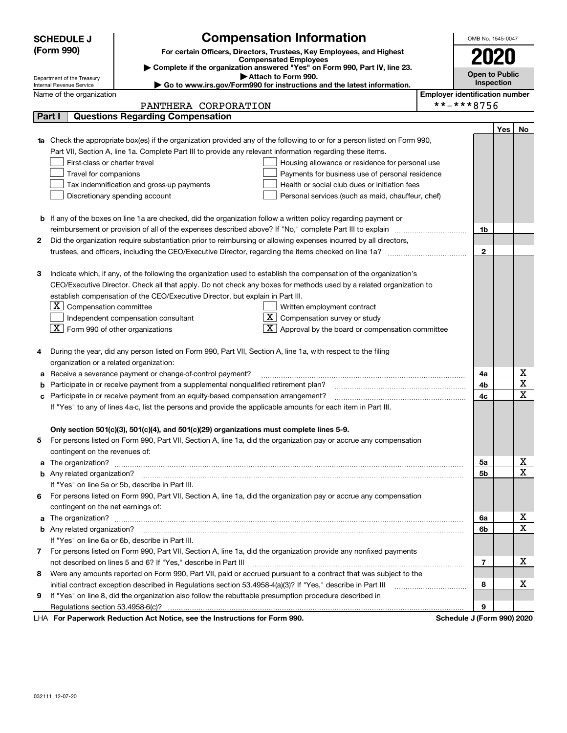**SCHEDULE J (Form 990)**

Department of the Treasury
Internal Revenue Service

# Compensation Information

**For certain Officers, Directors, Trustees, Key Employees, and Highest Compensated Employees**

▶ Complete if the organization answered "Yes" on Form 990, Part IV, line 23.
▶ Attach to Form 990.
▶ Go to www.irs.gov/Form990 for instructions and the latest information.

OMB No. 1545-0047

**2020**

**Open to Public Inspection**

Name of the organization: PANTHERA CORPORATION

Employer identification number: **-***8756

## Part I Questions Regarding Compensation

| | | | Yes | No |
|---|---|---|---|---|
| **1a** | Check the appropriate box(es) if the organization provided any of the following to or for a person listed on Form 990, Part VII, Section A, line 1a. Complete Part III to provide any relevant information regarding these items.<br>☐ First-class or charter travel ☐ Housing allowance or residence for personal use<br>☐ Travel for companions ☐ Payments for business use of personal residence<br>☐ Tax indemnification and gross-up payments ☐ Health or social club dues or initiation fees<br>☐ Discretionary spending account ☐ Personal services (such as maid, chauffeur, chef) | | | |
| **b** | If any of the boxes on line 1a are checked, did the organization follow a written policy regarding payment or reimbursement or provision of all of the expenses described above? If "No," complete Part III to explain | 1b | | |
| **2** | Did the organization require substantiation prior to reimbursing or allowing expenses incurred by all directors, trustees, and officers, including the CEO/Executive Director, regarding the items checked on line 1a? | 2 | | |
| **3** | Indicate which, if any, of the following the organization used to establish the compensation of the organization's CEO/Executive Director. Check all that apply. Do not check any boxes for methods used by a related organization to establish compensation of the CEO/Executive Director, but explain in Part III.<br>☒ Compensation committee ☐ Written employment contract<br>☐ Independent compensation consultant ☒ Compensation survey or study<br>☒ Form 990 of other organizations ☒ Approval by the board or compensation committee | | | |
| **4** | During the year, did any person listed on Form 990, Part VII, Section A, line 1a, with respect to the filing organization or a related organization: | | | |
| **a** | Receive a severance payment or change-of-control payment? | 4a | | X |
| **b** | Participate in or receive payment from a supplemental nonqualified retirement plan? | 4b | | X |
| **c** | Participate in or receive payment from an equity-based compensation arrangement?<br>If "Yes" to any of lines 4a-c, list the persons and provide the applicable amounts for each item in Part III. | 4c | | X |
| | **Only section 501(c)(3), 501(c)(4), and 501(c)(29) organizations must complete lines 5-9.** | | | |
| **5** | For persons listed on Form 990, Part VII, Section A, line 1a, did the organization pay or accrue any compensation contingent on the revenues of: | | | |
| **a** | The organization? | 5a | | X |
| **b** | Any related organization?<br>If "Yes" on line 5a or 5b, describe in Part III. | 5b | | X |
| **6** | For persons listed on Form 990, Part VII, Section A, line 1a, did the organization pay or accrue any compensation contingent on the net earnings of: | | | |
| **a** | The organization? | 6a | | X |
| **b** | Any related organization?<br>If "Yes" on line 6a or 6b, describe in Part III. | 6b | | X |
| **7** | For persons listed on Form 990, Part VII, Section A, line 1a, did the organization provide any nonfixed payments not described on lines 5 and 6? If "Yes," describe in Part III | 7 | | X |
| **8** | Were any amounts reported on Form 990, Part VII, paid or accrued pursuant to a contract that was subject to the initial contract exception described in Regulations section 53.4958-4(a)(3)? If "Yes," describe in Part III | 8 | | X |
| **9** | If "Yes" on line 8, did the organization also follow the rebuttable presumption procedure described in Regulations section 53.4958-6(c)? | 9 | | |

LHA **For Paperwork Reduction Act Notice, see the Instructions for Form 990.** **Schedule J (Form 990) 2020**

032111 12-07-20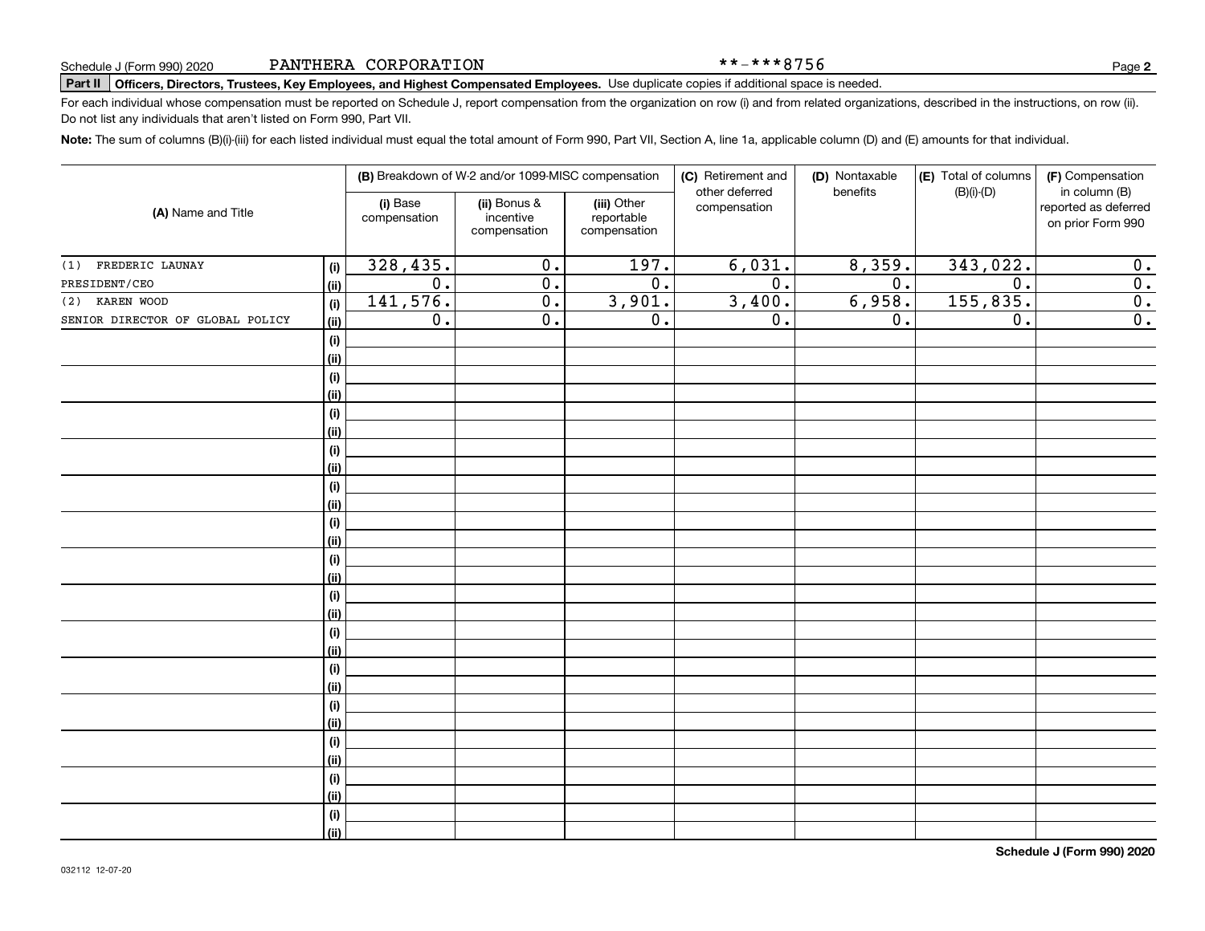Schedule J (Form 990) 2020 PANTHERA CORPORATION **-***8756

**Part II Officers, Directors, Trustees, Key Employees, and Highest Compensated Employees.** Use duplicate copies if additional space is needed.

For each individual whose compensation must be reported on Schedule J, report compensation from the organization on row (i) and from related organizations, described in the instructions, on row (ii). Do not list any individuals that aren't listed on Form 990, Part VII.

**Note:** The sum of columns (B)(i)-(iii) for each listed individual must equal the total amount of Form 990, Part VII, Section A, line 1a, applicable column (D) and (E) amounts for that individual.

| (A) Name and Title | | (B) Breakdown of W-2 and/or 1099-MISC compensation | | | (C) Retirement and other deferred compensation | (D) Nontaxable benefits | (E) Total of columns (B)(i)-(D) | (F) Compensation in column (B) reported as deferred on prior Form 990 |
|---|---|---|---|---|---|---|---|---|
| | | (i) Base compensation | (ii) Bonus & incentive compensation | (iii) Other reportable compensation | | | | |
| (1) FREDERIC LAUNAY | (i) | 328,435. | 0. | 197. | 6,031. | 8,359. | 343,022. | 0. |
| PRESIDENT/CEO | (ii) | 0. | 0. | 0. | 0. | 0. | 0. | 0. |
| (2) KAREN WOOD | (i) | 141,576. | 0. | 3,901. | 3,400. | 6,958. | 155,835. | 0. |
| SENIOR DIRECTOR OF GLOBAL POLICY | (ii) | 0. | 0. | 0. | 0. | 0. | 0. | 0. |

Schedule J (Form 990) 2020

032112 12-07-20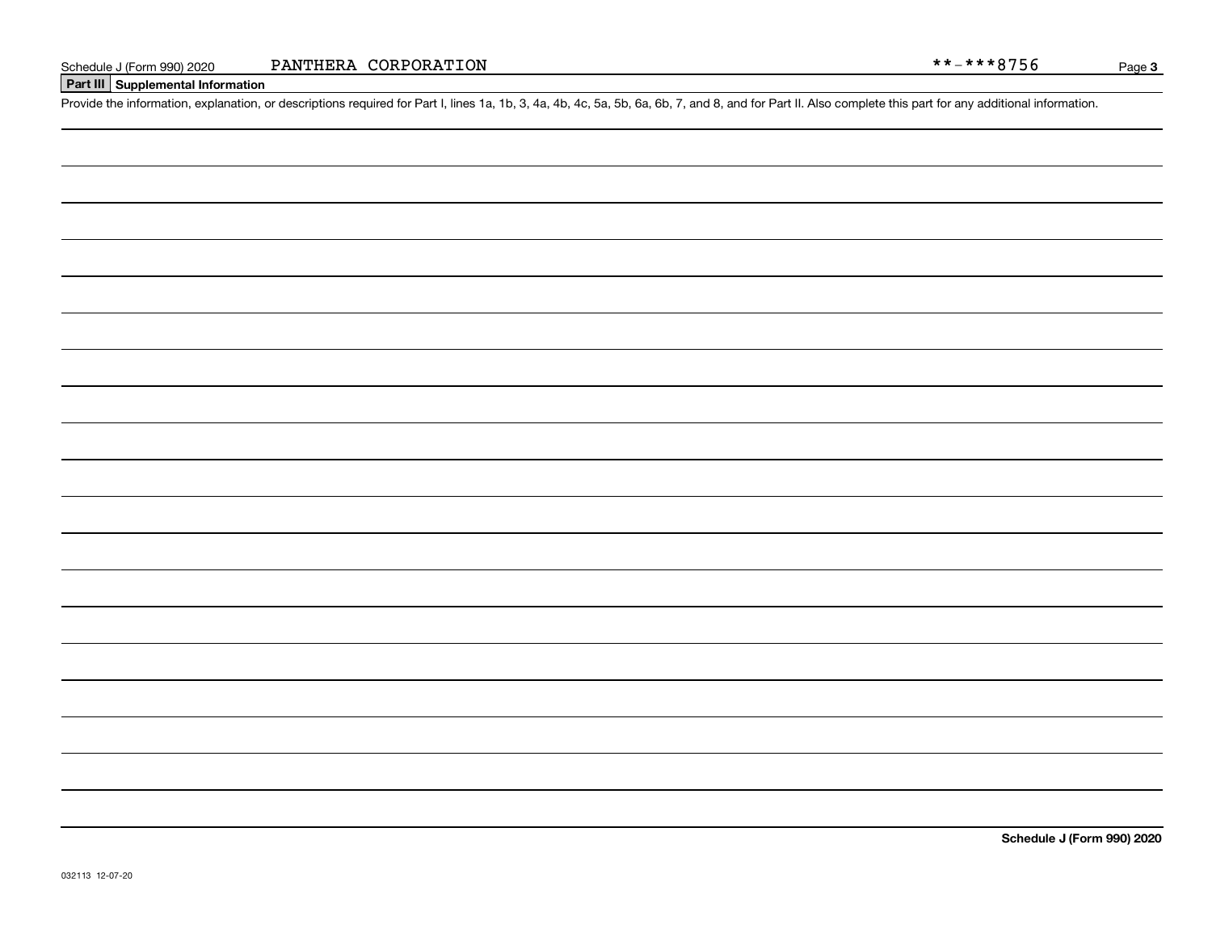Schedule J (Form 990) 2020 PANTHERA CORPORATION **-***8756

**Part III Supplemental Information**

Provide the information, explanation, or descriptions required for Part I, lines 1a, 1b, 3, 4a, 4b, 4c, 5a, 5b, 6a, 6b, 7, and 8, and for Part II. Also complete this part for any additional information.

**Schedule J (Form 990) 2020**

032113 12-07-20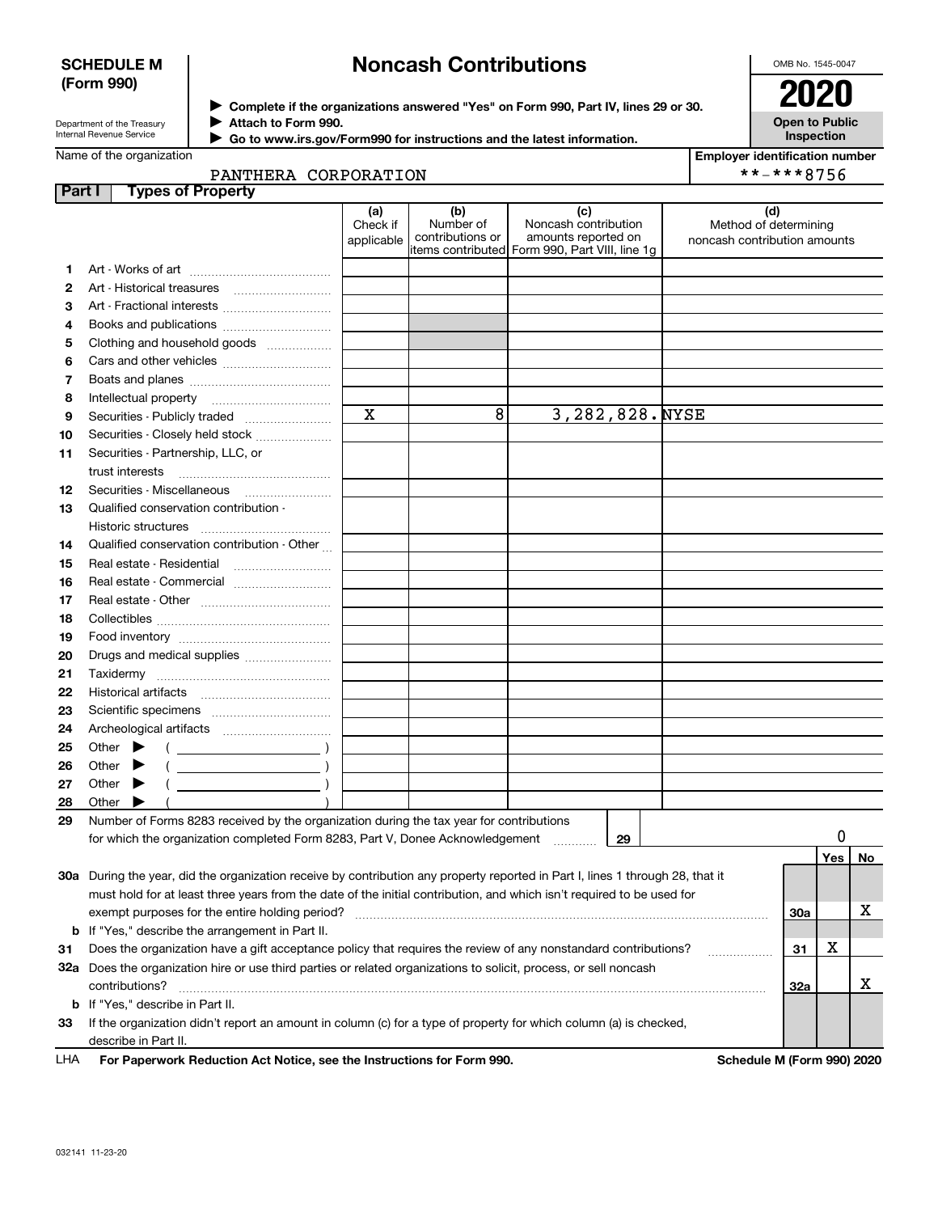**SCHEDULE M (Form 990)**

Department of the Treasury
Internal Revenue Service

# Noncash Contributions

▶ Complete if the organizations answered "Yes" on Form 990, Part IV, lines 29 or 30.
▶ Attach to Form 990.
▶ Go to www.irs.gov/Form990 for instructions and the latest information.

OMB No. 1545-0047

**2020**

**Open to Public Inspection**

Name of the organization: PANTHERA CORPORATION

Employer identification number: **-***8756

## Part I Types of Property

| | | (a) Check if applicable | (b) Number of contributions or items contributed | (c) Noncash contribution amounts reported on Form 990, Part VIII, line 1g | (d) Method of determining noncash contribution amounts |
|---|---|---|---|---|---|
| 1 | Art - Works of art | | | | |
| 2 | Art - Historical treasures | | | | |
| 3 | Art - Fractional interests | | | | |
| 4 | Books and publications | | | | |
| 5 | Clothing and household goods | | | | |
| 6 | Cars and other vehicles | | | | |
| 7 | Boats and planes | | | | |
| 8 | Intellectual property | | | | |
| 9 | Securities - Publicly traded | X | 8 | 3,282,828. | NYSE |
| 10 | Securities - Closely held stock | | | | |
| 11 | Securities - Partnership, LLC, or trust interests | | | | |
| 12 | Securities - Miscellaneous | | | | |
| 13 | Qualified conservation contribution - Historic structures | | | | |
| 14 | Qualified conservation contribution - Other | | | | |
| 15 | Real estate - Residential | | | | |
| 16 | Real estate - Commercial | | | | |
| 17 | Real estate - Other | | | | |
| 18 | Collectibles | | | | |
| 19 | Food inventory | | | | |
| 20 | Drugs and medical supplies | | | | |
| 21 | Taxidermy | | | | |
| 22 | Historical artifacts | | | | |
| 23 | Scientific specimens | | | | |
| 24 | Archeological artifacts | | | | |
| 25 | Other ▶ ( ) | | | | |
| 26 | Other ▶ ( ) | | | | |
| 27 | Other ▶ ( ) | | | | |
| 28 | Other ▶ ( ) | | | | |

| | | | Yes | No |
|---|---|---|---|---|
| 29 | Number of Forms 8283 received by the organization during the tax year for contributions for which the organization completed Form 8283, Part V, Donee Acknowledgement | 29: 0 | | |
| 30a | During the year, did the organization receive by contribution any property reported in Part I, lines 1 through 28, that it must hold for at least three years from the date of the initial contribution, and which isn't required to be used for exempt purposes for the entire holding period? | 30a | | X |
| b | If "Yes," describe the arrangement in Part II. | | | |
| 31 | Does the organization have a gift acceptance policy that requires the review of any nonstandard contributions? | 31 | X | |
| 32a | Does the organization hire or use third parties or related organizations to solicit, process, or sell noncash contributions? | 32a | | X |
| b | If "Yes," describe in Part II. | | | |
| 33 | If the organization didn't report an amount in column (c) for a type of property for which column (a) is checked, describe in Part II. | | | |

LHA **For Paperwork Reduction Act Notice, see the Instructions for Form 990.** **Schedule M (Form 990) 2020**

032141 11-23-20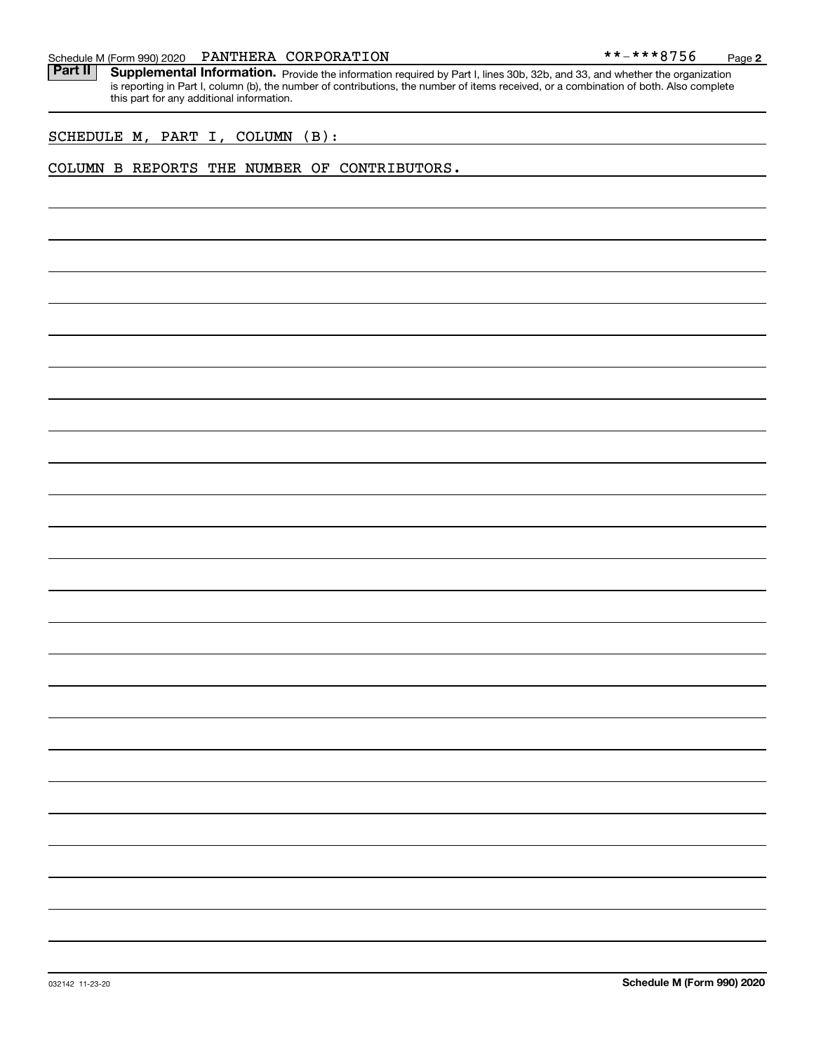Schedule M (Form 990) 2020 PANTHERA CORPORATION **-***8756

**Part II Supplemental Information.** Provide the information required by Part I, lines 30b, 32b, and 33, and whether the organization is reporting in Part I, column (b), the number of contributions, the number of items received, or a combination of both. Also complete this part for any additional information.

SCHEDULE M, PART I, COLUMN (B):

COLUMN B REPORTS THE NUMBER OF CONTRIBUTORS.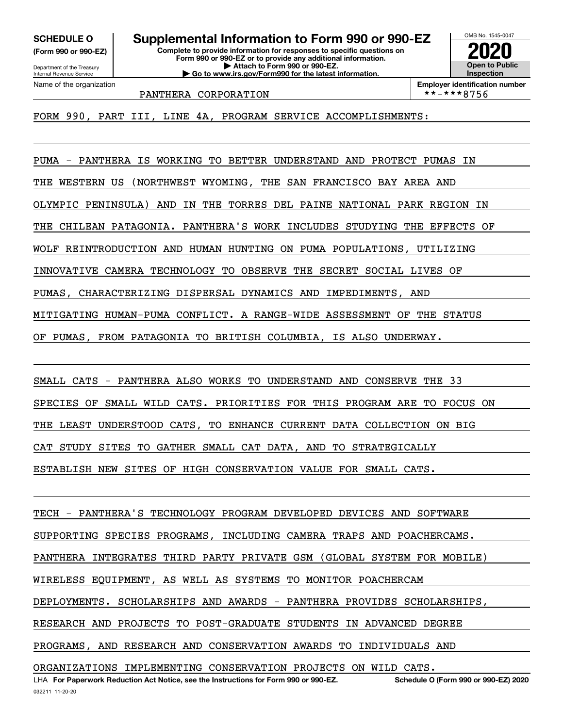**SCHEDULE O**
**(Form 990 or 990-EZ)**

Department of the Treasury
Internal Revenue Service

# Supplemental Information to Form 990 or 990-EZ

**Complete to provide information for responses to specific questions on Form 990 or 990-EZ or to provide any additional information.**
**▶ Attach to Form 990 or 990-EZ.**
**▶ Go to www.irs.gov/Form990 for the latest information.**

OMB No. 1545-0047

**2020**

**Open to Public Inspection**

Name of the organization: PANTHERA CORPORATION

**Employer identification number:** **-***8756

FORM 990, PART III, LINE 4A, PROGRAM SERVICE ACCOMPLISHMENTS:

PUMA - PANTHERA IS WORKING TO BETTER UNDERSTAND AND PROTECT PUMAS IN THE WESTERN US (NORTHWEST WYOMING, THE SAN FRANCISCO BAY AREA AND OLYMPIC PENINSULA) AND IN THE TORRES DEL PAINE NATIONAL PARK REGION IN THE CHILEAN PATAGONIA. PANTHERA'S WORK INCLUDES STUDYING THE EFFECTS OF WOLF REINTRODUCTION AND HUMAN HUNTING ON PUMA POPULATIONS, UTILIZING INNOVATIVE CAMERA TECHNOLOGY TO OBSERVE THE SECRET SOCIAL LIVES OF PUMAS, CHARACTERIZING DISPERSAL DYNAMICS AND IMPEDIMENTS, AND MITIGATING HUMAN-PUMA CONFLICT. A RANGE-WIDE ASSESSMENT OF THE STATUS OF PUMAS, FROM PATAGONIA TO BRITISH COLUMBIA, IS ALSO UNDERWAY.

SMALL CATS - PANTHERA ALSO WORKS TO UNDERSTAND AND CONSERVE THE 33 SPECIES OF SMALL WILD CATS. PRIORITIES FOR THIS PROGRAM ARE TO FOCUS ON THE LEAST UNDERSTOOD CATS, TO ENHANCE CURRENT DATA COLLECTION ON BIG CAT STUDY SITES TO GATHER SMALL CAT DATA, AND TO STRATEGICALLY ESTABLISH NEW SITES OF HIGH CONSERVATION VALUE FOR SMALL CATS.

TECH - PANTHERA'S TECHNOLOGY PROGRAM DEVELOPED DEVICES AND SOFTWARE SUPPORTING SPECIES PROGRAMS, INCLUDING CAMERA TRAPS AND POACHERCAMS. PANTHERA INTEGRATES THIRD PARTY PRIVATE GSM (GLOBAL SYSTEM FOR MOBILE) WIRELESS EQUIPMENT, AS WELL AS SYSTEMS TO MONITOR POACHERCAM DEPLOYMENTS. SCHOLARSHIPS AND AWARDS - PANTHERA PROVIDES SCHOLARSHIPS, RESEARCH AND PROJECTS TO POST-GRADUATE STUDENTS IN ADVANCED DEGREE PROGRAMS, AND RESEARCH AND CONSERVATION AWARDS TO INDIVIDUALS AND ORGANIZATIONS IMPLEMENTING CONSERVATION PROJECTS ON WILD CATS.

LHA **For Paperwork Reduction Act Notice, see the Instructions for Form 990 or 990-EZ.** **Schedule O (Form 990 or 990-EZ) 2020**

032211 11-20-20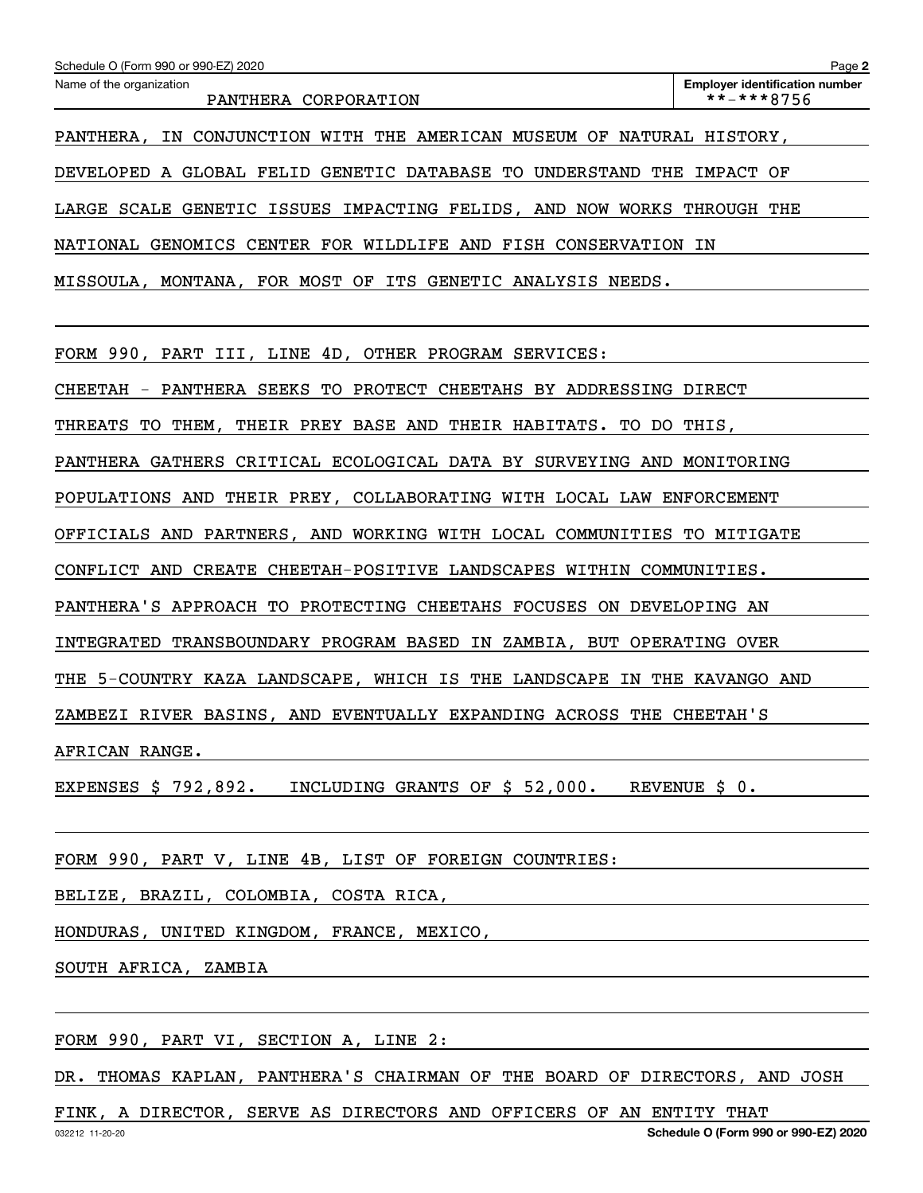Name of the organization: PANTHERA CORPORATION

Employer identification number: **-***8756

PANTHERA, IN CONJUNCTION WITH THE AMERICAN MUSEUM OF NATURAL HISTORY, DEVELOPED A GLOBAL FELID GENETIC DATABASE TO UNDERSTAND THE IMPACT OF LARGE SCALE GENETIC ISSUES IMPACTING FELIDS, AND NOW WORKS THROUGH THE NATIONAL GENOMICS CENTER FOR WILDLIFE AND FISH CONSERVATION IN MISSOULA, MONTANA, FOR MOST OF ITS GENETIC ANALYSIS NEEDS.

FORM 990, PART III, LINE 4D, OTHER PROGRAM SERVICES:

CHEETAH - PANTHERA SEEKS TO PROTECT CHEETAHS BY ADDRESSING DIRECT THREATS TO THEM, THEIR PREY BASE AND THEIR HABITATS. TO DO THIS, PANTHERA GATHERS CRITICAL ECOLOGICAL DATA BY SURVEYING AND MONITORING POPULATIONS AND THEIR PREY, COLLABORATING WITH LOCAL LAW ENFORCEMENT OFFICIALS AND PARTNERS, AND WORKING WITH LOCAL COMMUNITIES TO MITIGATE CONFLICT AND CREATE CHEETAH-POSITIVE LANDSCAPES WITHIN COMMUNITIES. PANTHERA'S APPROACH TO PROTECTING CHEETAHS FOCUSES ON DEVELOPING AN INTEGRATED TRANSBOUNDARY PROGRAM BASED IN ZAMBIA, BUT OPERATING OVER THE 5-COUNTRY KAZA LANDSCAPE, WHICH IS THE LANDSCAPE IN THE KAVANGO AND ZAMBEZI RIVER BASINS, AND EVENTUALLY EXPANDING ACROSS THE CHEETAH'S AFRICAN RANGE.

EXPENSES $ 792,892.   INCLUDING GRANTS OF $ 52,000.   REVENUE $ 0.

FORM 990, PART V, LINE 4B, LIST OF FOREIGN COUNTRIES:

BELIZE, BRAZIL, COLOMBIA, COSTA RICA,
HONDURAS, UNITED KINGDOM, FRANCE, MEXICO,
SOUTH AFRICA, ZAMBIA

FORM 990, PART VI, SECTION A, LINE 2:

DR. THOMAS KAPLAN, PANTHERA'S CHAIRMAN OF THE BOARD OF DIRECTORS, AND JOSH FINK, A DIRECTOR, SERVE AS DIRECTORS AND OFFICERS OF AN ENTITY THAT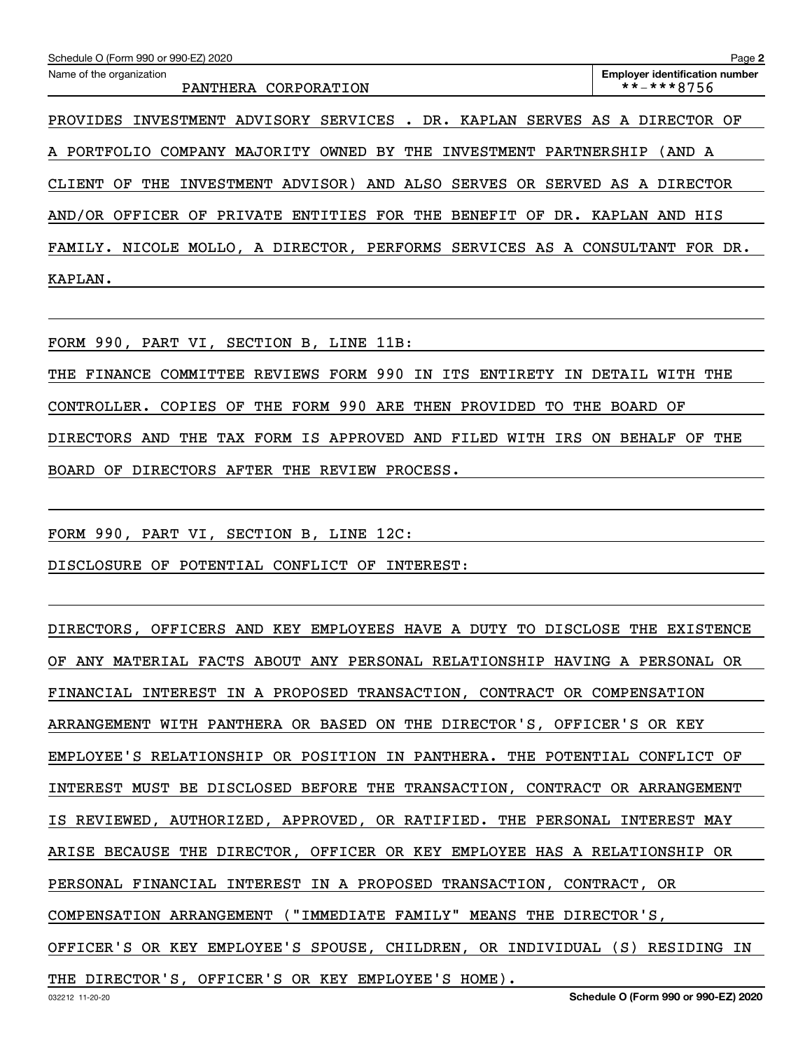Name of the organization: PANTHERA CORPORATION

Employer identification number: **-***8756

PROVIDES INVESTMENT ADVISORY SERVICES . DR. KAPLAN SERVES AS A DIRECTOR OF A PORTFOLIO COMPANY MAJORITY OWNED BY THE INVESTMENT PARTNERSHIP (AND A CLIENT OF THE INVESTMENT ADVISOR) AND ALSO SERVES OR SERVED AS A DIRECTOR AND/OR OFFICER OF PRIVATE ENTITIES FOR THE BENEFIT OF DR. KAPLAN AND HIS FAMILY. NICOLE MOLLO, A DIRECTOR, PERFORMS SERVICES AS A CONSULTANT FOR DR. KAPLAN.

FORM 990, PART VI, SECTION B, LINE 11B:

THE FINANCE COMMITTEE REVIEWS FORM 990 IN ITS ENTIRETY IN DETAIL WITH THE CONTROLLER. COPIES OF THE FORM 990 ARE THEN PROVIDED TO THE BOARD OF DIRECTORS AND THE TAX FORM IS APPROVED AND FILED WITH IRS ON BEHALF OF THE BOARD OF DIRECTORS AFTER THE REVIEW PROCESS.

FORM 990, PART VI, SECTION B, LINE 12C:

DISCLOSURE OF POTENTIAL CONFLICT OF INTEREST:

DIRECTORS, OFFICERS AND KEY EMPLOYEES HAVE A DUTY TO DISCLOSE THE EXISTENCE OF ANY MATERIAL FACTS ABOUT ANY PERSONAL RELATIONSHIP HAVING A PERSONAL OR FINANCIAL INTEREST IN A PROPOSED TRANSACTION, CONTRACT OR COMPENSATION ARRANGEMENT WITH PANTHERA OR BASED ON THE DIRECTOR'S, OFFICER'S OR KEY EMPLOYEE'S RELATIONSHIP OR POSITION IN PANTHERA. THE POTENTIAL CONFLICT OF INTEREST MUST BE DISCLOSED BEFORE THE TRANSACTION, CONTRACT OR ARRANGEMENT IS REVIEWED, AUTHORIZED, APPROVED, OR RATIFIED. THE PERSONAL INTEREST MAY ARISE BECAUSE THE DIRECTOR, OFFICER OR KEY EMPLOYEE HAS A RELATIONSHIP OR PERSONAL FINANCIAL INTEREST IN A PROPOSED TRANSACTION, CONTRACT, OR COMPENSATION ARRANGEMENT ("IMMEDIATE FAMILY" MEANS THE DIRECTOR'S, OFFICER'S OR KEY EMPLOYEE'S SPOUSE, CHILDREN, OR INDIVIDUAL (S) RESIDING IN THE DIRECTOR'S, OFFICER'S OR KEY EMPLOYEE'S HOME).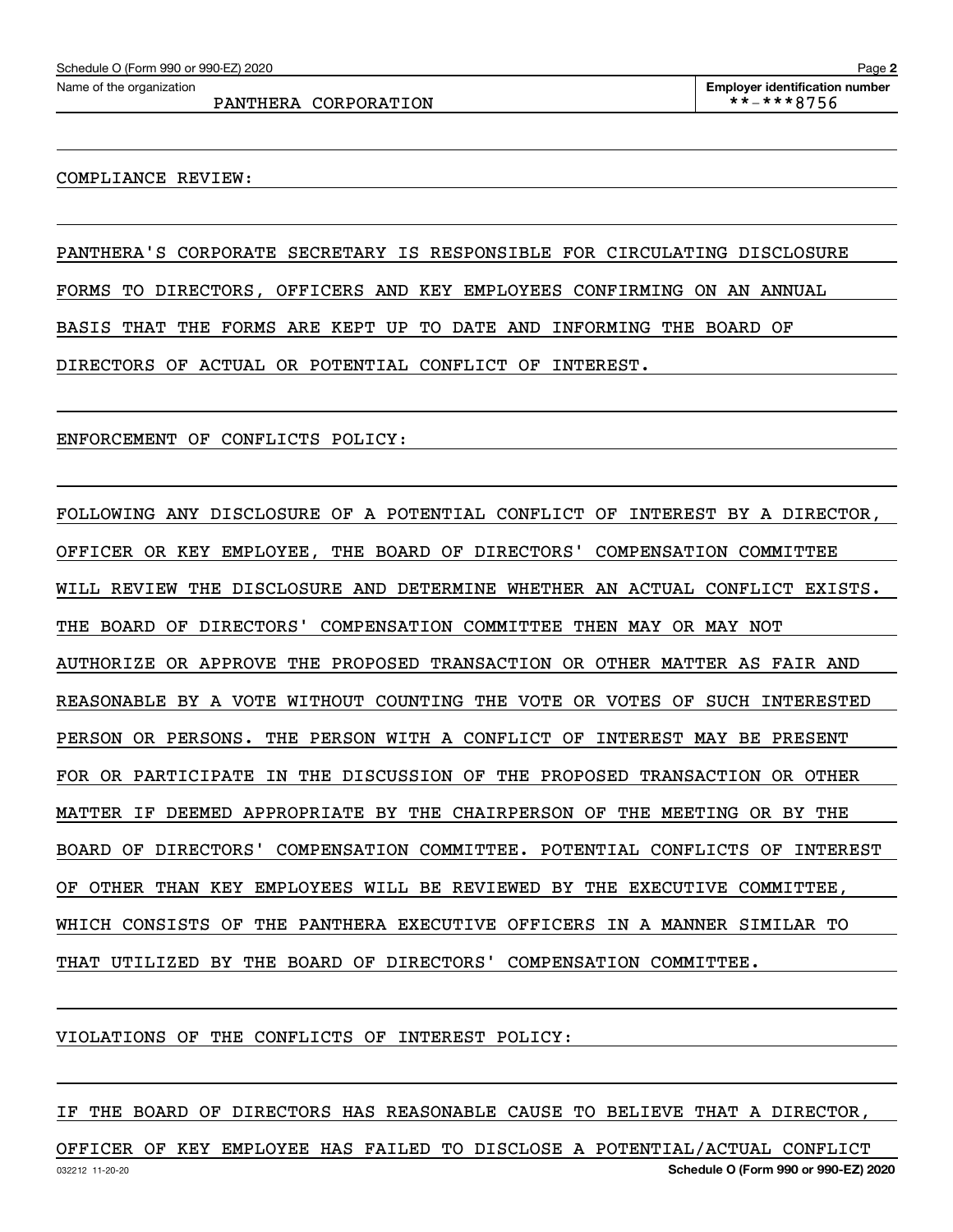Name of the organization: PANTHERA CORPORATION

Employer identification number: **-***8756

COMPLIANCE REVIEW:

PANTHERA'S CORPORATE SECRETARY IS RESPONSIBLE FOR CIRCULATING DISCLOSURE FORMS TO DIRECTORS, OFFICERS AND KEY EMPLOYEES CONFIRMING ON AN ANNUAL BASIS THAT THE FORMS ARE KEPT UP TO DATE AND INFORMING THE BOARD OF DIRECTORS OF ACTUAL OR POTENTIAL CONFLICT OF INTEREST.

ENFORCEMENT OF CONFLICTS POLICY:

FOLLOWING ANY DISCLOSURE OF A POTENTIAL CONFLICT OF INTEREST BY A DIRECTOR, OFFICER OR KEY EMPLOYEE, THE BOARD OF DIRECTORS' COMPENSATION COMMITTEE WILL REVIEW THE DISCLOSURE AND DETERMINE WHETHER AN ACTUAL CONFLICT EXISTS. THE BOARD OF DIRECTORS' COMPENSATION COMMITTEE THEN MAY OR MAY NOT AUTHORIZE OR APPROVE THE PROPOSED TRANSACTION OR OTHER MATTER AS FAIR AND REASONABLE BY A VOTE WITHOUT COUNTING THE VOTE OR VOTES OF SUCH INTERESTED PERSON OR PERSONS. THE PERSON WITH A CONFLICT OF INTEREST MAY BE PRESENT FOR OR PARTICIPATE IN THE DISCUSSION OF THE PROPOSED TRANSACTION OR OTHER MATTER IF DEEMED APPROPRIATE BY THE CHAIRPERSON OF THE MEETING OR BY THE BOARD OF DIRECTORS' COMPENSATION COMMITTEE. POTENTIAL CONFLICTS OF INTEREST OF OTHER THAN KEY EMPLOYEES WILL BE REVIEWED BY THE EXECUTIVE COMMITTEE, WHICH CONSISTS OF THE PANTHERA EXECUTIVE OFFICERS IN A MANNER SIMILAR TO THAT UTILIZED BY THE BOARD OF DIRECTORS' COMPENSATION COMMITTEE.

VIOLATIONS OF THE CONFLICTS OF INTEREST POLICY:

IF THE BOARD OF DIRECTORS HAS REASONABLE CAUSE TO BELIEVE THAT A DIRECTOR, OFFICER OF KEY EMPLOYEE HAS FAILED TO DISCLOSE A POTENTIAL/ACTUAL CONFLICT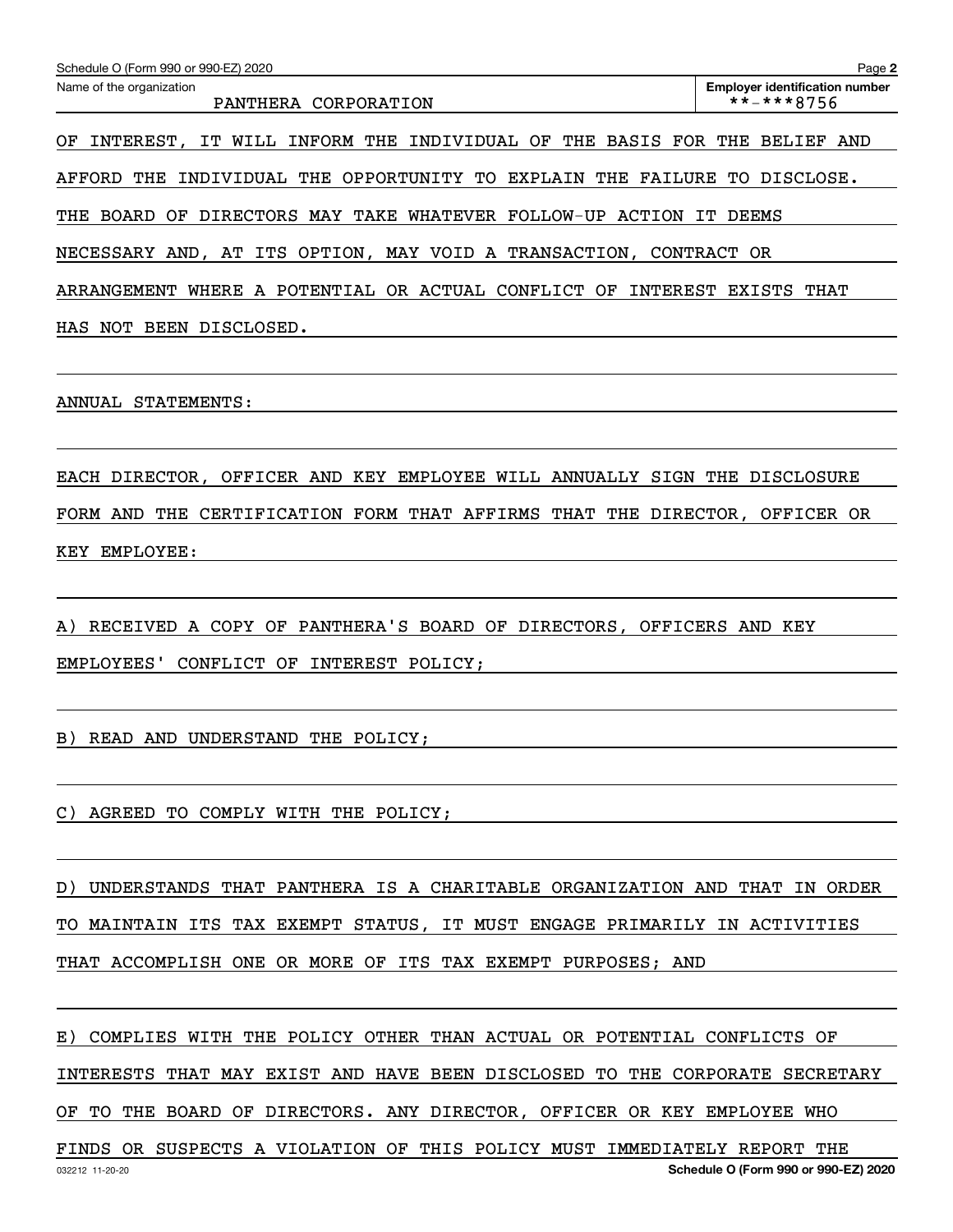OF INTEREST, IT WILL INFORM THE INDIVIDUAL OF THE BASIS FOR THE BELIEF AND AFFORD THE INDIVIDUAL THE OPPORTUNITY TO EXPLAIN THE FAILURE TO DISCLOSE. THE BOARD OF DIRECTORS MAY TAKE WHATEVER FOLLOW-UP ACTION IT DEEMS NECESSARY AND, AT ITS OPTION, MAY VOID A TRANSACTION, CONTRACT OR ARRANGEMENT WHERE A POTENTIAL OR ACTUAL CONFLICT OF INTEREST EXISTS THAT HAS NOT BEEN DISCLOSED.

ANNUAL STATEMENTS:

EACH DIRECTOR, OFFICER AND KEY EMPLOYEE WILL ANNUALLY SIGN THE DISCLOSURE FORM AND THE CERTIFICATION FORM THAT AFFIRMS THAT THE DIRECTOR, OFFICER OR KEY EMPLOYEE:

A) RECEIVED A COPY OF PANTHERA'S BOARD OF DIRECTORS, OFFICERS AND KEY EMPLOYEES' CONFLICT OF INTEREST POLICY;

B) READ AND UNDERSTAND THE POLICY;

C) AGREED TO COMPLY WITH THE POLICY;

D) UNDERSTANDS THAT PANTHERA IS A CHARITABLE ORGANIZATION AND THAT IN ORDER TO MAINTAIN ITS TAX EXEMPT STATUS, IT MUST ENGAGE PRIMARILY IN ACTIVITIES THAT ACCOMPLISH ONE OR MORE OF ITS TAX EXEMPT PURPOSES; AND

E) COMPLIES WITH THE POLICY OTHER THAN ACTUAL OR POTENTIAL CONFLICTS OF INTERESTS THAT MAY EXIST AND HAVE BEEN DISCLOSED TO THE CORPORATE SECRETARY OF TO THE BOARD OF DIRECTORS. ANY DIRECTOR, OFFICER OR KEY EMPLOYEE WHO FINDS OR SUSPECTS A VIOLATION OF THIS POLICY MUST IMMEDIATELY REPORT THE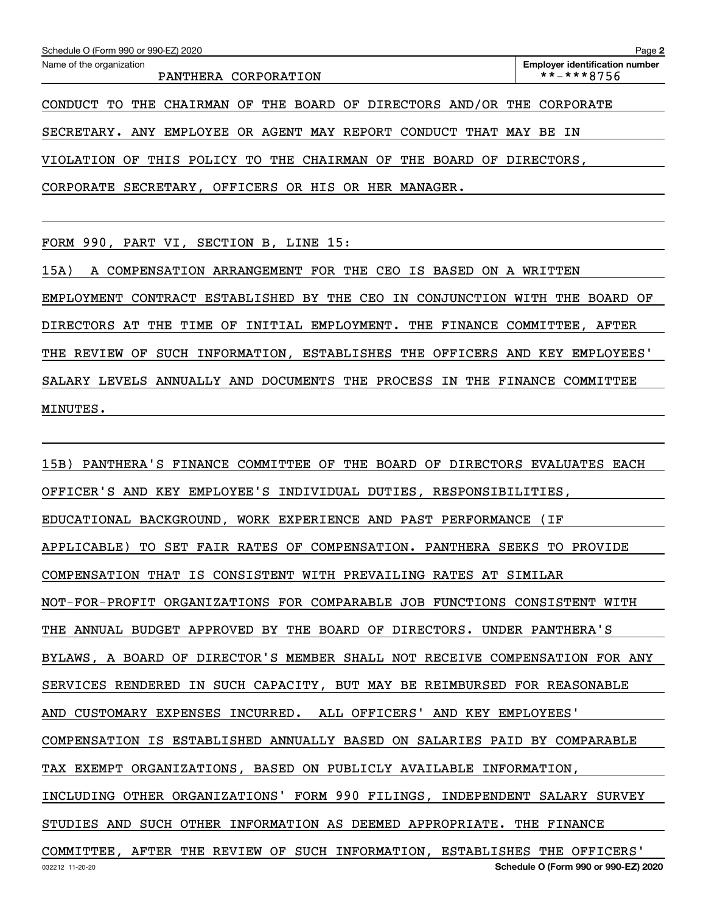Name of the organization: PANTHERA CORPORATION

Employer identification number: **-***8756

CONDUCT TO THE CHAIRMAN OF THE BOARD OF DIRECTORS AND/OR THE CORPORATE SECRETARY. ANY EMPLOYEE OR AGENT MAY REPORT CONDUCT THAT MAY BE IN VIOLATION OF THIS POLICY TO THE CHAIRMAN OF THE BOARD OF DIRECTORS, CORPORATE SECRETARY, OFFICERS OR HIS OR HER MANAGER.

FORM 990, PART VI, SECTION B, LINE 15:

15A) A COMPENSATION ARRANGEMENT FOR THE CEO IS BASED ON A WRITTEN EMPLOYMENT CONTRACT ESTABLISHED BY THE CEO IN CONJUNCTION WITH THE BOARD OF DIRECTORS AT THE TIME OF INITIAL EMPLOYMENT. THE FINANCE COMMITTEE, AFTER THE REVIEW OF SUCH INFORMATION, ESTABLISHES THE OFFICERS AND KEY EMPLOYEES' SALARY LEVELS ANNUALLY AND DOCUMENTS THE PROCESS IN THE FINANCE COMMITTEE MINUTES.

15B) PANTHERA'S FINANCE COMMITTEE OF THE BOARD OF DIRECTORS EVALUATES EACH OFFICER'S AND KEY EMPLOYEE'S INDIVIDUAL DUTIES, RESPONSIBILITIES, EDUCATIONAL BACKGROUND, WORK EXPERIENCE AND PAST PERFORMANCE (IF APPLICABLE) TO SET FAIR RATES OF COMPENSATION. PANTHERA SEEKS TO PROVIDE COMPENSATION THAT IS CONSISTENT WITH PREVAILING RATES AT SIMILAR NOT-FOR-PROFIT ORGANIZATIONS FOR COMPARABLE JOB FUNCTIONS CONSISTENT WITH THE ANNUAL BUDGET APPROVED BY THE BOARD OF DIRECTORS. UNDER PANTHERA'S BYLAWS, A BOARD OF DIRECTOR'S MEMBER SHALL NOT RECEIVE COMPENSATION FOR ANY SERVICES RENDERED IN SUCH CAPACITY, BUT MAY BE REIMBURSED FOR REASONABLE AND CUSTOMARY EXPENSES INCURRED. ALL OFFICERS' AND KEY EMPLOYEES' COMPENSATION IS ESTABLISHED ANNUALLY BASED ON SALARIES PAID BY COMPARABLE TAX EXEMPT ORGANIZATIONS, BASED ON PUBLICLY AVAILABLE INFORMATION, INCLUDING OTHER ORGANIZATIONS' FORM 990 FILINGS, INDEPENDENT SALARY SURVEY STUDIES AND SUCH OTHER INFORMATION AS DEEMED APPROPRIATE. THE FINANCE COMMITTEE, AFTER THE REVIEW OF SUCH INFORMATION, ESTABLISHES THE OFFICERS'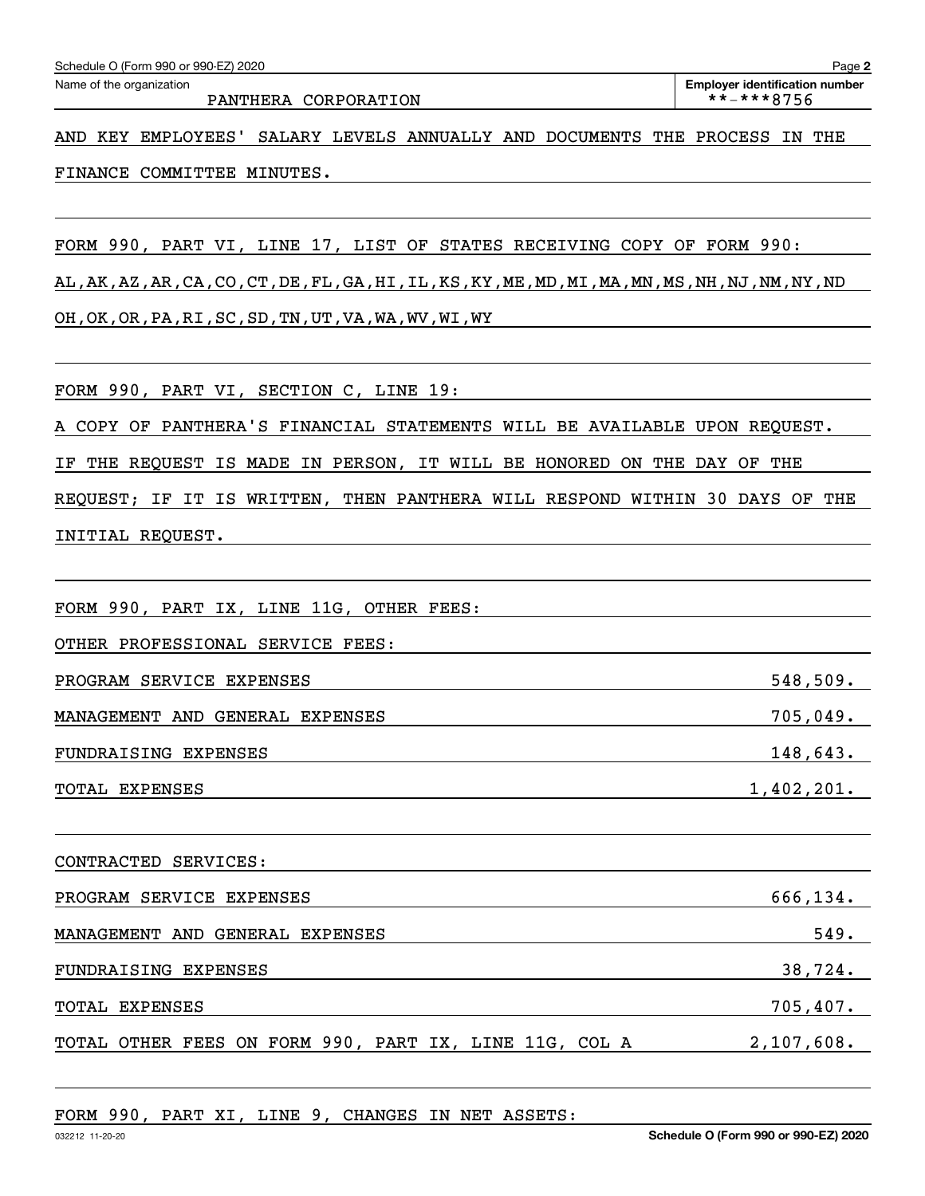Schedule O (Form 990 or 990-EZ) 2020

Name of the organization: PANTHERA CORPORATION

Employer identification number: **-***8756

AND KEY EMPLOYEES' SALARY LEVELS ANNUALLY AND DOCUMENTS THE PROCESS IN THE FINANCE COMMITTEE MINUTES.

FORM 990, PART VI, LINE 17, LIST OF STATES RECEIVING COPY OF FORM 990:

AL,AK,AZ,AR,CA,CO,CT,DE,FL,GA,HI,IL,KS,KY,ME,MD,MI,MA,MN,MS,NH,NJ,NM,NY,ND OH,OK,OR,PA,RI,SC,SD,TN,UT,VA,WA,WV,WI,WY

FORM 990, PART VI, SECTION C, LINE 19:

A COPY OF PANTHERA'S FINANCIAL STATEMENTS WILL BE AVAILABLE UPON REQUEST. IF THE REQUEST IS MADE IN PERSON, IT WILL BE HONORED ON THE DAY OF THE REQUEST; IF IT IS WRITTEN, THEN PANTHERA WILL RESPOND WITHIN 30 DAYS OF THE INITIAL REQUEST.

FORM 990, PART IX, LINE 11G, OTHER FEES:

OTHER PROFESSIONAL SERVICE FEES:

| | |
|---|---|
| PROGRAM SERVICE EXPENSES | 548,509. |
| MANAGEMENT AND GENERAL EXPENSES | 705,049. |
| FUNDRAISING EXPENSES | 148,643. |
| TOTAL EXPENSES | 1,402,201. |

CONTRACTED SERVICES:

| | |
|---|---|
| PROGRAM SERVICE EXPENSES | 666,134. |
| MANAGEMENT AND GENERAL EXPENSES | 549. |
| FUNDRAISING EXPENSES | 38,724. |
| TOTAL EXPENSES | 705,407. |
| TOTAL OTHER FEES ON FORM 990, PART IX, LINE 11G, COL A | 2,107,608. |

FORM 990, PART XI, LINE 9, CHANGES IN NET ASSETS: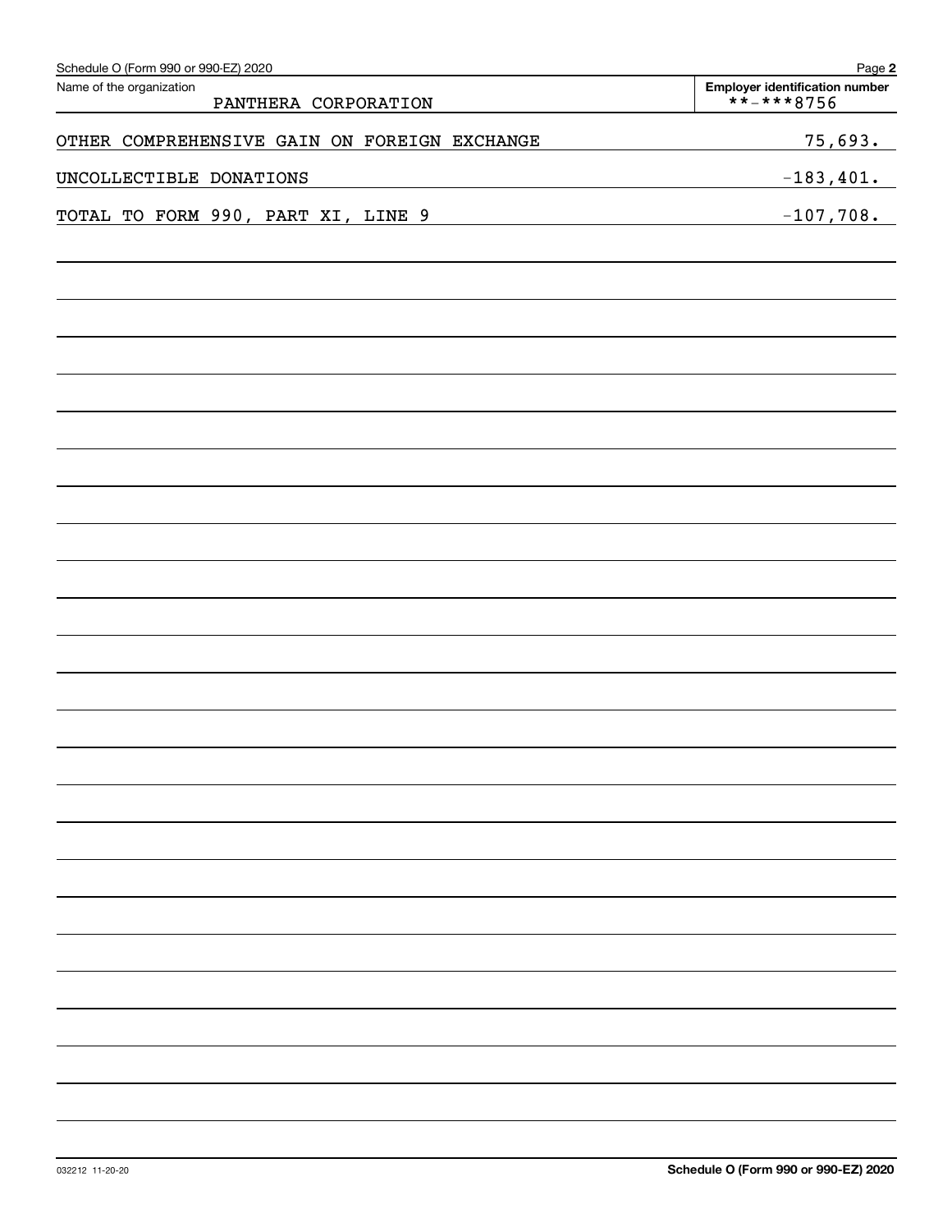Schedule O (Form 990 or 990-EZ) 2020

Name of the organization: PANTHERA CORPORATION

Employer identification number: **-***8756

| | |
|---|---|
| OTHER COMPREHENSIVE GAIN ON FOREIGN EXCHANGE | 75,693. |
| UNCOLLECTIBLE DONATIONS | -183,401. |
| TOTAL TO FORM 990, PART XI, LINE 9 | -107,708. |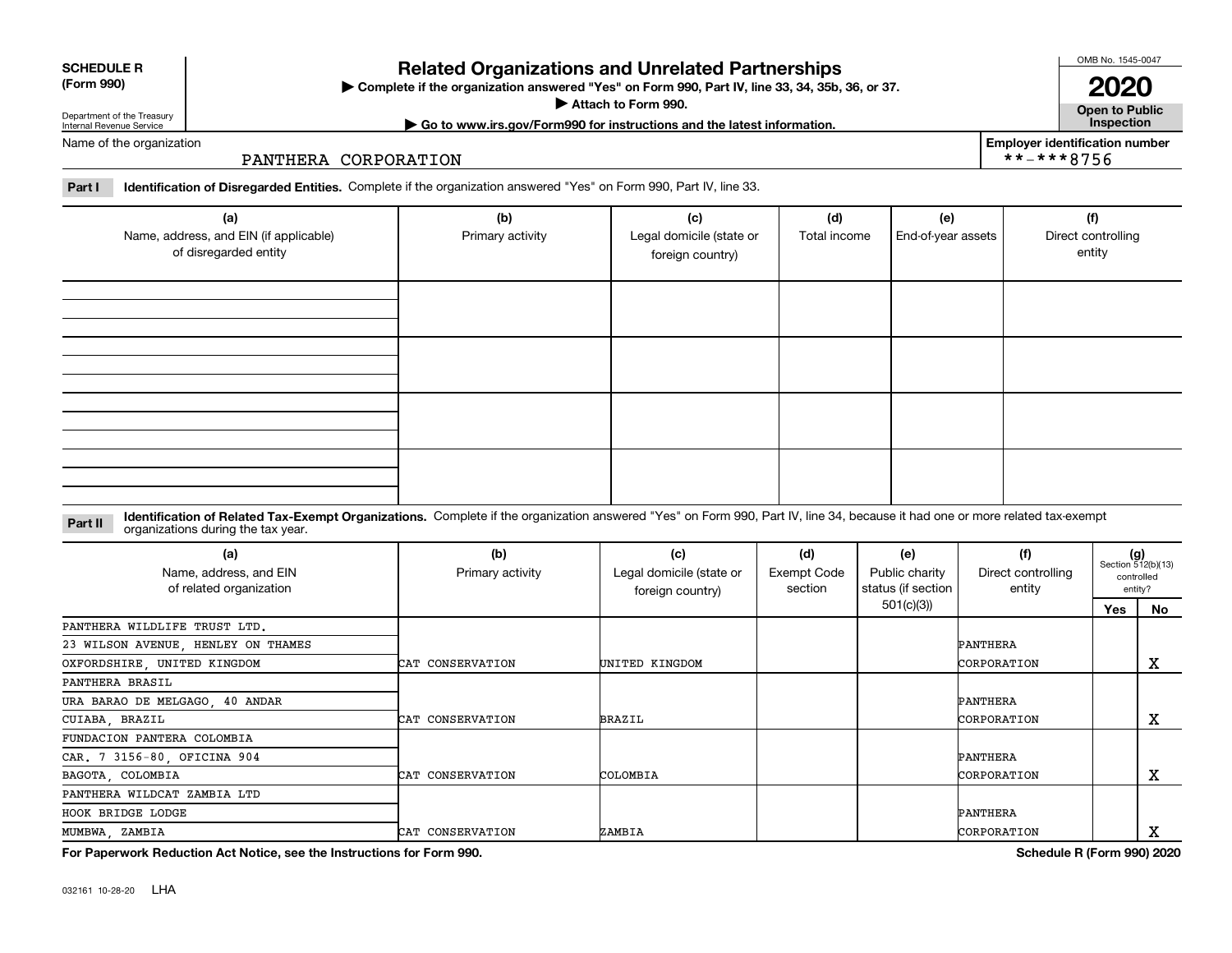**SCHEDULE R (Form 990)**

Department of the Treasury Internal Revenue Service

# Related Organizations and Unrelated Partnerships

▶ Complete if the organization answered "Yes" on Form 990, Part IV, line 33, 34, 35b, 36, or 37.

▶ Attach to Form 990.

▶ Go to www.irs.gov/Form990 for instructions and the latest information.

OMB No. 1545-0047

**2020**

**Open to Public Inspection**

Name of the organization: PANTHERA CORPORATION

Employer identification number: **-***8756

**Part I** **Identification of Disregarded Entities.** Complete if the organization answered "Yes" on Form 990, Part IV, line 33.

| (a) Name, address, and EIN (if applicable) of disregarded entity | (b) Primary activity | (c) Legal domicile (state or foreign country) | (d) Total income | (e) End-of-year assets | (f) Direct controlling entity |
|---|---|---|---|---|---|
| | | | | | |
| | | | | | |
| | | | | | |
| | | | | | |

**Part II** **Identification of Related Tax-Exempt Organizations.** Complete if the organization answered "Yes" on Form 990, Part IV, line 34, because it had one or more related tax-exempt organizations during the tax year.

| (a) Name, address, and EIN of related organization | (b) Primary activity | (c) Legal domicile (state or foreign country) | (d) Exempt Code section | (e) Public charity status (if section 501(c)(3)) | (f) Direct controlling entity | (g) Section 512(b)(13) controlled entity? Yes | No |
|---|---|---|---|---|---|---|---|
| PANTHERA WILDLIFE TRUST LTD. 23 WILSON AVENUE, HENLEY ON THAMES OXFORDSHIRE, UNITED KINGDOM | CAT CONSERVATION | UNITED KINGDOM | | | PANTHERA CORPORATION | | X |
| PANTHERA BRASIL URA BARAO DE MELGAGO, 40 ANDAR CUIABA, BRAZIL | CAT CONSERVATION | BRAZIL | | | PANTHERA CORPORATION | | X |
| FUNDACION PANTERA COLOMBIA CAR. 7 3156-80, OFICINA 904 BAGOTA, COLOMBIA | CAT CONSERVATION | COLOMBIA | | | PANTHERA CORPORATION | | X |
| PANTHERA WILDCAT ZAMBIA LTD HOOK BRIDGE LODGE MUMBWA, ZAMBIA | CAT CONSERVATION | ZAMBIA | | | PANTHERA CORPORATION | | X |

**For Paperwork Reduction Act Notice, see the Instructions for Form 990.**

**Schedule R (Form 990) 2020**

032161 10-28-20 LHA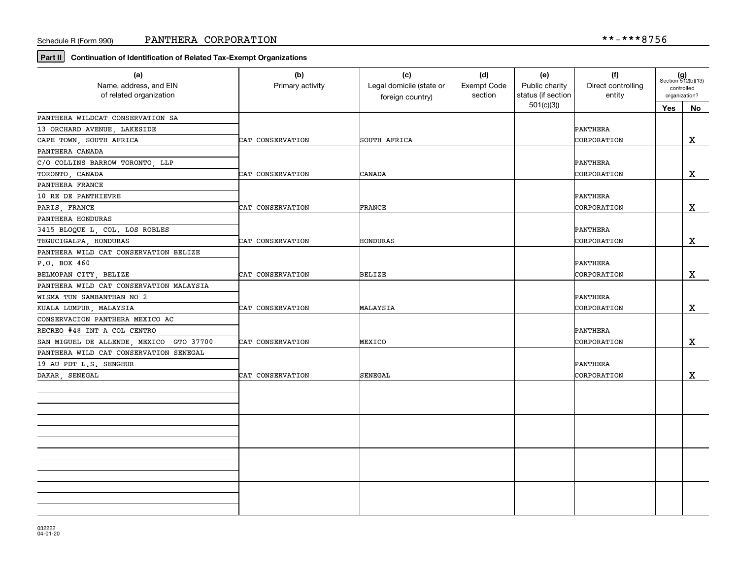Schedule R (Form 990) PANTHERA CORPORATION **-***8756

**Part II** **Continuation of Identification of Related Tax-Exempt Organizations**

| (a) Name, address, and EIN of related organization | (b) Primary activity | (c) Legal domicile (state or foreign country) | (d) Exempt Code section | (e) Public charity status (if section 501(c)(3)) | (f) Direct controlling entity | (g) Section 512(b)(13) controlled organization? Yes | No |
|---|---|---|---|---|---|---|---|
| PANTHERA WILDCAT CONSERVATION SA<br>13 ORCHARD AVENUE, LAKESIDE<br>CAPE TOWN, SOUTH AFRICA | CAT CONSERVATION | SOUTH AFRICA | | | PANTHERA CORPORATION | | X |
| PANTHERA CANADA<br>C/O COLLINS BARROW TORONTO, LLP<br>TORONTO, CANADA | CAT CONSERVATION | CANADA | | | PANTHERA CORPORATION | | X |
| PANTHERA FRANCE<br>10 RE DE PANTHIEVRE<br>PARIS, FRANCE | CAT CONSERVATION | FRANCE | | | PANTHERA CORPORATION | | X |
| PANTHERA HONDURAS<br>3415 BLOQUE L, COL. LOS ROBLES<br>TEGUCIGALPA, HONDURAS | CAT CONSERVATION | HONDURAS | | | PANTHERA CORPORATION | | X |
| PANTHERA WILD CAT CONSERVATION BELIZE<br>P.O. BOX 460<br>BELMOPAN CITY, BELIZE | CAT CONSERVATION | BELIZE | | | PANTHERA CORPORATION | | X |
| PANTHERA WILD CAT CONSERVATION MALAYSIA<br>WISMA TUN SAMBANTHAN NO 2<br>KUALA LUMPUR, MALAYSIA | CAT CONSERVATION | MALAYSIA | | | PANTHERA CORPORATION | | X |
| CONSERVACION PANTHERA MEXICO AC<br>RECREO #48 INT A COL CENTRO<br>SAN MIGUEL DE ALLENDE, MEXICO GTO 37700 | CAT CONSERVATION | MEXICO | | | PANTHERA CORPORATION | | X |
| PANTHERA WILD CAT CONSERVATION SENEGAL<br>19 AU PDT L.S. SENGHUR<br>DAKAR, SENEGAL | CAT CONSERVATION | SENEGAL | | | PANTHERA CORPORATION | | X |
| | | | | | | | |
| | | | | | | | |
| | | | | | | | |
| | | | | | | | |

032222
04-01-20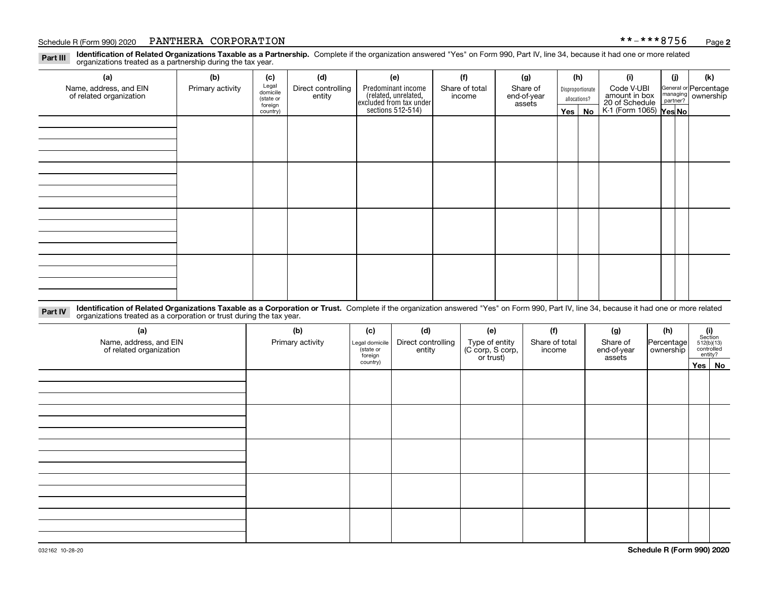Schedule R (Form 990) 2020 PANTHERA CORPORATION **-***8756

**Part III** **Identification of Related Organizations Taxable as a Partnership.** Complete if the organization answered "Yes" on Form 990, Part IV, line 34, because it had one or more related organizations treated as a partnership during the tax year.

| (a) Name, address, and EIN of related organization | (b) Primary activity | (c) Legal domicile (state or foreign country) | (d) Direct controlling entity | (e) Predominant income (related, unrelated, excluded from tax under sections 512-514) | (f) Share of total income | (g) Share of end-of-year assets | (h) Disproportionate allocations? Yes | (h) No | (i) Code V-UBI amount in box 20 of Schedule K-1 (Form 1065) | (j) General or managing partner? Yes | (j) No | (k) Percentage ownership |
|---|---|---|---|---|---|---|---|---|---|---|---|---|
| | | | | | | | | | | | | |
| | | | | | | | | | | | | |
| | | | | | | | | | | | | |
| | | | | | | | | | | | | |

**Part IV** **Identification of Related Organizations Taxable as a Corporation or Trust.** Complete if the organization answered "Yes" on Form 990, Part IV, line 34, because it had one or more related organizations treated as a corporation or trust during the tax year.

| (a) Name, address, and EIN of related organization | (b) Primary activity | (c) Legal domicile (state or foreign country) | (d) Direct controlling entity | (e) Type of entity (C corp, S corp, or trust) | (f) Share of total income | (g) Share of end-of-year assets | (h) Percentage ownership | (i) Section 512(b)(13) controlled entity? Yes | (i) No |
|---|---|---|---|---|---|---|---|---|---|
| | | | | | | | | | |
| | | | | | | | | | |
| | | | | | | | | | |
| | | | | | | | | | |
| | | | | | | | | | |

032162 10-28-20 **Schedule R (Form 990) 2020**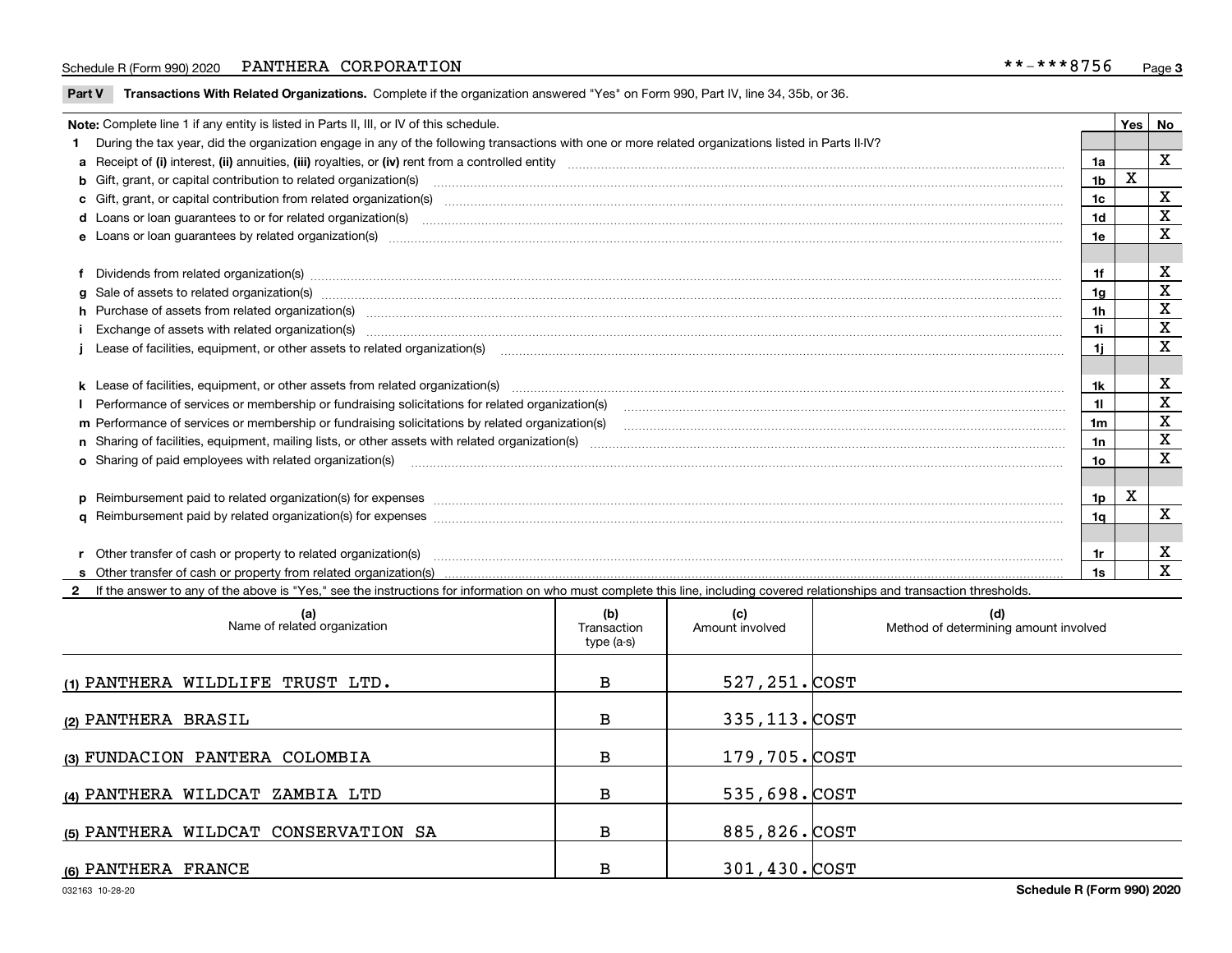Schedule R (Form 990) 2020 PANTHERA CORPORATION **-***8756

**Part V** **Transactions With Related Organizations.** Complete if the organization answered "Yes" on Form 990, Part IV, line 34, 35b, or 36.

| **Note:** Complete line 1 if any entity is listed in Parts II, III, or IV of this schedule. | | Yes | No |
|---|---|---|---|
| **1** During the tax year, did the organization engage in any of the following transactions with one or more related organizations listed in Parts II-IV? | | | |
| **a** Receipt of **(i)** interest, **(ii)** annuities, **(iii)** royalties, or **(iv)** rent from a controlled entity | 1a | | X |
| **b** Gift, grant, or capital contribution to related organization(s) | 1b | X | |
| **c** Gift, grant, or capital contribution from related organization(s) | 1c | | X |
| **d** Loans or loan guarantees to or for related organization(s) | 1d | | X |
| **e** Loans or loan guarantees by related organization(s) | 1e | | X |
| **f** Dividends from related organization(s) | 1f | | X |
| **g** Sale of assets to related organization(s) | 1g | | X |
| **h** Purchase of assets from related organization(s) | 1h | | X |
| **i** Exchange of assets with related organization(s) | 1i | | X |
| **j** Lease of facilities, equipment, or other assets to related organization(s) | 1j | | X |
| **k** Lease of facilities, equipment, or other assets from related organization(s) | 1k | | X |
| **l** Performance of services or membership or fundraising solicitations for related organization(s) | 1l | | X |
| **m** Performance of services or membership or fundraising solicitations by related organization(s) | 1m | | X |
| **n** Sharing of facilities, equipment, mailing lists, or other assets with related organization(s) | 1n | | X |
| **o** Sharing of paid employees with related organization(s) | 1o | | X |
| **p** Reimbursement paid to related organization(s) for expenses | 1p | X | |
| **q** Reimbursement paid by related organization(s) for expenses | 1q | | X |
| **r** Other transfer of cash or property to related organization(s) | 1r | | X |
| **s** Other transfer of cash or property from related organization(s) | 1s | | X |

**2** If the answer to any of the above is "Yes," see the instructions for information on who must complete this line, including covered relationships and transaction thresholds.

| (a) Name of related organization | (b) Transaction type (a-s) | (c) Amount involved | (d) Method of determining amount involved |
|---|---|---|---|
| (1) PANTHERA WILDLIFE TRUST LTD. | B | 527,251. | COST |
| (2) PANTHERA BRASIL | B | 335,113. | COST |
| (3) FUNDACION PANTERA COLOMBIA | B | 179,705. | COST |
| (4) PANTHERA WILDCAT ZAMBIA LTD | B | 535,698. | COST |
| (5) PANTHERA WILDCAT CONSERVATION SA | B | 885,826. | COST |
| (6) PANTHERA FRANCE | B | 301,430. | COST |

032163 10-28-20 **Schedule R (Form 990) 2020**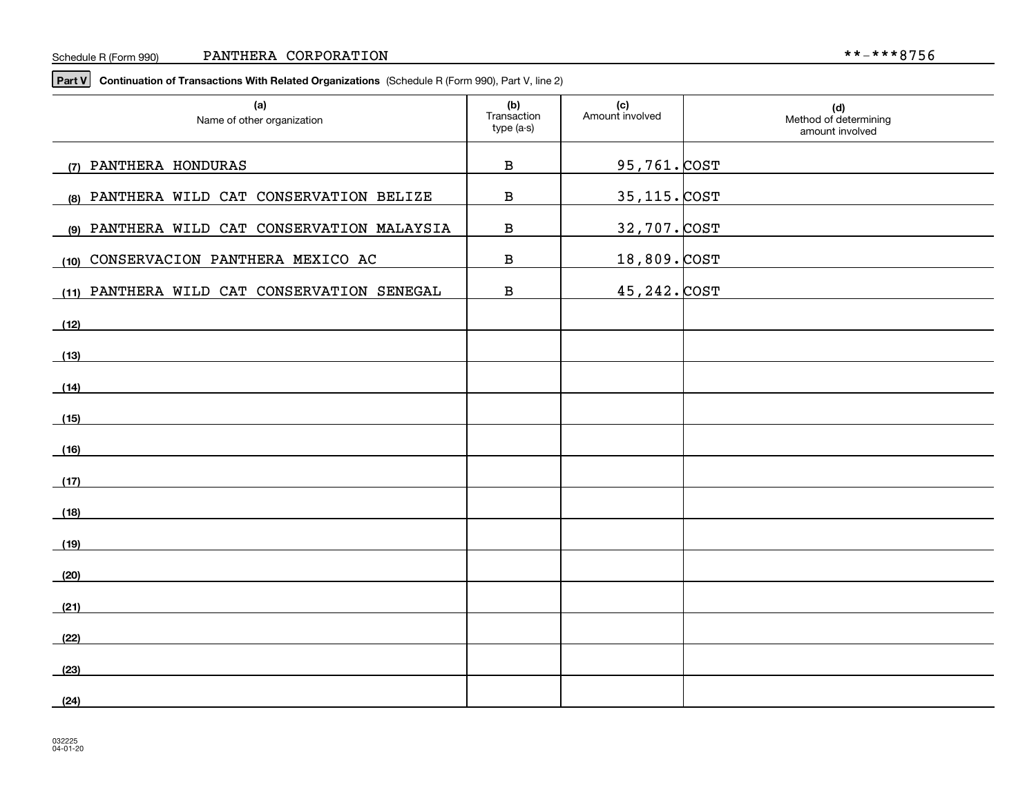Schedule R (Form 990) PANTHERA CORPORATION **-***8756

**Part V** **Continuation of Transactions With Related Organizations** (Schedule R (Form 990), Part V, line 2)

| (a) Name of other organization | (b) Transaction type (a-s) | (c) Amount involved | (d) Method of determining amount involved |
|---|---|---|---|
| (7) PANTHERA HONDURAS | B | 95,761. | COST |
| (8) PANTHERA WILD CAT CONSERVATION BELIZE | B | 35,115. | COST |
| (9) PANTHERA WILD CAT CONSERVATION MALAYSIA | B | 32,707. | COST |
| (10) CONSERVACION PANTHERA MEXICO AC | B | 18,809. | COST |
| (11) PANTHERA WILD CAT CONSERVATION SENEGAL | B | 45,242. | COST |
| (12) | | | |
| (13) | | | |
| (14) | | | |
| (15) | | | |
| (16) | | | |
| (17) | | | |
| (18) | | | |
| (19) | | | |
| (20) | | | |
| (21) | | | |
| (22) | | | |
| (23) | | | |
| (24) | | | |

032225
04-01-20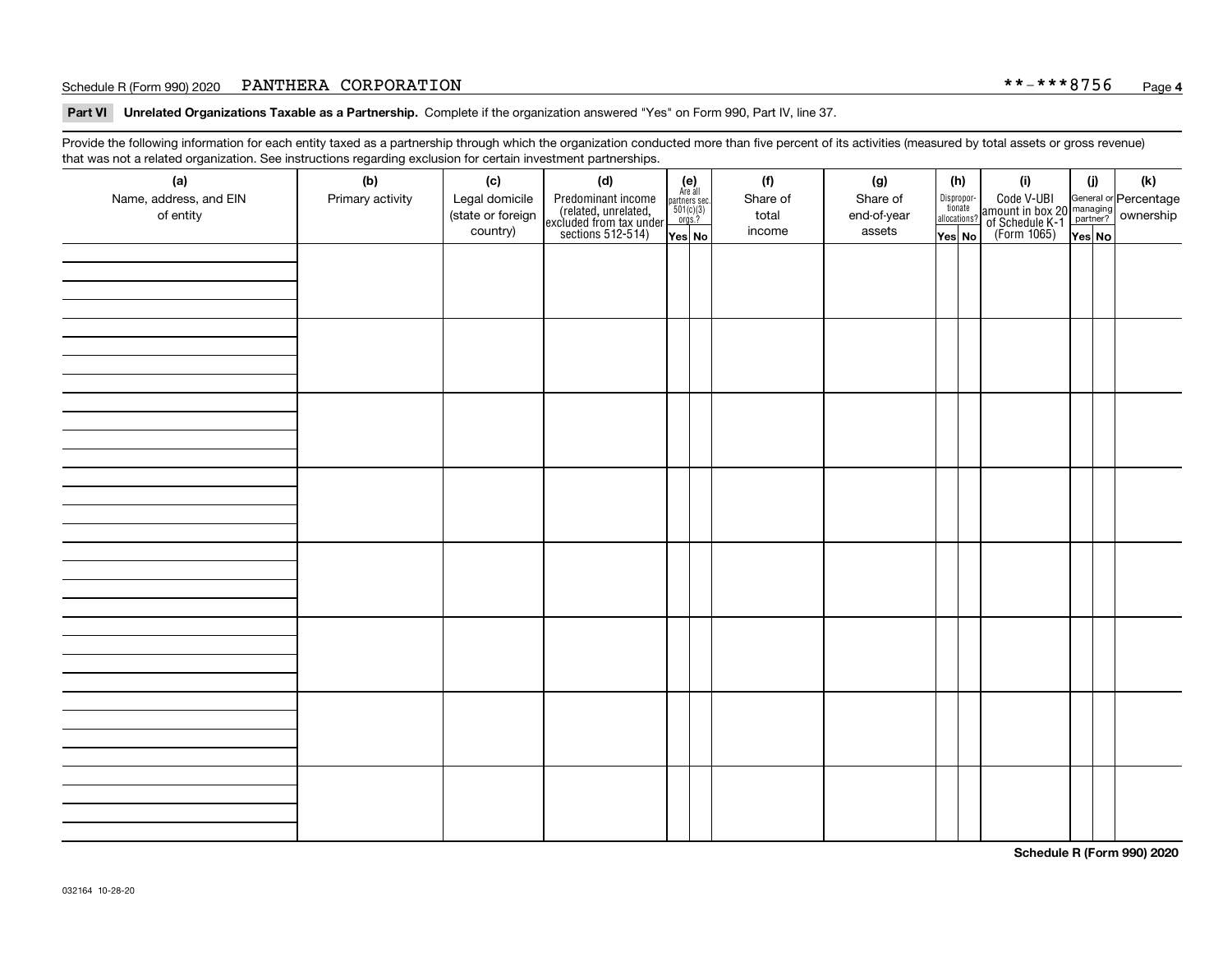Schedule R (Form 990) 2020 PANTHERA CORPORATION **-***8756

**Part VI Unrelated Organizations Taxable as a Partnership.** Complete if the organization answered "Yes" on Form 990, Part IV, line 37.

Provide the following information for each entity taxed as a partnership through which the organization conducted more than five percent of its activities (measured by total assets or gross revenue) that was not a related organization. See instructions regarding exclusion for certain investment partnerships.

| (a) Name, address, and EIN of entity | (b) Primary activity | (c) Legal domicile (state or foreign country) | (d) Predominant income (related, unrelated, excluded from tax under sections 512-514) | (e) Are all partners sec. 501(c)(3) orgs.? Yes | (e) No | (f) Share of total income | (g) Share of end-of-year assets | (h) Disproportionate allocations? Yes | (h) No | (i) Code V-UBI amount in box 20 of Schedule K-1 (Form 1065) | (j) General or managing partner? Yes | (j) No | (k) Percentage ownership |
|---|---|---|---|---|---|---|---|---|---|---|---|---|---|
| | | | | | | | | | | | | | |
| | | | | | | | | | | | | | |
| | | | | | | | | | | | | | |
| | | | | | | | | | | | | | |
| | | | | | | | | | | | | | |
| | | | | | | | | | | | | | |
| | | | | | | | | | | | | | |
| | | | | | | | | | | | | | |

**Schedule R (Form 990) 2020**

032164 10-28-20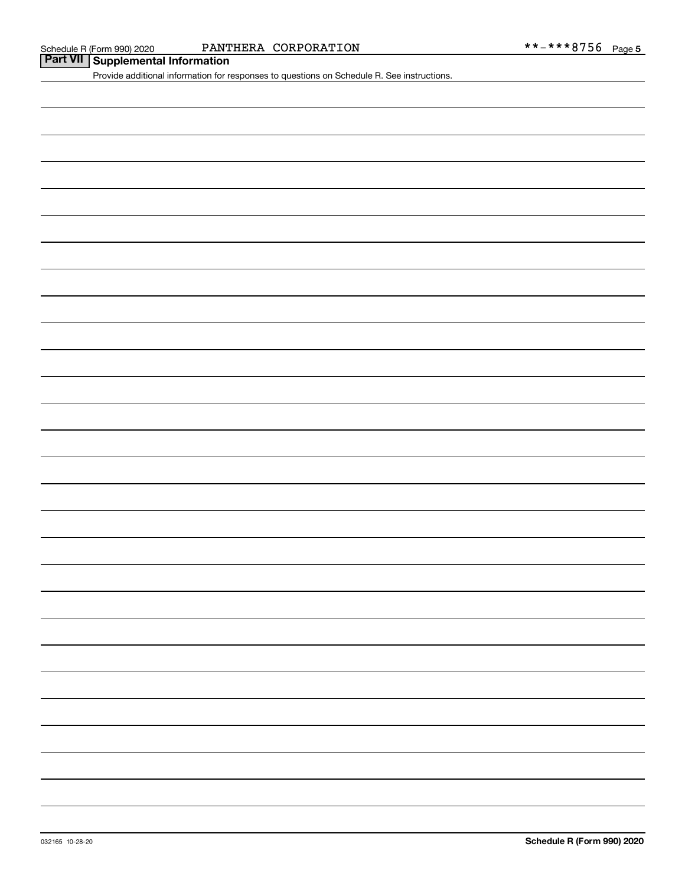## Part VII Supplemental Information

Provide additional information for responses to questions on Schedule R. See instructions.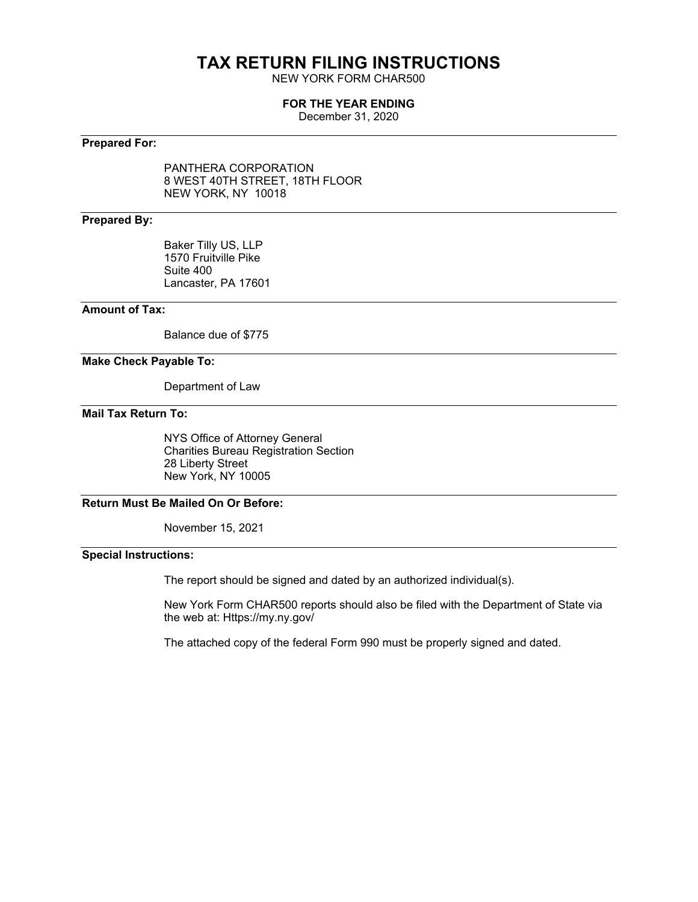# TAX RETURN FILING INSTRUCTIONS

NEW YORK FORM CHAR500

**FOR THE YEAR ENDING**

December 31, 2020

---

**Prepared For:**

PANTHERA CORPORATION
8 WEST 40TH STREET, 18TH FLOOR
NEW YORK, NY 10018

---

**Prepared By:**

Baker Tilly US, LLP
1570 Fruitville Pike
Suite 400
Lancaster, PA 17601

---

**Amount of Tax:**

Balance due of $775

---

**Make Check Payable To:**

Department of Law

---

**Mail Tax Return To:**

NYS Office of Attorney General
Charities Bureau Registration Section
28 Liberty Street
New York, NY 10005

---

**Return Must Be Mailed On Or Before:**

November 15, 2021

---

**Special Instructions:**

The report should be signed and dated by an authorized individual(s).

New York Form CHAR500 reports should also be filed with the Department of State via the web at: Https://my.ny.gov/

The attached copy of the federal Form 990 must be properly signed and dated.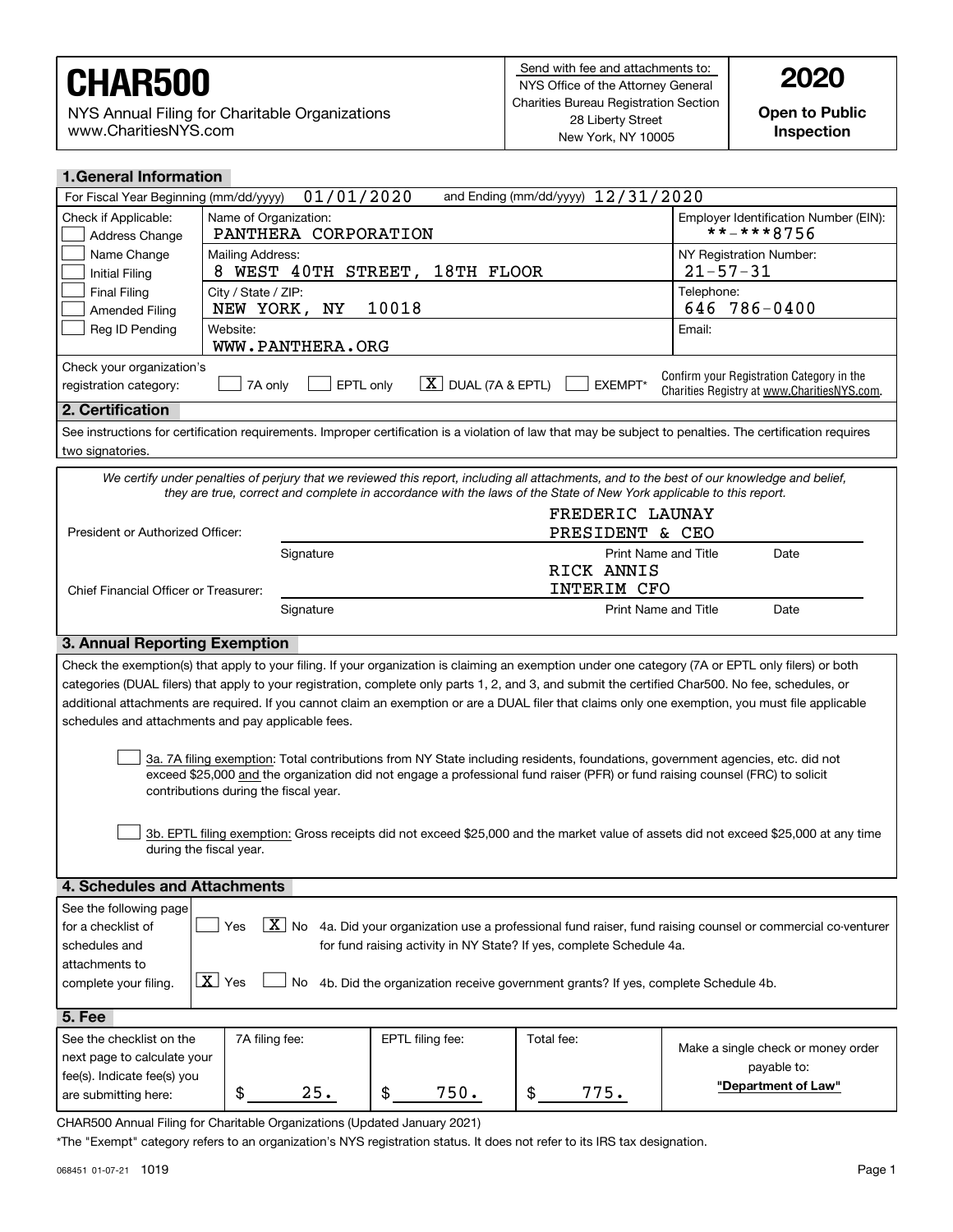# CHAR500

NYS Annual Filing for Charitable Organizations
www.CharitiesNYS.com

Send with fee and attachments to:
NYS Office of the Attorney General
Charities Bureau Registration Section
28 Liberty Street
New York, NY 10005

**2020**

**Open to Public Inspection**

## 1. General Information

For Fiscal Year Beginning (mm/dd/yyyy) 01/01/2020 and Ending (mm/dd/yyyy) 12/31/2020

| Check if Applicable: | | |
|---|---|---|
| ☐ Address Change | Name of Organization: PANTHERA CORPORATION | Employer Identification Number (EIN): **-***8756 |
| ☐ Name Change | Mailing Address: 8 WEST 40TH STREET, 18TH FLOOR | NY Registration Number: 21-57-31 |
| ☐ Initial Filing | | |
| ☐ Final Filing | City / State / ZIP: NEW YORK, NY 10018 | Telephone: 646 786-0400 |
| ☐ Amended Filing | | |
| ☐ Reg ID Pending | Website: WWW.PANTHERA.ORG | Email: |

Check your organization's registration category: ☐ 7A only ☐ EPTL only ☒ DUAL (7A & EPTL) ☐ EXEMPT*

Confirm your Registration Category in the Charities Registry at www.CharitiesNYS.com.

## 2. Certification

See instructions for certification requirements. Improper certification is a violation of law that may be subject to penalties. The certification requires two signatories.

*We certify under penalties of perjury that we reviewed this report, including all attachments, and to the best of our knowledge and belief, they are true, correct and complete in accordance with the laws of the State of New York applicable to this report.*

| | Signature | Print Name and Title | Date |
|---|---|---|---|
| President or Authorized Officer: | | FREDERIC LAUNAY PRESIDENT & CEO | |
| Chief Financial Officer or Treasurer: | | RICK ANNIS INTERIM CFO | |

## 3. Annual Reporting Exemption

Check the exemption(s) that apply to your filing. If your organization is claiming an exemption under one category (7A or EPTL only filers) or both categories (DUAL filers) that apply to your registration, complete only parts 1, 2, and 3, and submit the certified Char500. No fee, schedules, or additional attachments are required. If you cannot claim an exemption or are a DUAL filer that claims only one exemption, you must file applicable schedules and attachments and pay applicable fees.

☐ 3a. 7A filing exemption: Total contributions from NY State including residents, foundations, government agencies, etc. did not exceed $25,000 and the organization did not engage a professional fund raiser (PFR) or fund raising counsel (FRC) to solicit contributions during the fiscal year.

☐ 3b. EPTL filing exemption: Gross receipts did not exceed $25,000 and the market value of assets did not exceed $25,000 at any time during the fiscal year.

## 4. Schedules and Attachments

See the following page for a checklist of schedules and attachments to complete your filing.

☐ Yes ☒ No 4a. Did your organization use a professional fund raiser, fund raising counsel or commercial co-venturer for fund raising activity in NY State? If yes, complete Schedule 4a.

☒ Yes ☐ No 4b. Did the organization receive government grants? If yes, complete Schedule 4b.

## 5. Fee

| See the checklist on the next page to calculate your fee(s). Indicate fee(s) you are submitting here: | 7A filing fee: | EPTL filing fee: | Total fee: | Make a single check or money order payable to: **"Department of Law"** |
|---|---|---|---|---|
| | $ 25. | $ 750. | $ 775. | |

CHAR500 Annual Filing for Charitable Organizations (Updated January 2021)

*The "Exempt" category refers to an organization's NYS registration status. It does not refer to its IRS tax designation.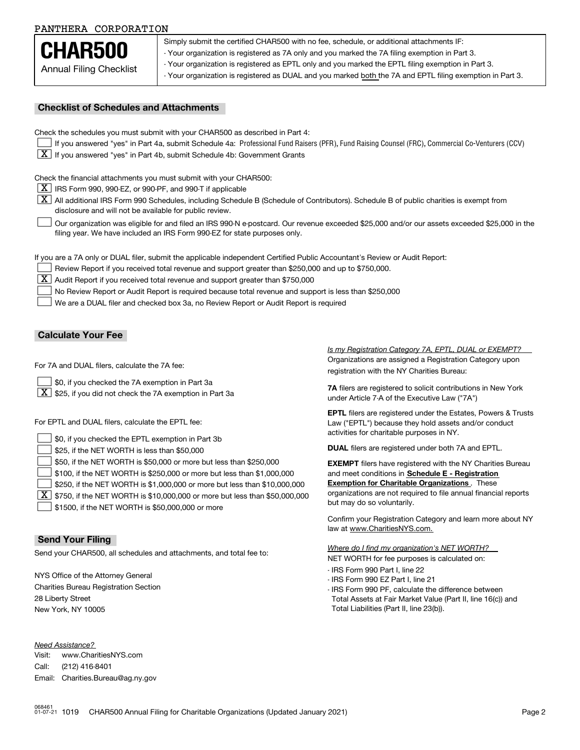PANTHERA CORPORATION

# CHAR500

Annual Filing Checklist

Simply submit the certified CHAR500 with no fee, schedule, or additional attachments IF:
- Your organization is registered as 7A only and you marked the 7A filing exemption in Part 3.
- Your organization is registered as EPTL only and you marked the EPTL filing exemption in Part 3.
- Your organization is registered as DUAL and you marked both the 7A and EPTL filing exemption in Part 3.

## Checklist of Schedules and Attachments

Check the schedules you must submit with your CHAR500 as described in Part 4:

- [ ] If you answered "yes" in Part 4a, submit Schedule 4a: Professional Fund Raisers (PFR), Fund Raising Counsel (FRC), Commercial Co-Venturers (CCV)
- [X] If you answered "yes" in Part 4b, submit Schedule 4b: Government Grants

Check the financial attachments you must submit with your CHAR500:

- [X] IRS Form 990, 990-EZ, or 990-PF, and 990-T if applicable
- [X] All additional IRS Form 990 Schedules, including Schedule B (Schedule of Contributors). Schedule B of public charities is exempt from disclosure and will not be available for public review.
- [ ] Our organization was eligible for and filed an IRS 990-N e-postcard. Our revenue exceeded $25,000 and/or our assets exceeded $25,000 in the filing year. We have included an IRS Form 990-EZ for state purposes only.

If you are a 7A only or DUAL filer, submit the applicable independent Certified Public Accountant's Review or Audit Report:

- [ ] Review Report if you received total revenue and support greater than $250,000 and up to $750,000.
- [X] Audit Report if you received total revenue and support greater than $750,000
- [ ] No Review Report or Audit Report is required because total revenue and support is less than $250,000
- [ ] We are a DUAL filer and checked box 3a, no Review Report or Audit Report is required

## Calculate Your Fee

For 7A and DUAL filers, calculate the 7A fee:

- [ ] $0, if you checked the 7A exemption in Part 3a
- [X] $25, if you did not check the 7A exemption in Part 3a

For EPTL and DUAL filers, calculate the EPTL fee:

- [ ] $0, if you checked the EPTL exemption in Part 3b
- [ ] $25, if the NET WORTH is less than $50,000
- [ ] $50, if the NET WORTH is $50,000 or more but less than $250,000
- [ ] $100, if the NET WORTH is $250,000 or more but less than $1,000,000
- [ ] $250, if the NET WORTH is $1,000,000 or more but less than $10,000,000
- [X] $750, if the NET WORTH is $10,000,000 or more but less than $50,000,000
- [ ] $1500, if the NET WORTH is $50,000,000 or more

*Is my Registration Category 7A, EPTL, DUAL or EXEMPT?*

Organizations are assigned a Registration Category upon registration with the NY Charities Bureau:

**7A** filers are registered to solicit contributions in New York under Article 7-A of the Executive Law ("7A")

**EPTL** filers are registered under the Estates, Powers & Trusts Law ("EPTL") because they hold assets and/or conduct activities for charitable purposes in NY.

**DUAL** filers are registered under both 7A and EPTL.

**EXEMPT** filers have registered with the NY Charities Bureau and meet conditions in **Schedule E - Registration Exemption for Charitable Organizations**. These organizations are not required to file annual financial reports but may do so voluntarily.

Confirm your Registration Category and learn more about NY law at www.CharitiesNYS.com.

*Where do I find my organization's NET WORTH?*

NET WORTH for fee purposes is calculated on:
- IRS Form 990 Part I, line 22
- IRS Form 990 EZ Part I, line 21
- IRS Form 990 PF, calculate the difference between Total Assets at Fair Market Value (Part II, line 16(c)) and Total Liabilities (Part II, line 23(b)).

## Send Your Filing

Send your CHAR500, all schedules and attachments, and total fee to:

NYS Office of the Attorney General
Charities Bureau Registration Section
28 Liberty Street
New York, NY 10005

*Need Assistance?*

Visit: www.CharitiesNYS.com
Call: (212) 416-8401
Email: Charities.Bureau@ag.ny.gov

068461 01-07-21 1019 CHAR500 Annual Filing for Charitable Organizations (Updated January 2021)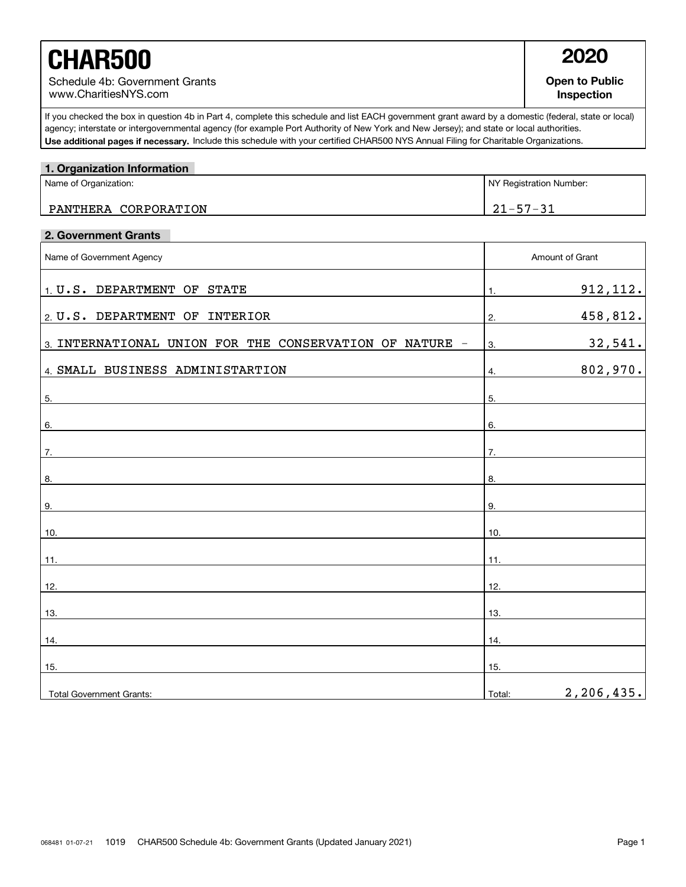# CHAR500

Schedule 4b: Government Grants
www.CharitiesNYS.com

**2020**

**Open to Public Inspection**

If you checked the box in question 4b in Part 4, complete this schedule and list EACH government grant award by a domestic (federal, state or local) agency; interstate or intergovernmental agency (for example Port Authority of New York and New Jersey); and state or local authorities. **Use additional pages if necessary.** Include this schedule with your certified CHAR500 NYS Annual Filing for Charitable Organizations.

## 1. Organization Information

| Name of Organization: | NY Registration Number: |
|---|---|
| PANTHERA CORPORATION | 21-57-31 |

## 2. Government Grants

| Name of Government Agency | Amount of Grant |
|---|---|
| 1. U.S. DEPARTMENT OF STATE | 1. 912,112. |
| 2. U.S. DEPARTMENT OF INTERIOR | 2. 458,812. |
| 3. INTERNATIONAL UNION FOR THE CONSERVATION OF NATURE - | 3. 32,541. |
| 4. SMALL BUSINESS ADMINISTARTION | 4. 802,970. |
| 5. | 5. |
| 6. | 6. |
| 7. | 7. |
| 8. | 8. |
| 9. | 9. |
| 10. | 10. |
| 11. | 11. |
| 12. | 12. |
| 13. | 13. |
| 14. | 14. |
| 15. | 15. |
| Total Government Grants: | Total: 2,206,435. |

068481 01-07-21 1019 CHAR500 Schedule 4b: Government Grants (Updated January 2021)